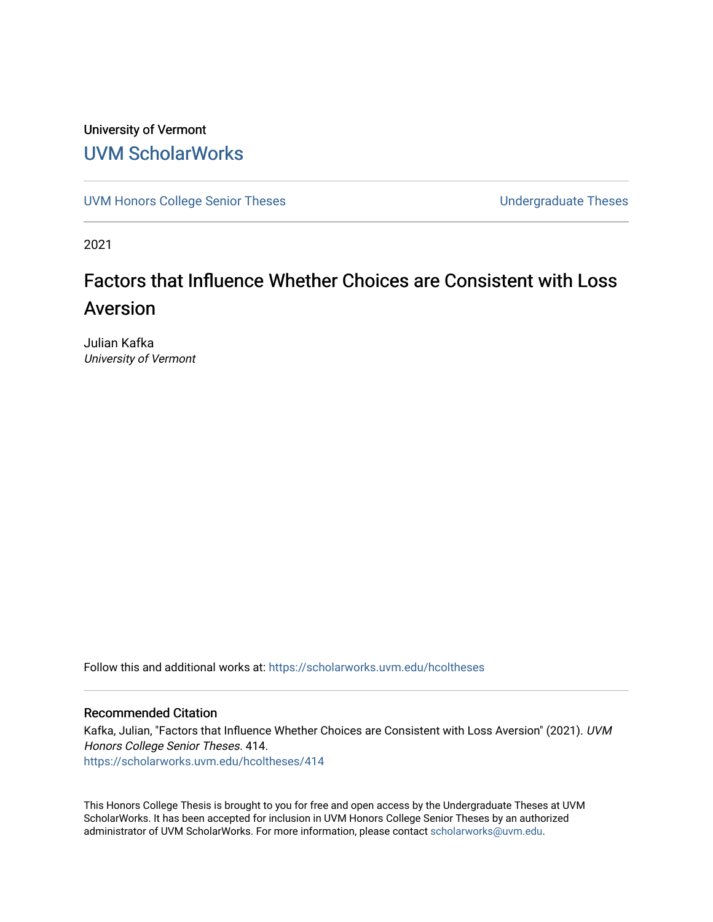University of Vermont

## UVM ScholarWorks

UVM Honors College Senior Theses | Undergraduate Theses

2021

# Factors that Influence Whether Choices are Consistent with Loss Aversion

Julian Kafka
*University of Vermont*

Follow this and additional works at: https://scholarworks.uvm.edu/hcoltheses

### Recommended Citation

Kafka, Julian, "Factors that Influence Whether Choices are Consistent with Loss Aversion" (2021). *UVM Honors College Senior Theses*. 414.
https://scholarworks.uvm.edu/hcoltheses/414

This Honors College Thesis is brought to you for free and open access by the Undergraduate Theses at UVM ScholarWorks. It has been accepted for inclusion in UVM Honors College Senior Theses by an authorized administrator of UVM ScholarWorks. For more information, please contact scholarworks@uvm.edu.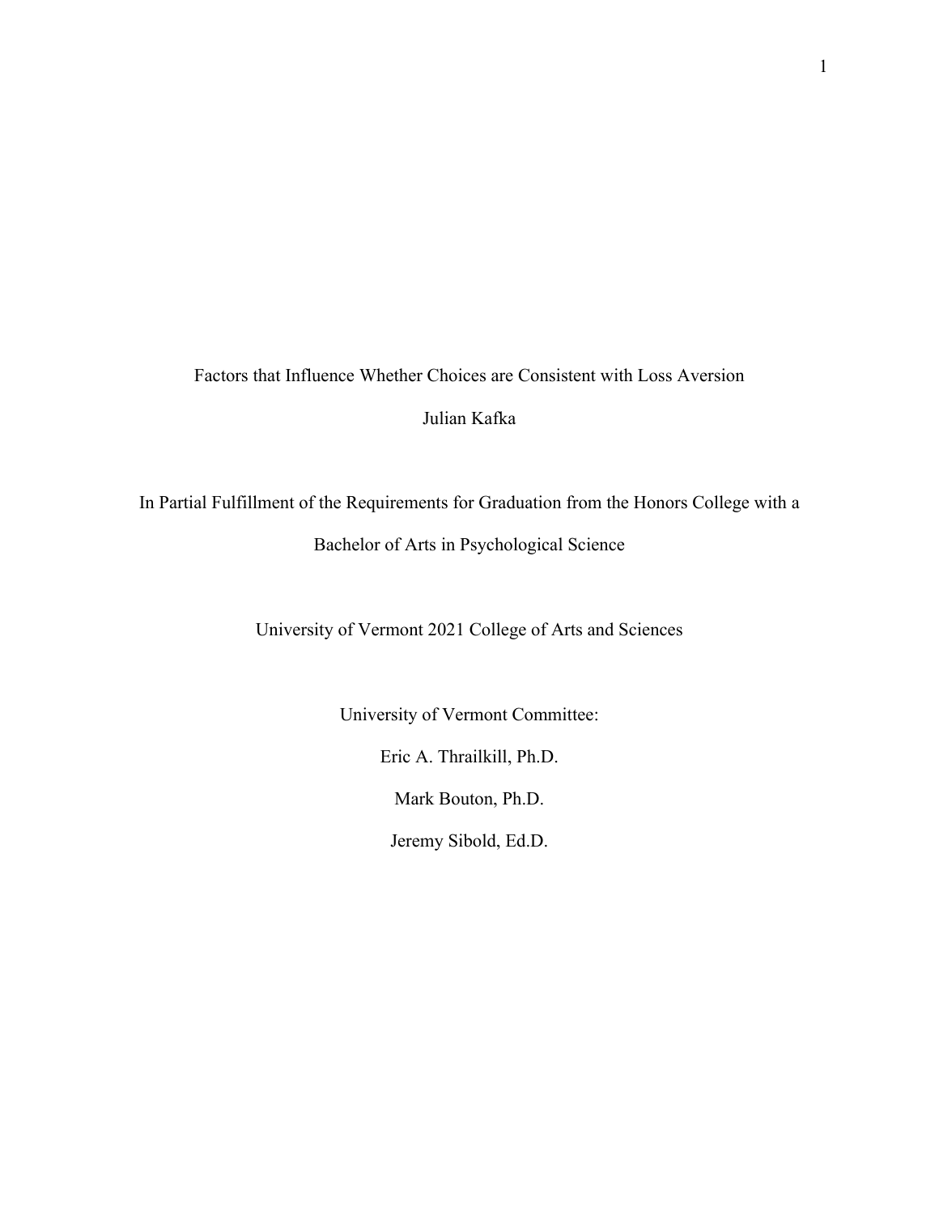# Factors that Influence Whether Choices are Consistent with Loss Aversion

Julian Kafka

In Partial Fulfillment of the Requirements for Graduation from the Honors College with a Bachelor of Arts in Psychological Science

University of Vermont 2021 College of Arts and Sciences

University of Vermont Committee:

Eric A. Thrailkill, Ph.D.

Mark Bouton, Ph.D.

Jeremy Sibold, Ed.D.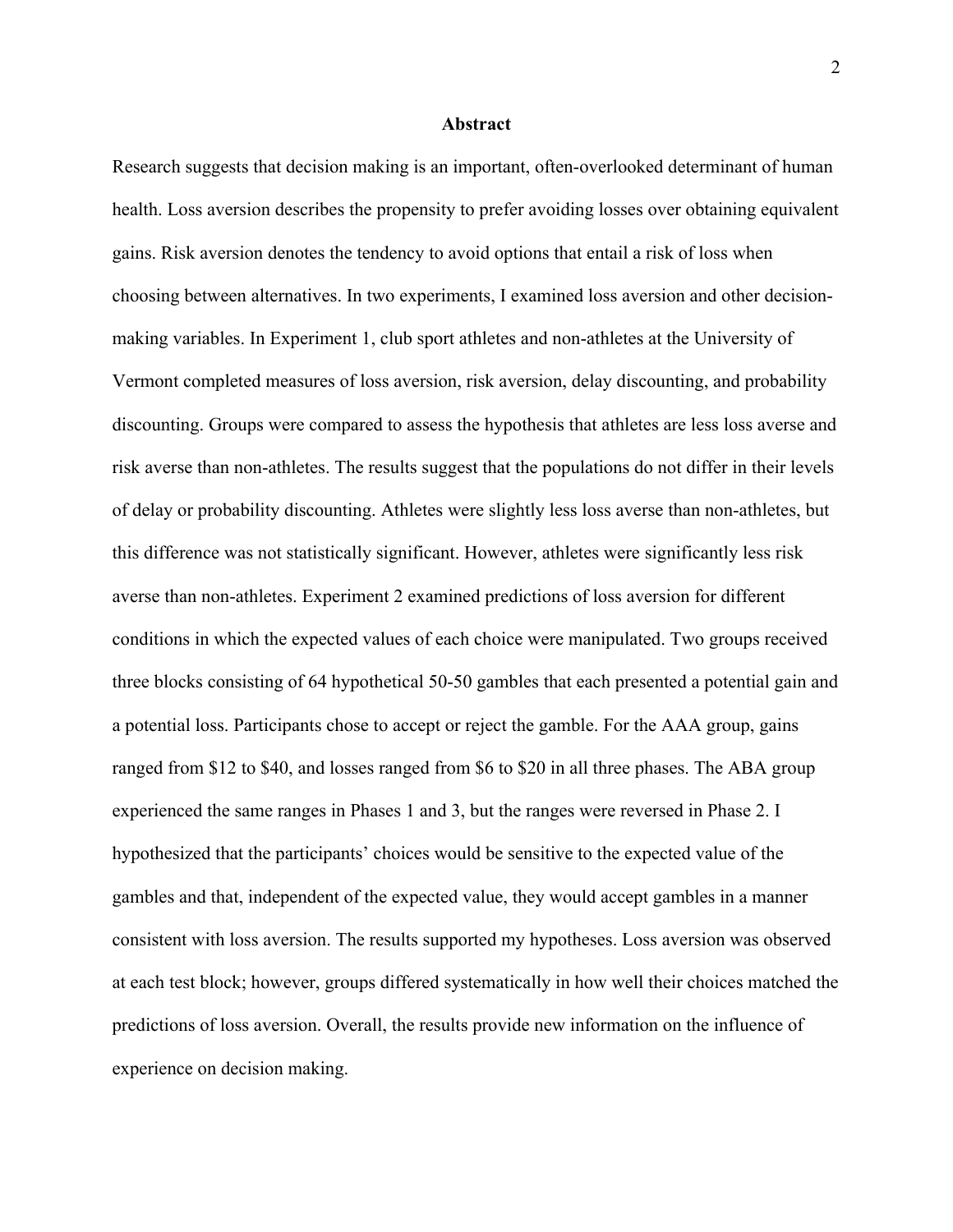## Abstract

Research suggests that decision making is an important, often-overlooked determinant of human health. Loss aversion describes the propensity to prefer avoiding losses over obtaining equivalent gains. Risk aversion denotes the tendency to avoid options that entail a risk of loss when choosing between alternatives. In two experiments, I examined loss aversion and other decision-making variables. In Experiment 1, club sport athletes and non-athletes at the University of Vermont completed measures of loss aversion, risk aversion, delay discounting, and probability discounting. Groups were compared to assess the hypothesis that athletes are less loss averse and risk averse than non-athletes. The results suggest that the populations do not differ in their levels of delay or probability discounting. Athletes were slightly less loss averse than non-athletes, but this difference was not statistically significant. However, athletes were significantly less risk averse than non-athletes. Experiment 2 examined predictions of loss aversion for different conditions in which the expected values of each choice were manipulated. Two groups received three blocks consisting of 64 hypothetical 50-50 gambles that each presented a potential gain and a potential loss. Participants chose to accept or reject the gamble. For the AAA group, gains ranged from $12 to $40, and losses ranged from $6 to $20 in all three phases. The ABA group experienced the same ranges in Phases 1 and 3, but the ranges were reversed in Phase 2. I hypothesized that the participants' choices would be sensitive to the expected value of the gambles and that, independent of the expected value, they would accept gambles in a manner consistent with loss aversion. The results supported my hypotheses. Loss aversion was observed at each test block; however, groups differed systematically in how well their choices matched the predictions of loss aversion. Overall, the results provide new information on the influence of experience on decision making.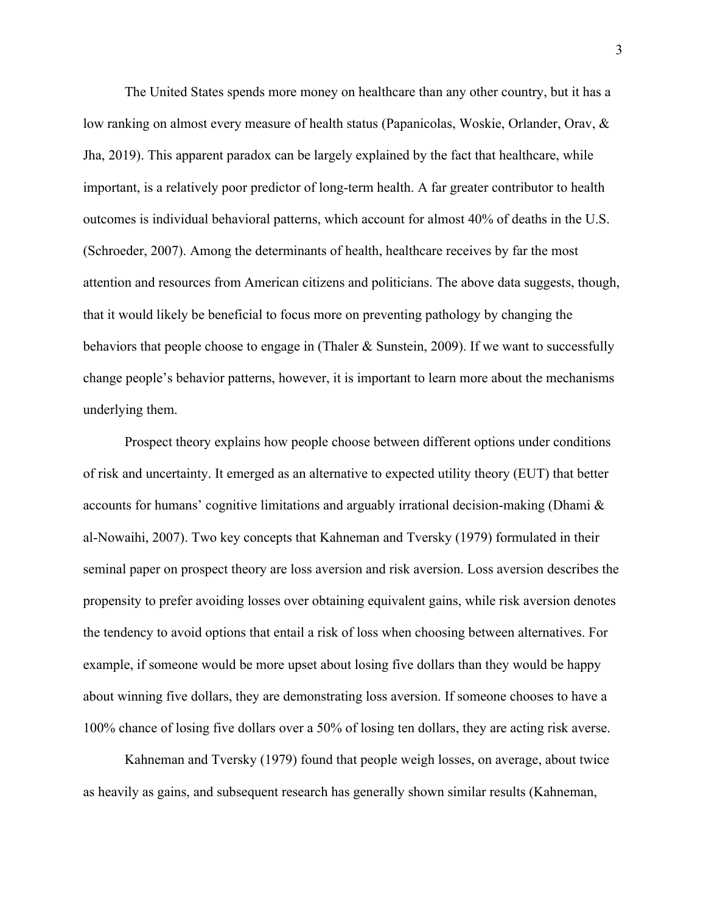The United States spends more money on healthcare than any other country, but it has a low ranking on almost every measure of health status (Papanicolas, Woskie, Orlander, Orav, & Jha, 2019). This apparent paradox can be largely explained by the fact that healthcare, while important, is a relatively poor predictor of long-term health. A far greater contributor to health outcomes is individual behavioral patterns, which account for almost 40% of deaths in the U.S. (Schroeder, 2007). Among the determinants of health, healthcare receives by far the most attention and resources from American citizens and politicians. The above data suggests, though, that it would likely be beneficial to focus more on preventing pathology by changing the behaviors that people choose to engage in (Thaler & Sunstein, 2009). If we want to successfully change people's behavior patterns, however, it is important to learn more about the mechanisms underlying them.

Prospect theory explains how people choose between different options under conditions of risk and uncertainty. It emerged as an alternative to expected utility theory (EUT) that better accounts for humans' cognitive limitations and arguably irrational decision-making (Dhami & al-Nowaihi, 2007). Two key concepts that Kahneman and Tversky (1979) formulated in their seminal paper on prospect theory are loss aversion and risk aversion. Loss aversion describes the propensity to prefer avoiding losses over obtaining equivalent gains, while risk aversion denotes the tendency to avoid options that entail a risk of loss when choosing between alternatives. For example, if someone would be more upset about losing five dollars than they would be happy about winning five dollars, they are demonstrating loss aversion. If someone chooses to have a 100% chance of losing five dollars over a 50% of losing ten dollars, they are acting risk averse.

Kahneman and Tversky (1979) found that people weigh losses, on average, about twice as heavily as gains, and subsequent research has generally shown similar results (Kahneman,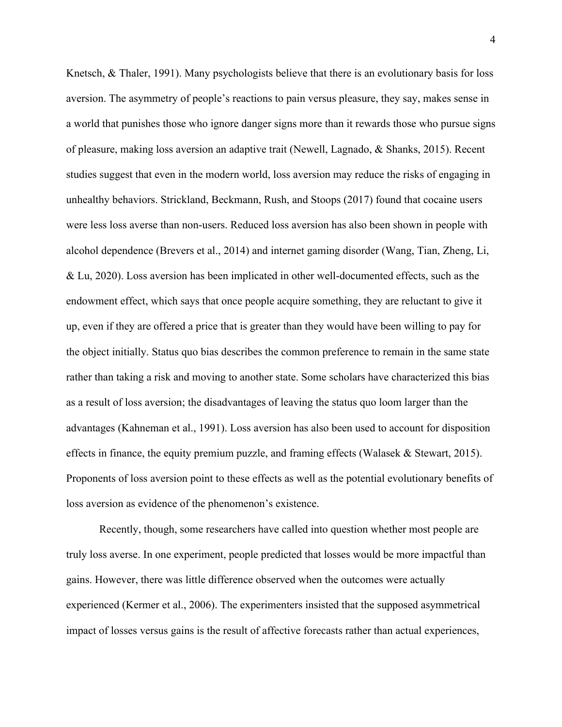Knetsch, & Thaler, 1991). Many psychologists believe that there is an evolutionary basis for loss aversion. The asymmetry of people's reactions to pain versus pleasure, they say, makes sense in a world that punishes those who ignore danger signs more than it rewards those who pursue signs of pleasure, making loss aversion an adaptive trait (Newell, Lagnado, & Shanks, 2015). Recent studies suggest that even in the modern world, loss aversion may reduce the risks of engaging in unhealthy behaviors. Strickland, Beckmann, Rush, and Stoops (2017) found that cocaine users were less loss averse than non-users. Reduced loss aversion has also been shown in people with alcohol dependence (Brevers et al., 2014) and internet gaming disorder (Wang, Tian, Zheng, Li, & Lu, 2020). Loss aversion has been implicated in other well-documented effects, such as the endowment effect, which says that once people acquire something, they are reluctant to give it up, even if they are offered a price that is greater than they would have been willing to pay for the object initially. Status quo bias describes the common preference to remain in the same state rather than taking a risk and moving to another state. Some scholars have characterized this bias as a result of loss aversion; the disadvantages of leaving the status quo loom larger than the advantages (Kahneman et al., 1991). Loss aversion has also been used to account for disposition effects in finance, the equity premium puzzle, and framing effects (Walasek & Stewart, 2015). Proponents of loss aversion point to these effects as well as the potential evolutionary benefits of loss aversion as evidence of the phenomenon's existence.

Recently, though, some researchers have called into question whether most people are truly loss averse. In one experiment, people predicted that losses would be more impactful than gains. However, there was little difference observed when the outcomes were actually experienced (Kermer et al., 2006). The experimenters insisted that the supposed asymmetrical impact of losses versus gains is the result of affective forecasts rather than actual experiences,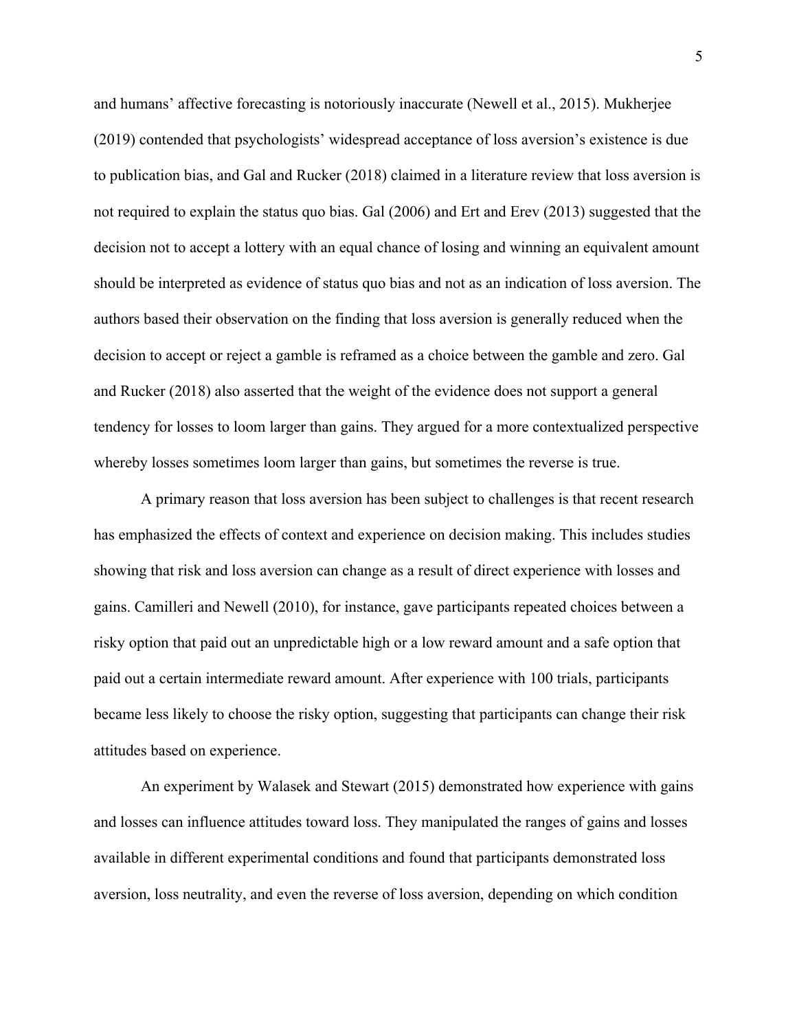and humans' affective forecasting is notoriously inaccurate (Newell et al., 2015). Mukherjee (2019) contended that psychologists' widespread acceptance of loss aversion's existence is due to publication bias, and Gal and Rucker (2018) claimed in a literature review that loss aversion is not required to explain the status quo bias. Gal (2006) and Ert and Erev (2013) suggested that the decision not to accept a lottery with an equal chance of losing and winning an equivalent amount should be interpreted as evidence of status quo bias and not as an indication of loss aversion. The authors based their observation on the finding that loss aversion is generally reduced when the decision to accept or reject a gamble is reframed as a choice between the gamble and zero. Gal and Rucker (2018) also asserted that the weight of the evidence does not support a general tendency for losses to loom larger than gains. They argued for a more contextualized perspective whereby losses sometimes loom larger than gains, but sometimes the reverse is true.

A primary reason that loss aversion has been subject to challenges is that recent research has emphasized the effects of context and experience on decision making. This includes studies showing that risk and loss aversion can change as a result of direct experience with losses and gains. Camilleri and Newell (2010), for instance, gave participants repeated choices between a risky option that paid out an unpredictable high or a low reward amount and a safe option that paid out a certain intermediate reward amount. After experience with 100 trials, participants became less likely to choose the risky option, suggesting that participants can change their risk attitudes based on experience.

An experiment by Walasek and Stewart (2015) demonstrated how experience with gains and losses can influence attitudes toward loss. They manipulated the ranges of gains and losses available in different experimental conditions and found that participants demonstrated loss aversion, loss neutrality, and even the reverse of loss aversion, depending on which condition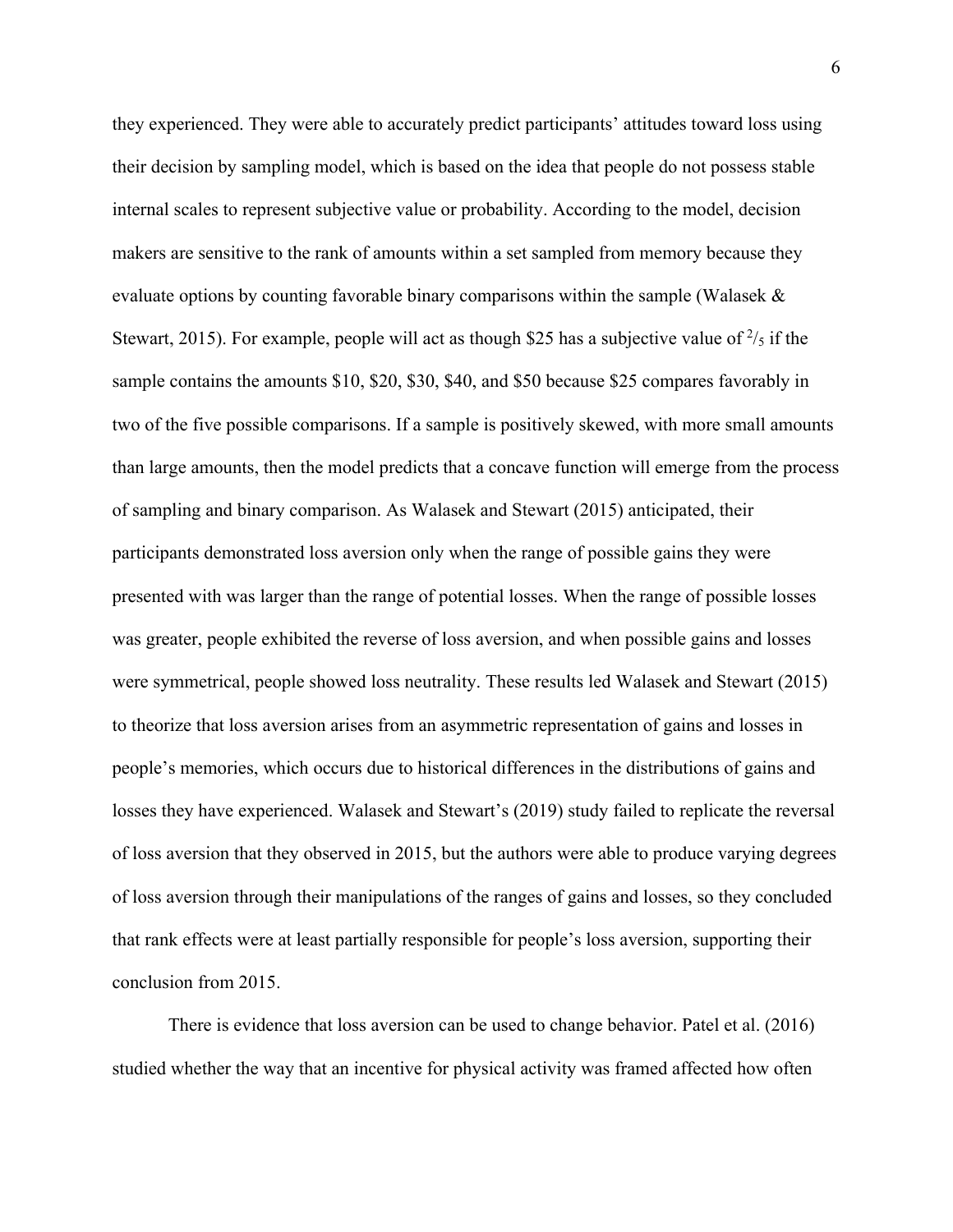they experienced. They were able to accurately predict participants' attitudes toward loss using their decision by sampling model, which is based on the idea that people do not possess stable internal scales to represent subjective value or probability. According to the model, decision makers are sensitive to the rank of amounts within a set sampled from memory because they evaluate options by counting favorable binary comparisons within the sample (Walasek & Stewart, 2015). For example, people will act as though $25 has a subjective value of $^2/_5$ if the sample contains the amounts $10, $20, $30, $40, and $50 because $25 compares favorably in two of the five possible comparisons. If a sample is positively skewed, with more small amounts than large amounts, then the model predicts that a concave function will emerge from the process of sampling and binary comparison. As Walasek and Stewart (2015) anticipated, their participants demonstrated loss aversion only when the range of possible gains they were presented with was larger than the range of potential losses. When the range of possible losses was greater, people exhibited the reverse of loss aversion, and when possible gains and losses were symmetrical, people showed loss neutrality. These results led Walasek and Stewart (2015) to theorize that loss aversion arises from an asymmetric representation of gains and losses in people's memories, which occurs due to historical differences in the distributions of gains and losses they have experienced. Walasek and Stewart's (2019) study failed to replicate the reversal of loss aversion that they observed in 2015, but the authors were able to produce varying degrees of loss aversion through their manipulations of the ranges of gains and losses, so they concluded that rank effects were at least partially responsible for people's loss aversion, supporting their conclusion from 2015.

There is evidence that loss aversion can be used to change behavior. Patel et al. (2016) studied whether the way that an incentive for physical activity was framed affected how often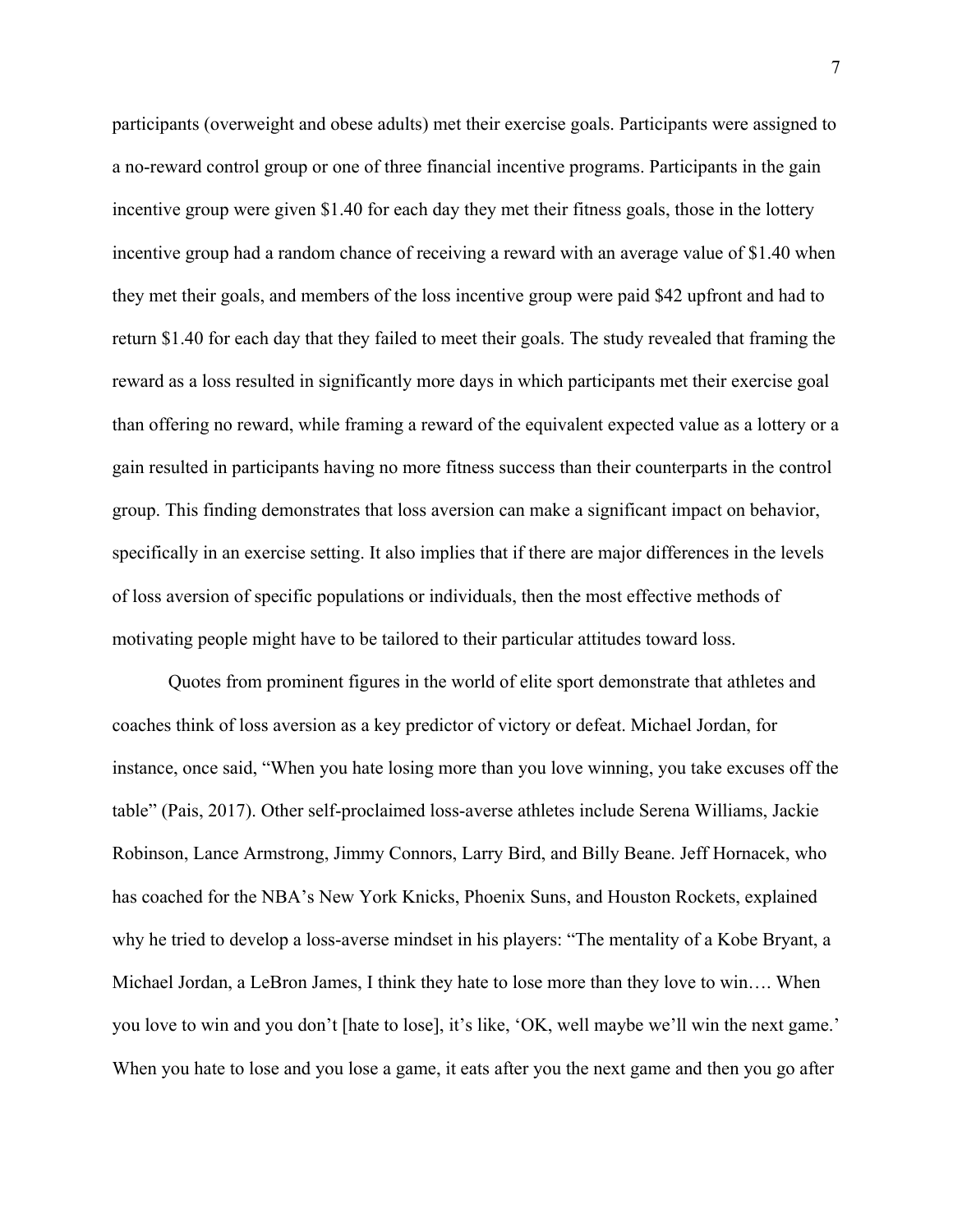participants (overweight and obese adults) met their exercise goals. Participants were assigned to a no-reward control group or one of three financial incentive programs. Participants in the gain incentive group were given $1.40 for each day they met their fitness goals, those in the lottery incentive group had a random chance of receiving a reward with an average value of $1.40 when they met their goals, and members of the loss incentive group were paid $42 upfront and had to return $1.40 for each day that they failed to meet their goals. The study revealed that framing the reward as a loss resulted in significantly more days in which participants met their exercise goal than offering no reward, while framing a reward of the equivalent expected value as a lottery or a gain resulted in participants having no more fitness success than their counterparts in the control group. This finding demonstrates that loss aversion can make a significant impact on behavior, specifically in an exercise setting. It also implies that if there are major differences in the levels of loss aversion of specific populations or individuals, then the most effective methods of motivating people might have to be tailored to their particular attitudes toward loss.

Quotes from prominent figures in the world of elite sport demonstrate that athletes and coaches think of loss aversion as a key predictor of victory or defeat. Michael Jordan, for instance, once said, "When you hate losing more than you love winning, you take excuses off the table" (Pais, 2017). Other self-proclaimed loss-averse athletes include Serena Williams, Jackie Robinson, Lance Armstrong, Jimmy Connors, Larry Bird, and Billy Beane. Jeff Hornacek, who has coached for the NBA's New York Knicks, Phoenix Suns, and Houston Rockets, explained why he tried to develop a loss-averse mindset in his players: "The mentality of a Kobe Bryant, a Michael Jordan, a LeBron James, I think they hate to lose more than they love to win…. When you love to win and you don't [hate to lose], it's like, 'OK, well maybe we'll win the next game.' When you hate to lose and you lose a game, it eats after you the next game and then you go after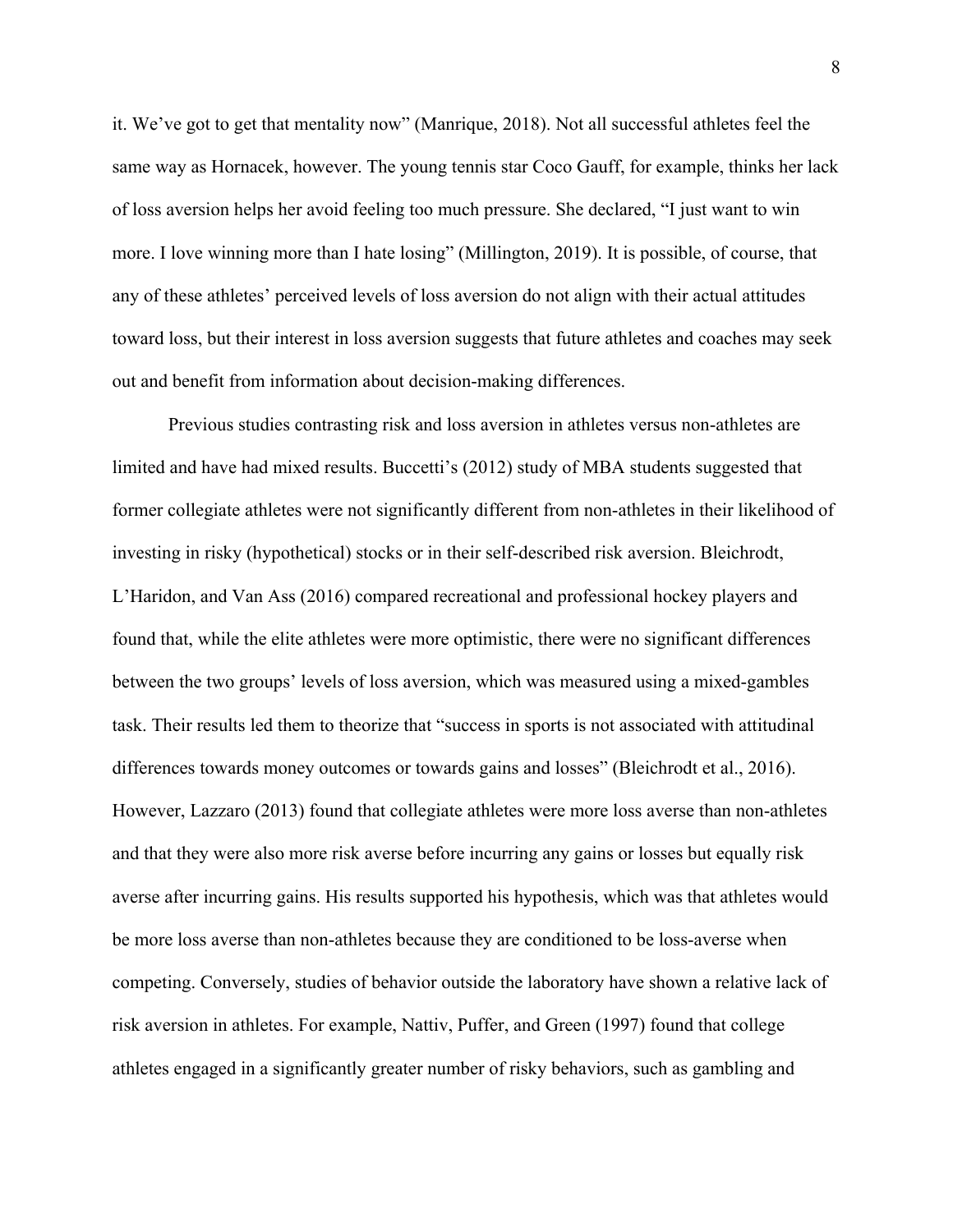it. We've got to get that mentality now" (Manrique, 2018). Not all successful athletes feel the same way as Hornacek, however. The young tennis star Coco Gauff, for example, thinks her lack of loss aversion helps her avoid feeling too much pressure. She declared, "I just want to win more. I love winning more than I hate losing" (Millington, 2019). It is possible, of course, that any of these athletes' perceived levels of loss aversion do not align with their actual attitudes toward loss, but their interest in loss aversion suggests that future athletes and coaches may seek out and benefit from information about decision-making differences.

Previous studies contrasting risk and loss aversion in athletes versus non-athletes are limited and have had mixed results. Buccetti's (2012) study of MBA students suggested that former collegiate athletes were not significantly different from non-athletes in their likelihood of investing in risky (hypothetical) stocks or in their self-described risk aversion. Bleichrodt, L'Haridon, and Van Ass (2016) compared recreational and professional hockey players and found that, while the elite athletes were more optimistic, there were no significant differences between the two groups' levels of loss aversion, which was measured using a mixed-gambles task. Their results led them to theorize that "success in sports is not associated with attitudinal differences towards money outcomes or towards gains and losses" (Bleichrodt et al., 2016). However, Lazzaro (2013) found that collegiate athletes were more loss averse than non-athletes and that they were also more risk averse before incurring any gains or losses but equally risk averse after incurring gains. His results supported his hypothesis, which was that athletes would be more loss averse than non-athletes because they are conditioned to be loss-averse when competing. Conversely, studies of behavior outside the laboratory have shown a relative lack of risk aversion in athletes. For example, Nattiv, Puffer, and Green (1997) found that college athletes engaged in a significantly greater number of risky behaviors, such as gambling and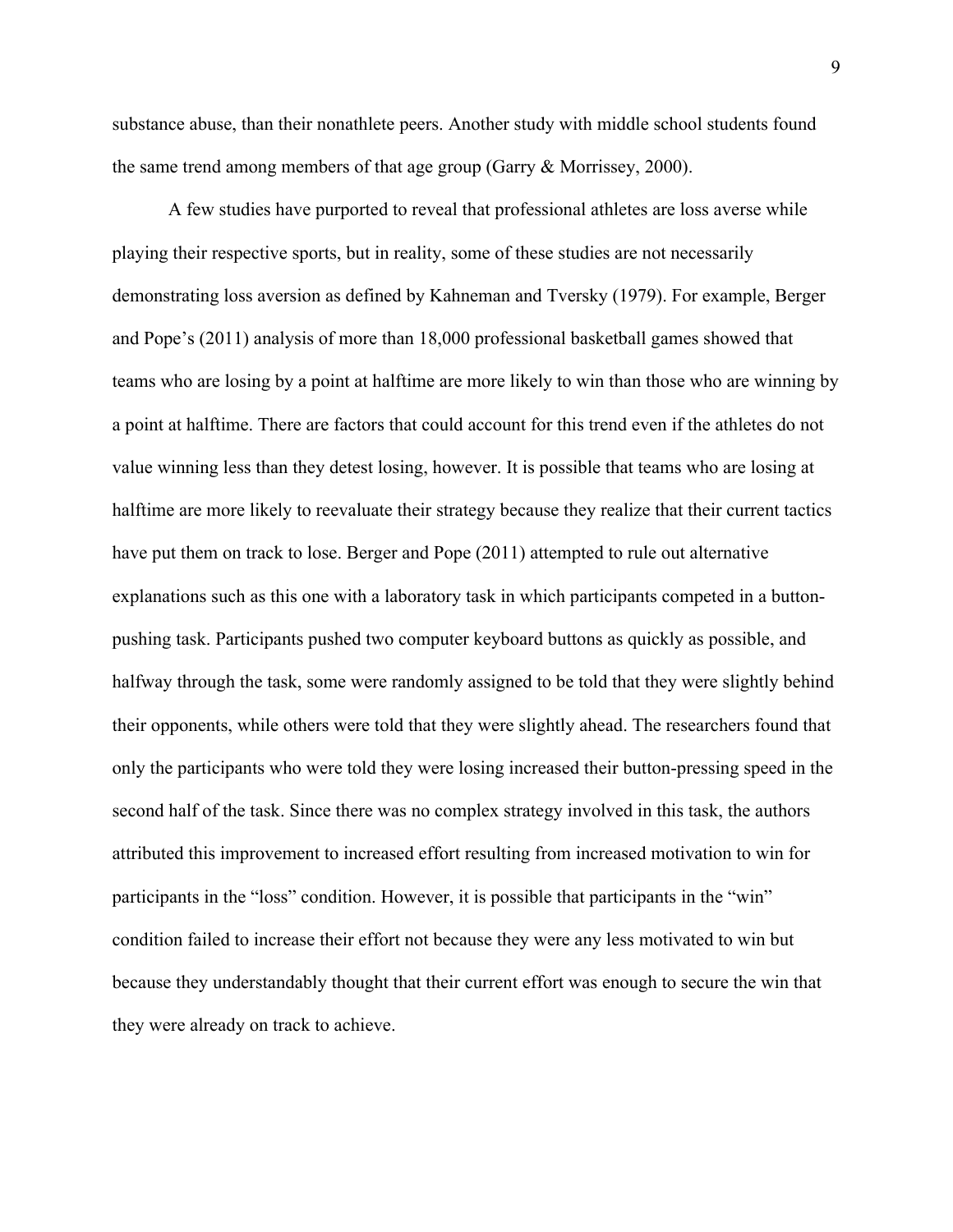substance abuse, than their nonathlete peers. Another study with middle school students found the same trend among members of that age group (Garry & Morrissey, 2000).

A few studies have purported to reveal that professional athletes are loss averse while playing their respective sports, but in reality, some of these studies are not necessarily demonstrating loss aversion as defined by Kahneman and Tversky (1979). For example, Berger and Pope's (2011) analysis of more than 18,000 professional basketball games showed that teams who are losing by a point at halftime are more likely to win than those who are winning by a point at halftime. There are factors that could account for this trend even if the athletes do not value winning less than they detest losing, however. It is possible that teams who are losing at halftime are more likely to reevaluate their strategy because they realize that their current tactics have put them on track to lose. Berger and Pope (2011) attempted to rule out alternative explanations such as this one with a laboratory task in which participants competed in a button-pushing task. Participants pushed two computer keyboard buttons as quickly as possible, and halfway through the task, some were randomly assigned to be told that they were slightly behind their opponents, while others were told that they were slightly ahead. The researchers found that only the participants who were told they were losing increased their button-pressing speed in the second half of the task. Since there was no complex strategy involved in this task, the authors attributed this improvement to increased effort resulting from increased motivation to win for participants in the "loss" condition. However, it is possible that participants in the "win" condition failed to increase their effort not because they were any less motivated to win but because they understandably thought that their current effort was enough to secure the win that they were already on track to achieve.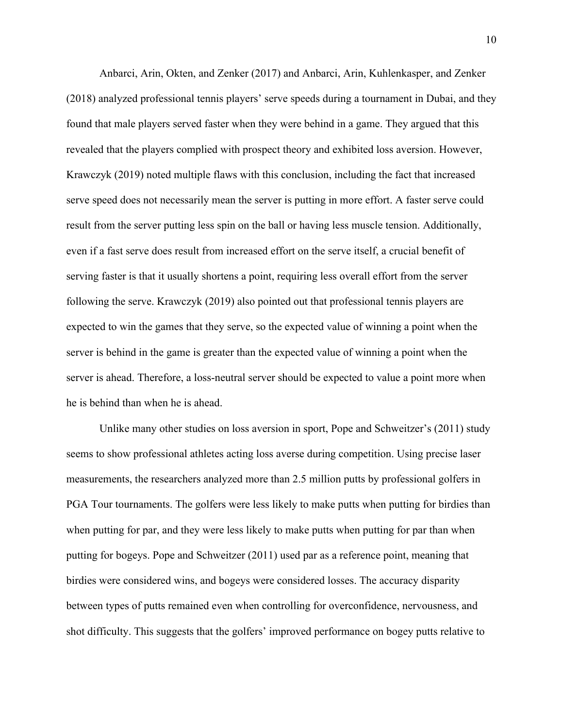Anbarci, Arin, Okten, and Zenker (2017) and Anbarci, Arin, Kuhlenkasper, and Zenker (2018) analyzed professional tennis players' serve speeds during a tournament in Dubai, and they found that male players served faster when they were behind in a game. They argued that this revealed that the players complied with prospect theory and exhibited loss aversion. However, Krawczyk (2019) noted multiple flaws with this conclusion, including the fact that increased serve speed does not necessarily mean the server is putting in more effort. A faster serve could result from the server putting less spin on the ball or having less muscle tension. Additionally, even if a fast serve does result from increased effort on the serve itself, a crucial benefit of serving faster is that it usually shortens a point, requiring less overall effort from the server following the serve. Krawczyk (2019) also pointed out that professional tennis players are expected to win the games that they serve, so the expected value of winning a point when the server is behind in the game is greater than the expected value of winning a point when the server is ahead. Therefore, a loss-neutral server should be expected to value a point more when he is behind than when he is ahead.

Unlike many other studies on loss aversion in sport, Pope and Schweitzer's (2011) study seems to show professional athletes acting loss averse during competition. Using precise laser measurements, the researchers analyzed more than 2.5 million putts by professional golfers in PGA Tour tournaments. The golfers were less likely to make putts when putting for birdies than when putting for par, and they were less likely to make putts when putting for par than when putting for bogeys. Pope and Schweitzer (2011) used par as a reference point, meaning that birdies were considered wins, and bogeys were considered losses. The accuracy disparity between types of putts remained even when controlling for overconfidence, nervousness, and shot difficulty. This suggests that the golfers' improved performance on bogey putts relative to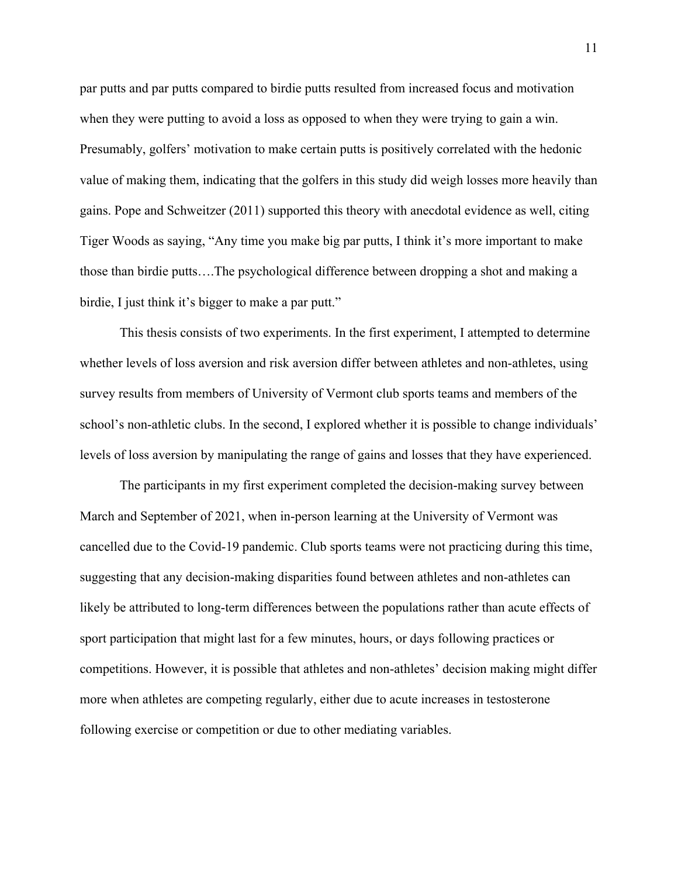par putts and par putts compared to birdie putts resulted from increased focus and motivation when they were putting to avoid a loss as opposed to when they were trying to gain a win. Presumably, golfers' motivation to make certain putts is positively correlated with the hedonic value of making them, indicating that the golfers in this study did weigh losses more heavily than gains. Pope and Schweitzer (2011) supported this theory with anecdotal evidence as well, citing Tiger Woods as saying, "Any time you make big par putts, I think it's more important to make those than birdie putts….The psychological difference between dropping a shot and making a birdie, I just think it's bigger to make a par putt."

This thesis consists of two experiments. In the first experiment, I attempted to determine whether levels of loss aversion and risk aversion differ between athletes and non-athletes, using survey results from members of University of Vermont club sports teams and members of the school's non-athletic clubs. In the second, I explored whether it is possible to change individuals' levels of loss aversion by manipulating the range of gains and losses that they have experienced.

The participants in my first experiment completed the decision-making survey between March and September of 2021, when in-person learning at the University of Vermont was cancelled due to the Covid-19 pandemic. Club sports teams were not practicing during this time, suggesting that any decision-making disparities found between athletes and non-athletes can likely be attributed to long-term differences between the populations rather than acute effects of sport participation that might last for a few minutes, hours, or days following practices or competitions. However, it is possible that athletes and non-athletes' decision making might differ more when athletes are competing regularly, either due to acute increases in testosterone following exercise or competition or due to other mediating variables.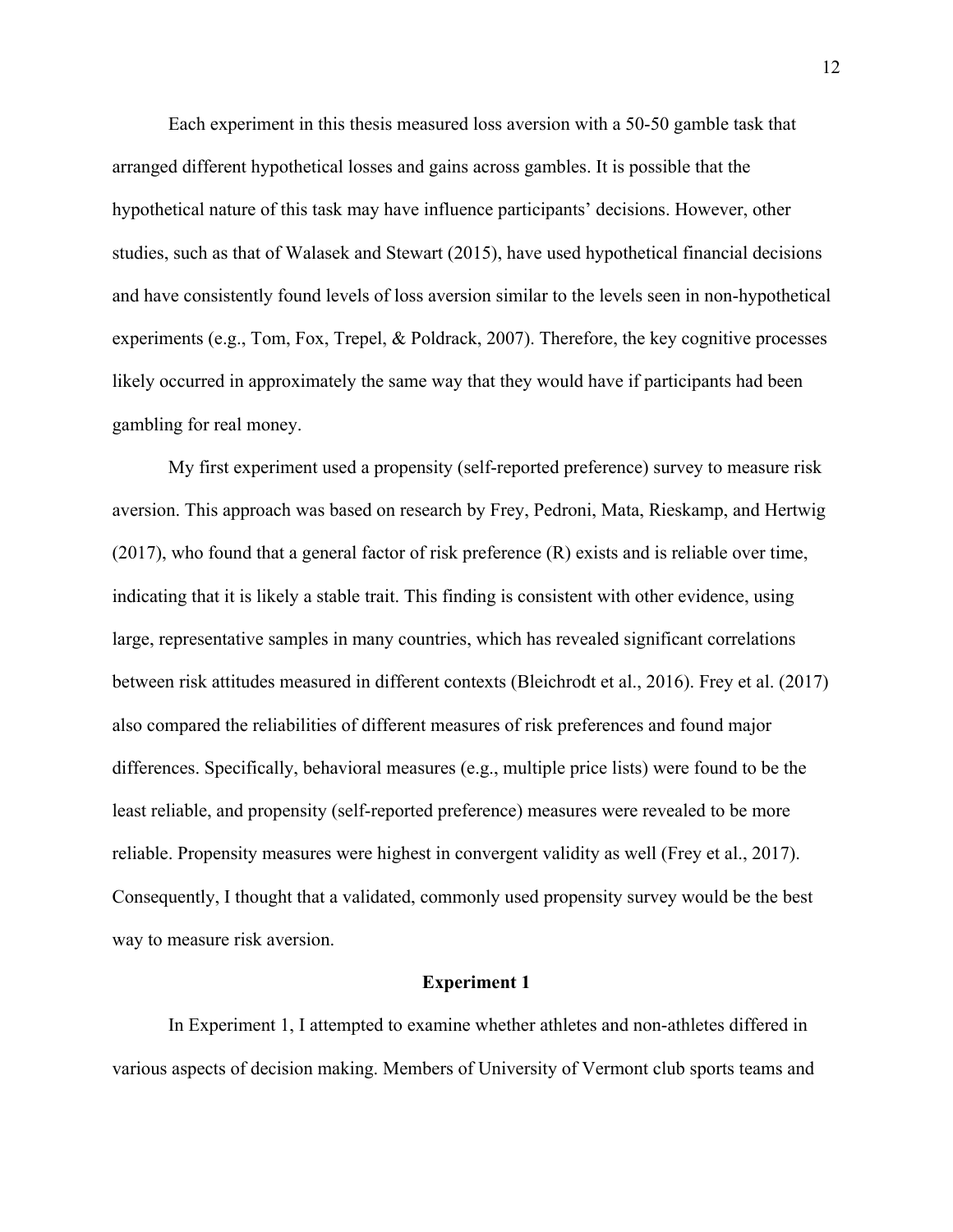Each experiment in this thesis measured loss aversion with a 50-50 gamble task that arranged different hypothetical losses and gains across gambles. It is possible that the hypothetical nature of this task may have influence participants' decisions. However, other studies, such as that of Walasek and Stewart (2015), have used hypothetical financial decisions and have consistently found levels of loss aversion similar to the levels seen in non-hypothetical experiments (e.g., Tom, Fox, Trepel, & Poldrack, 2007). Therefore, the key cognitive processes likely occurred in approximately the same way that they would have if participants had been gambling for real money.

My first experiment used a propensity (self-reported preference) survey to measure risk aversion. This approach was based on research by Frey, Pedroni, Mata, Rieskamp, and Hertwig (2017), who found that a general factor of risk preference (R) exists and is reliable over time, indicating that it is likely a stable trait. This finding is consistent with other evidence, using large, representative samples in many countries, which has revealed significant correlations between risk attitudes measured in different contexts (Bleichrodt et al., 2016). Frey et al. (2017) also compared the reliabilities of different measures of risk preferences and found major differences. Specifically, behavioral measures (e.g., multiple price lists) were found to be the least reliable, and propensity (self-reported preference) measures were revealed to be more reliable. Propensity measures were highest in convergent validity as well (Frey et al., 2017). Consequently, I thought that a validated, commonly used propensity survey would be the best way to measure risk aversion.

## Experiment 1

In Experiment 1, I attempted to examine whether athletes and non-athletes differed in various aspects of decision making. Members of University of Vermont club sports teams and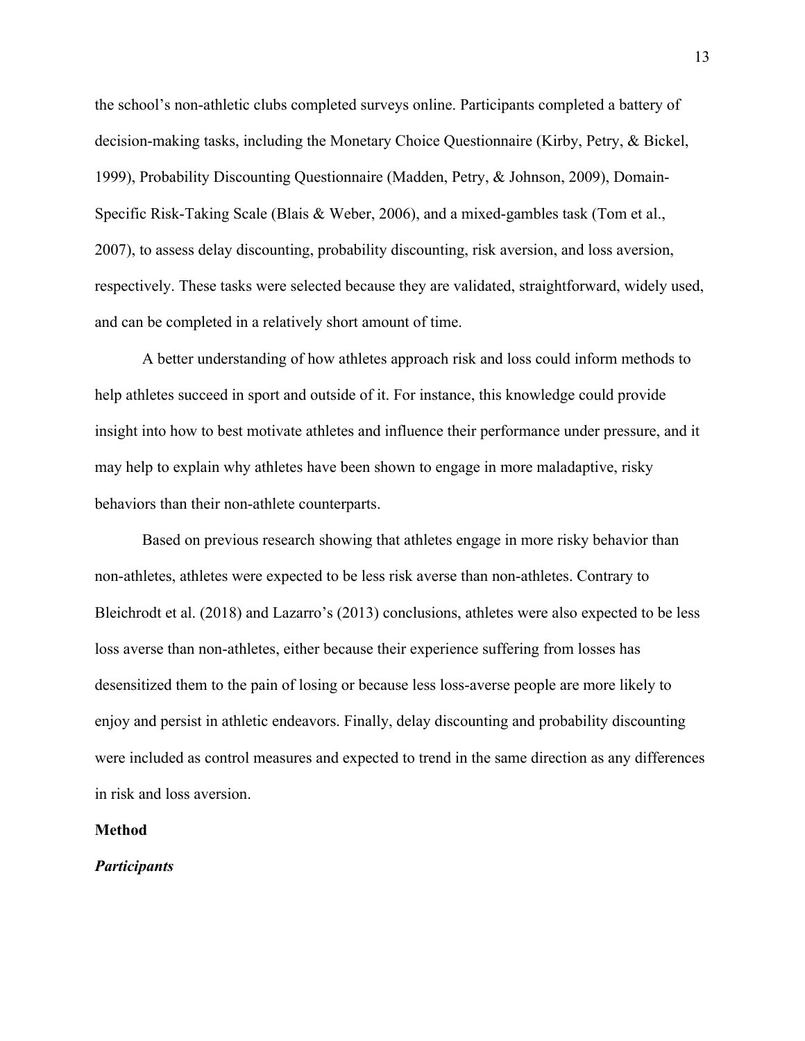the school's non-athletic clubs completed surveys online. Participants completed a battery of decision-making tasks, including the Monetary Choice Questionnaire (Kirby, Petry, & Bickel, 1999), Probability Discounting Questionnaire (Madden, Petry, & Johnson, 2009), Domain-Specific Risk-Taking Scale (Blais & Weber, 2006), and a mixed-gambles task (Tom et al., 2007), to assess delay discounting, probability discounting, risk aversion, and loss aversion, respectively. These tasks were selected because they are validated, straightforward, widely used, and can be completed in a relatively short amount of time.

A better understanding of how athletes approach risk and loss could inform methods to help athletes succeed in sport and outside of it. For instance, this knowledge could provide insight into how to best motivate athletes and influence their performance under pressure, and it may help to explain why athletes have been shown to engage in more maladaptive, risky behaviors than their non-athlete counterparts.

Based on previous research showing that athletes engage in more risky behavior than non-athletes, athletes were expected to be less risk averse than non-athletes. Contrary to Bleichrodt et al. (2018) and Lazarro's (2013) conclusions, athletes were also expected to be less loss averse than non-athletes, either because their experience suffering from losses has desensitized them to the pain of losing or because less loss-averse people are more likely to enjoy and persist in athletic endeavors. Finally, delay discounting and probability discounting were included as control measures and expected to trend in the same direction as any differences in risk and loss aversion.

## Method

### *Participants*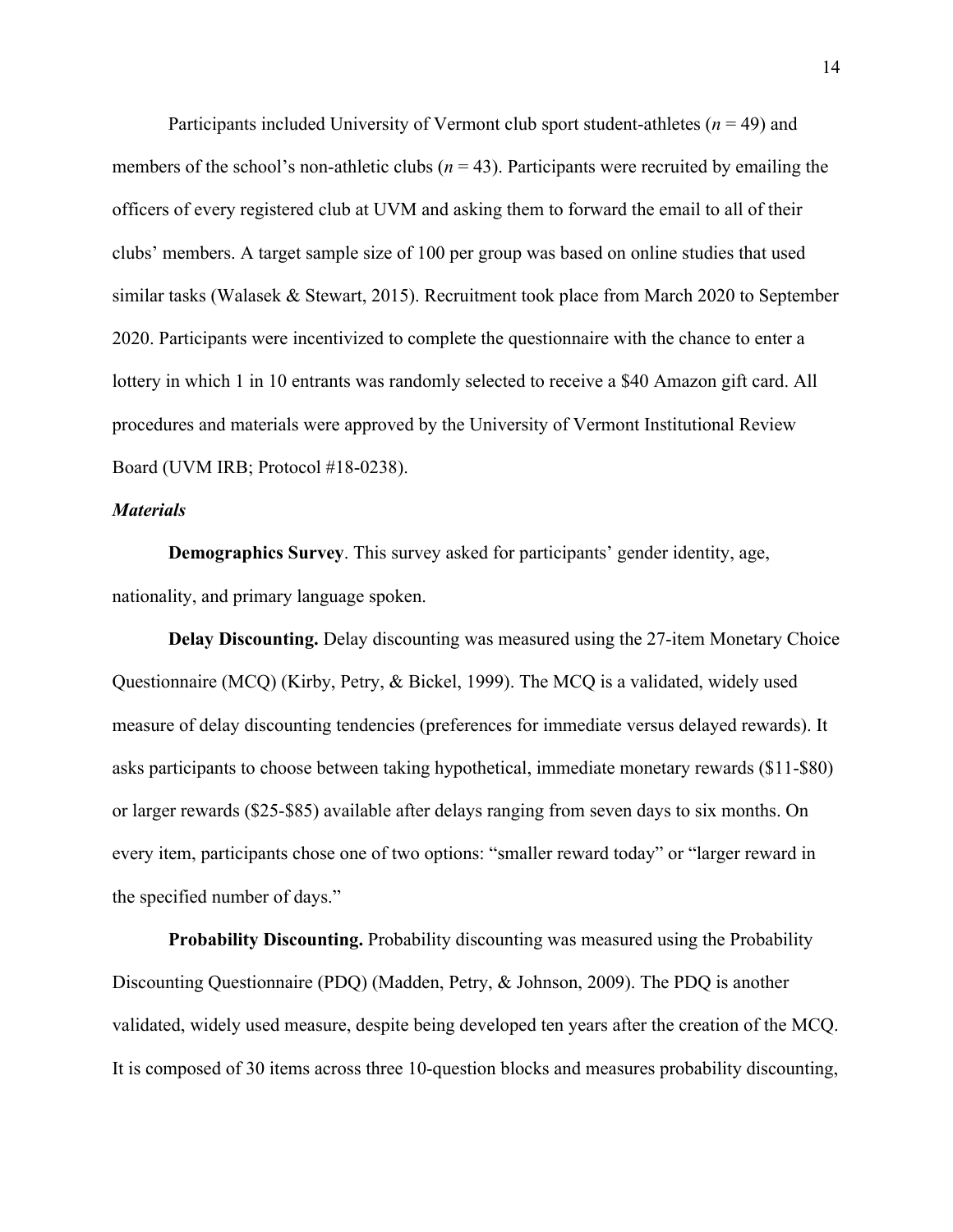Participants included University of Vermont club sport student-athletes ($n = 49$) and members of the school's non-athletic clubs ($n = 43$). Participants were recruited by emailing the officers of every registered club at UVM and asking them to forward the email to all of their clubs' members. A target sample size of 100 per group was based on online studies that used similar tasks (Walasek & Stewart, 2015). Recruitment took place from March 2020 to September 2020. Participants were incentivized to complete the questionnaire with the chance to enter a lottery in which 1 in 10 entrants was randomly selected to receive a $40 Amazon gift card. All procedures and materials were approved by the University of Vermont Institutional Review Board (UVM IRB; Protocol #18-0238).

### *Materials*

**Demographics Survey**. This survey asked for participants' gender identity, age, nationality, and primary language spoken.

**Delay Discounting.** Delay discounting was measured using the 27-item Monetary Choice Questionnaire (MCQ) (Kirby, Petry, & Bickel, 1999). The MCQ is a validated, widely used measure of delay discounting tendencies (preferences for immediate versus delayed rewards). It asks participants to choose between taking hypothetical, immediate monetary rewards ($11-$80) or larger rewards ($25-$85) available after delays ranging from seven days to six months. On every item, participants chose one of two options: "smaller reward today" or "larger reward in the specified number of days."

**Probability Discounting.** Probability discounting was measured using the Probability Discounting Questionnaire (PDQ) (Madden, Petry, & Johnson, 2009). The PDQ is another validated, widely used measure, despite being developed ten years after the creation of the MCQ. It is composed of 30 items across three 10-question blocks and measures probability discounting,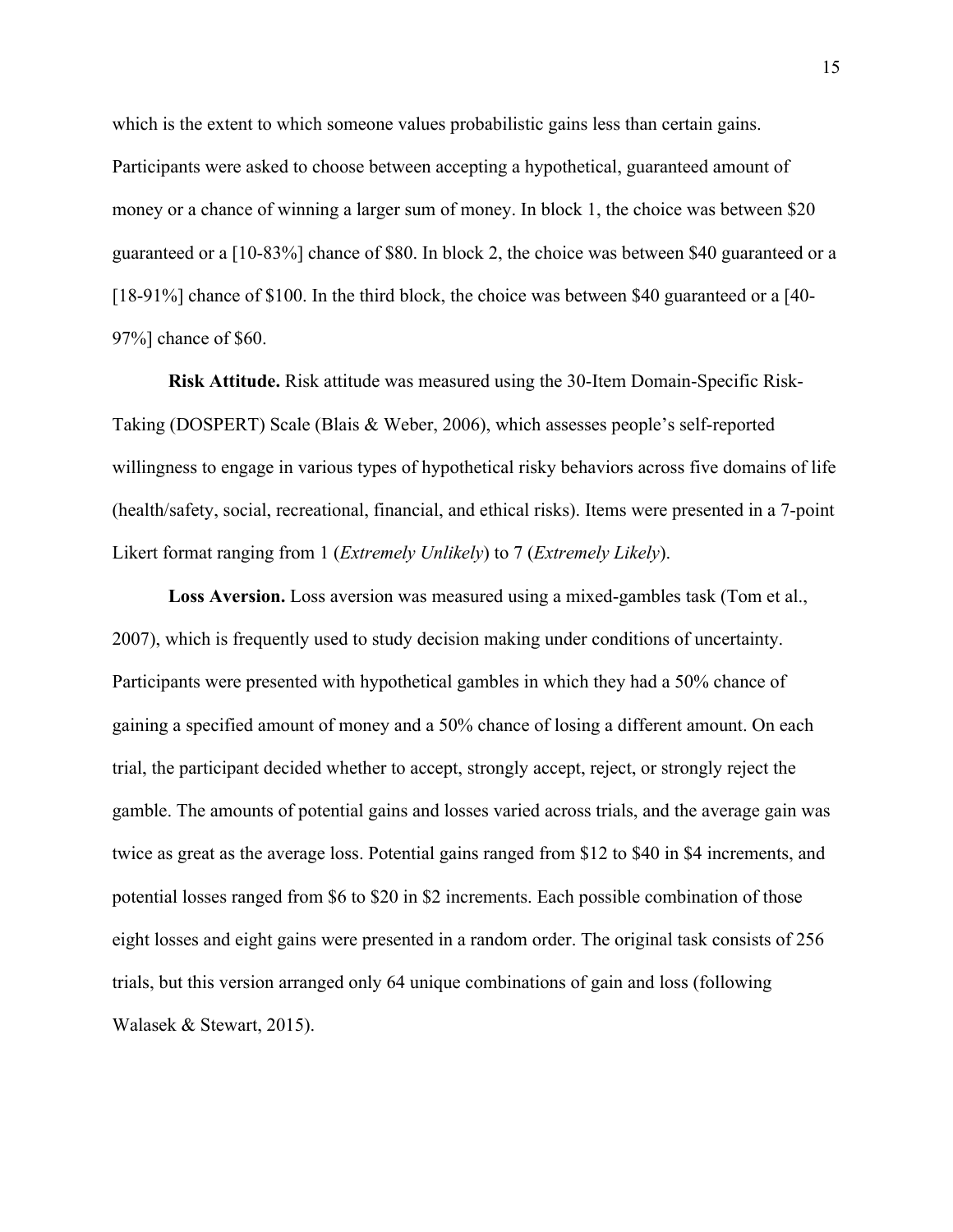which is the extent to which someone values probabilistic gains less than certain gains. Participants were asked to choose between accepting a hypothetical, guaranteed amount of money or a chance of winning a larger sum of money. In block 1, the choice was between $20 guaranteed or a [10-83%] chance of $80. In block 2, the choice was between $40 guaranteed or a [18-91%] chance of $100. In the third block, the choice was between $40 guaranteed or a [40-97%] chance of $60.

**Risk Attitude.** Risk attitude was measured using the 30-Item Domain-Specific Risk-Taking (DOSPERT) Scale (Blais & Weber, 2006), which assesses people's self-reported willingness to engage in various types of hypothetical risky behaviors across five domains of life (health/safety, social, recreational, financial, and ethical risks). Items were presented in a 7-point Likert format ranging from 1 (*Extremely Unlikely*) to 7 (*Extremely Likely*).

**Loss Aversion.** Loss aversion was measured using a mixed-gambles task (Tom et al., 2007), which is frequently used to study decision making under conditions of uncertainty. Participants were presented with hypothetical gambles in which they had a 50% chance of gaining a specified amount of money and a 50% chance of losing a different amount. On each trial, the participant decided whether to accept, strongly accept, reject, or strongly reject the gamble. The amounts of potential gains and losses varied across trials, and the average gain was twice as great as the average loss. Potential gains ranged from $12 to $40 in $4 increments, and potential losses ranged from $6 to $20 in $2 increments. Each possible combination of those eight losses and eight gains were presented in a random order. The original task consists of 256 trials, but this version arranged only 64 unique combinations of gain and loss (following Walasek & Stewart, 2015).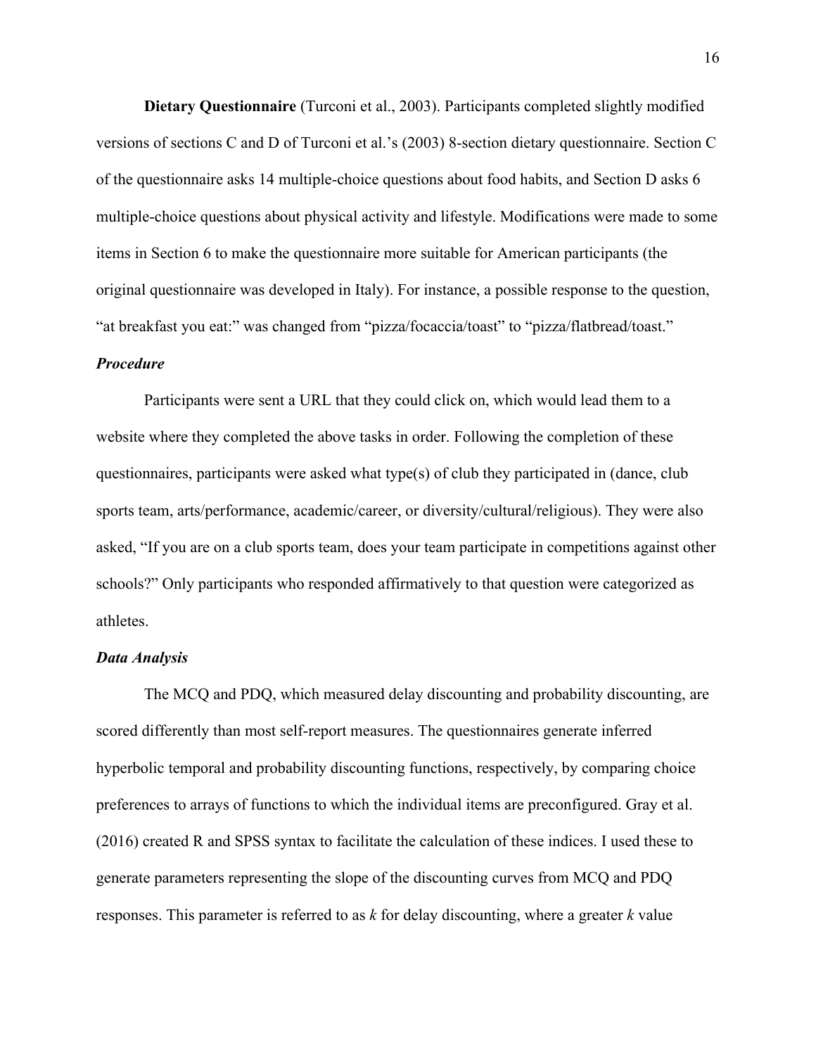**Dietary Questionnaire** (Turconi et al., 2003). Participants completed slightly modified versions of sections C and D of Turconi et al.'s (2003) 8-section dietary questionnaire. Section C of the questionnaire asks 14 multiple-choice questions about food habits, and Section D asks 6 multiple-choice questions about physical activity and lifestyle. Modifications were made to some items in Section 6 to make the questionnaire more suitable for American participants (the original questionnaire was developed in Italy). For instance, a possible response to the question, "at breakfast you eat:" was changed from "pizza/focaccia/toast" to "pizza/flatbread/toast."

### *Procedure*

Participants were sent a URL that they could click on, which would lead them to a website where they completed the above tasks in order. Following the completion of these questionnaires, participants were asked what type(s) of club they participated in (dance, club sports team, arts/performance, academic/career, or diversity/cultural/religious). They were also asked, "If you are on a club sports team, does your team participate in competitions against other schools?" Only participants who responded affirmatively to that question were categorized as athletes.

### *Data Analysis*

The MCQ and PDQ, which measured delay discounting and probability discounting, are scored differently than most self-report measures. The questionnaires generate inferred hyperbolic temporal and probability discounting functions, respectively, by comparing choice preferences to arrays of functions to which the individual items are preconfigured. Gray et al. (2016) created R and SPSS syntax to facilitate the calculation of these indices. I used these to generate parameters representing the slope of the discounting curves from MCQ and PDQ responses. This parameter is referred to as $k$ for delay discounting, where a greater $k$ value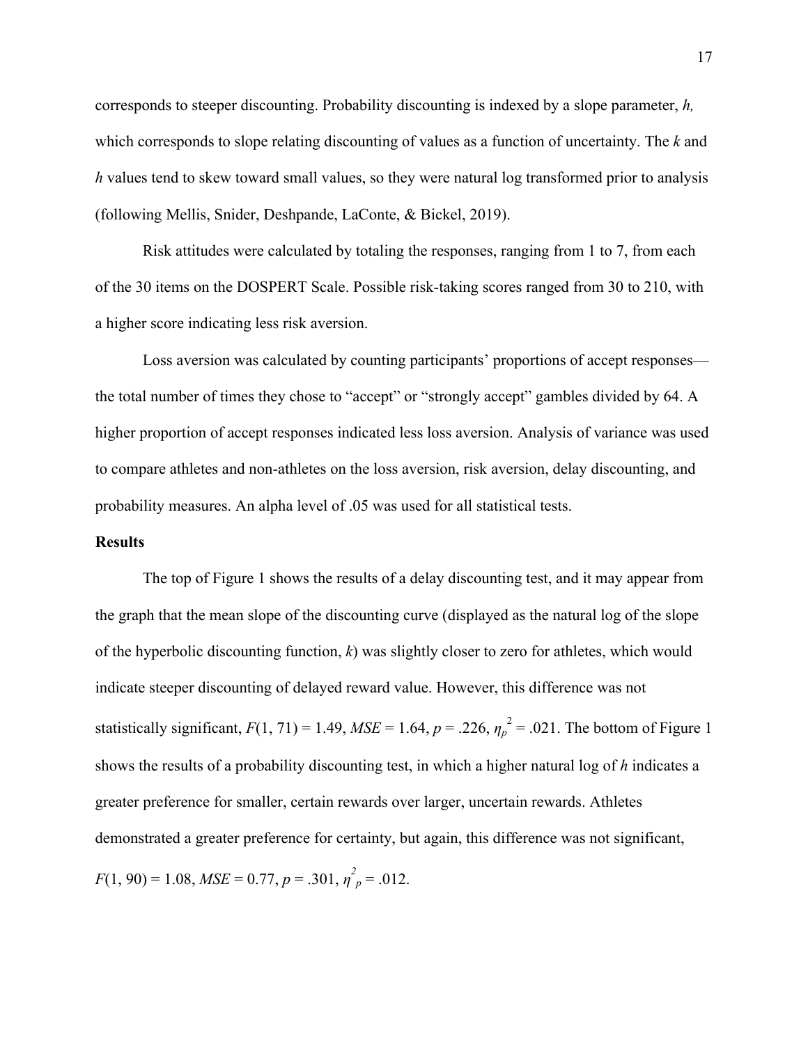corresponds to steeper discounting. Probability discounting is indexed by a slope parameter, *h,* which corresponds to slope relating discounting of values as a function of uncertainty. The *k* and *h* values tend to skew toward small values, so they were natural log transformed prior to analysis (following Mellis, Snider, Deshpande, LaConte, & Bickel, 2019).

Risk attitudes were calculated by totaling the responses, ranging from 1 to 7, from each of the 30 items on the DOSPERT Scale. Possible risk-taking scores ranged from 30 to 210, with a higher score indicating less risk aversion.

Loss aversion was calculated by counting participants' proportions of accept responses—the total number of times they chose to "accept" or "strongly accept" gambles divided by 64. A higher proportion of accept responses indicated less loss aversion. Analysis of variance was used to compare athletes and non-athletes on the loss aversion, risk aversion, delay discounting, and probability measures. An alpha level of .05 was used for all statistical tests.

**Results**

The top of Figure 1 shows the results of a delay discounting test, and it may appear from the graph that the mean slope of the discounting curve (displayed as the natural log of the slope of the hyperbolic discounting function, *k*) was slightly closer to zero for athletes, which would indicate steeper discounting of delayed reward value. However, this difference was not statistically significant, $F(1, 71) = 1.49$, $MSE = 1.64$, $p = .226$, $\eta_p^2 = .021$. The bottom of Figure 1 shows the results of a probability discounting test, in which a higher natural log of *h* indicates a greater preference for smaller, certain rewards over larger, uncertain rewards. Athletes demonstrated a greater preference for certainty, but again, this difference was not significant, $F(1, 90) = 1.08$, $MSE = 0.77$, $p = .301$, $\eta^2_p = .012$.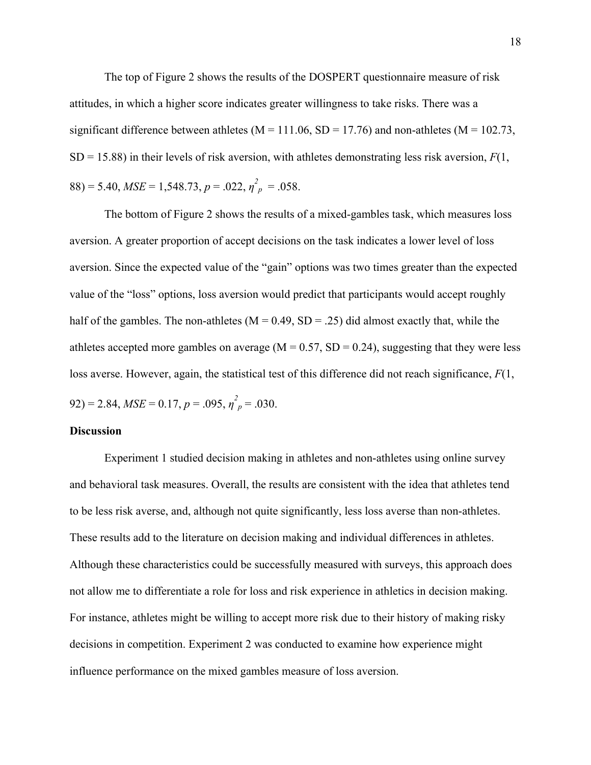The top of Figure 2 shows the results of the DOSPERT questionnaire measure of risk attitudes, in which a higher score indicates greater willingness to take risks. There was a significant difference between athletes (M = 111.06, SD = 17.76) and non-athletes (M = 102.73, SD = 15.88) in their levels of risk aversion, with athletes demonstrating less risk aversion, $F(1, 88) = 5.40$, $MSE = 1{,}548.73$, $p = .022$, $\eta^2_p = .058$.

The bottom of Figure 2 shows the results of a mixed-gambles task, which measures loss aversion. A greater proportion of accept decisions on the task indicates a lower level of loss aversion. Since the expected value of the "gain" options was two times greater than the expected value of the "loss" options, loss aversion would predict that participants would accept roughly half of the gambles. The non-athletes (M = 0.49, SD = .25) did almost exactly that, while the athletes accepted more gambles on average (M = 0.57, SD = 0.24), suggesting that they were less loss averse. However, again, the statistical test of this difference did not reach significance, $F(1, 92) = 2.84$, $MSE = 0.17$, $p = .095$, $\eta^2_p = .030$.

## Discussion

Experiment 1 studied decision making in athletes and non-athletes using online survey and behavioral task measures. Overall, the results are consistent with the idea that athletes tend to be less risk averse, and, although not quite significantly, less loss averse than non-athletes. These results add to the literature on decision making and individual differences in athletes. Although these characteristics could be successfully measured with surveys, this approach does not allow me to differentiate a role for loss and risk experience in athletics in decision making. For instance, athletes might be willing to accept more risk due to their history of making risky decisions in competition. Experiment 2 was conducted to examine how experience might influence performance on the mixed gambles measure of loss aversion.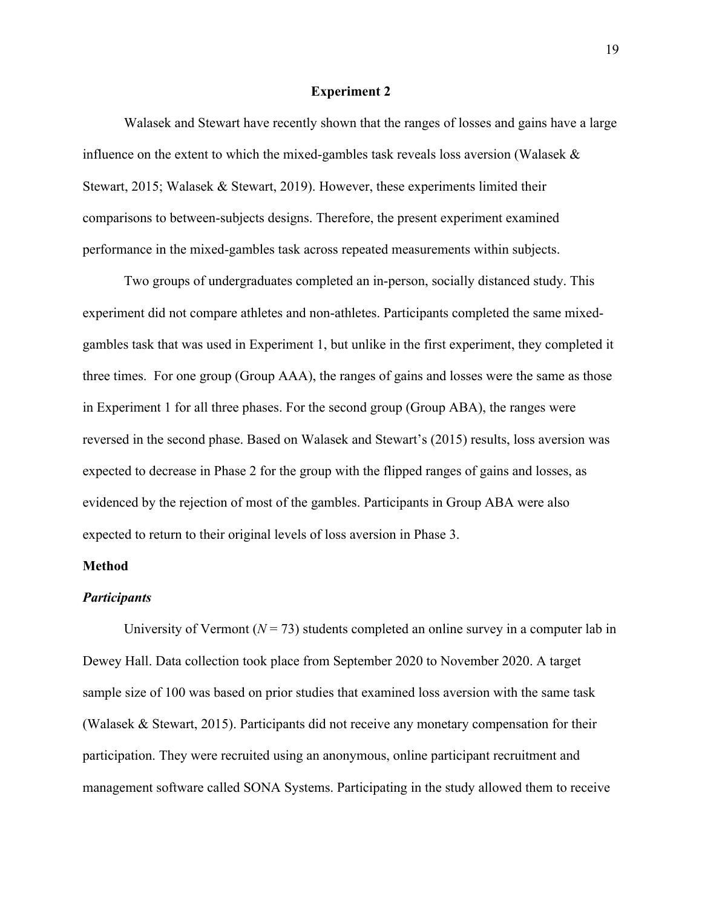## Experiment 2

Walasek and Stewart have recently shown that the ranges of losses and gains have a large influence on the extent to which the mixed-gambles task reveals loss aversion (Walasek & Stewart, 2015; Walasek & Stewart, 2019). However, these experiments limited their comparisons to between-subjects designs. Therefore, the present experiment examined performance in the mixed-gambles task across repeated measurements within subjects.

Two groups of undergraduates completed an in-person, socially distanced study. This experiment did not compare athletes and non-athletes. Participants completed the same mixed-gambles task that was used in Experiment 1, but unlike in the first experiment, they completed it three times. For one group (Group AAA), the ranges of gains and losses were the same as those in Experiment 1 for all three phases. For the second group (Group ABA), the ranges were reversed in the second phase. Based on Walasek and Stewart's (2015) results, loss aversion was expected to decrease in Phase 2 for the group with the flipped ranges of gains and losses, as evidenced by the rejection of most of the gambles. Participants in Group ABA were also expected to return to their original levels of loss aversion in Phase 3.

### Method

#### *Participants*

University of Vermont (*N* = 73) students completed an online survey in a computer lab in Dewey Hall. Data collection took place from September 2020 to November 2020. A target sample size of 100 was based on prior studies that examined loss aversion with the same task (Walasek & Stewart, 2015). Participants did not receive any monetary compensation for their participation. They were recruited using an anonymous, online participant recruitment and management software called SONA Systems. Participating in the study allowed them to receive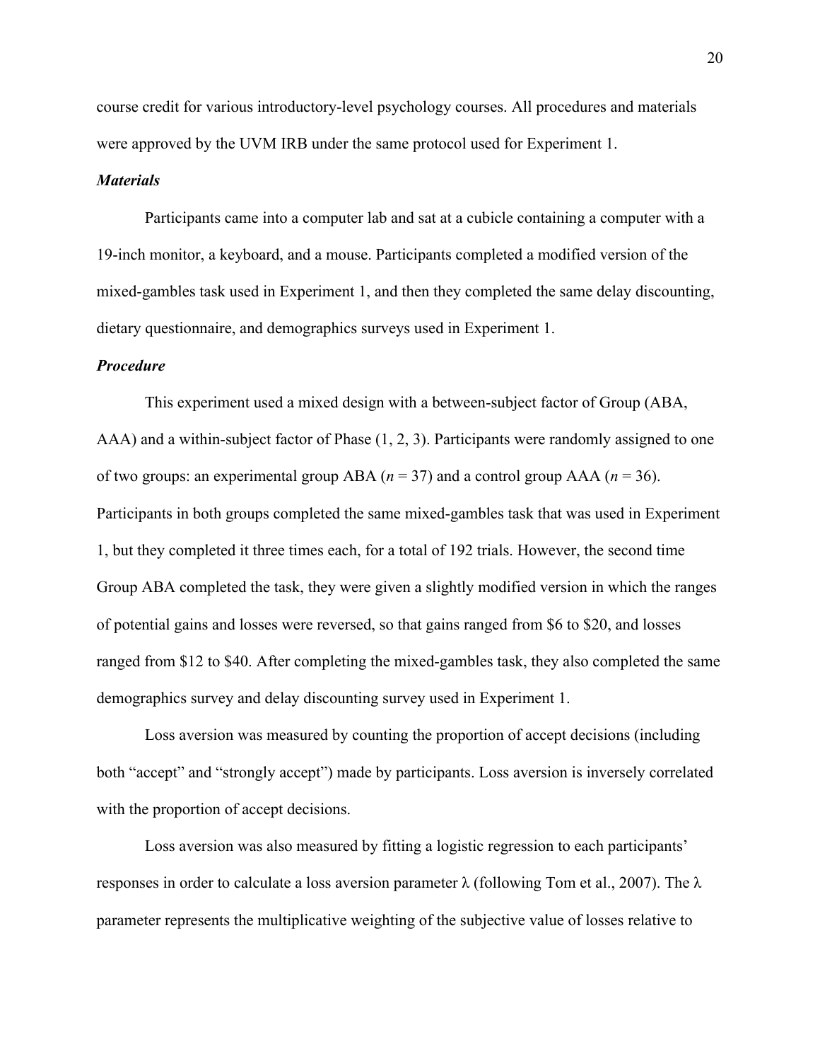course credit for various introductory-level psychology courses. All procedures and materials were approved by the UVM IRB under the same protocol used for Experiment 1.

### *Materials*

Participants came into a computer lab and sat at a cubicle containing a computer with a 19-inch monitor, a keyboard, and a mouse. Participants completed a modified version of the mixed-gambles task used in Experiment 1, and then they completed the same delay discounting, dietary questionnaire, and demographics surveys used in Experiment 1.

### *Procedure*

This experiment used a mixed design with a between-subject factor of Group (ABA, AAA) and a within-subject factor of Phase (1, 2, 3). Participants were randomly assigned to one of two groups: an experimental group ABA (*n* = 37) and a control group AAA (*n* = 36). Participants in both groups completed the same mixed-gambles task that was used in Experiment 1, but they completed it three times each, for a total of 192 trials. However, the second time Group ABA completed the task, they were given a slightly modified version in which the ranges of potential gains and losses were reversed, so that gains ranged from $6 to $20, and losses ranged from $12 to $40. After completing the mixed-gambles task, they also completed the same demographics survey and delay discounting survey used in Experiment 1.

Loss aversion was measured by counting the proportion of accept decisions (including both "accept" and "strongly accept") made by participants. Loss aversion is inversely correlated with the proportion of accept decisions.

Loss aversion was also measured by fitting a logistic regression to each participants' responses in order to calculate a loss aversion parameter $\lambda$ (following Tom et al., 2007). The $\lambda$ parameter represents the multiplicative weighting of the subjective value of losses relative to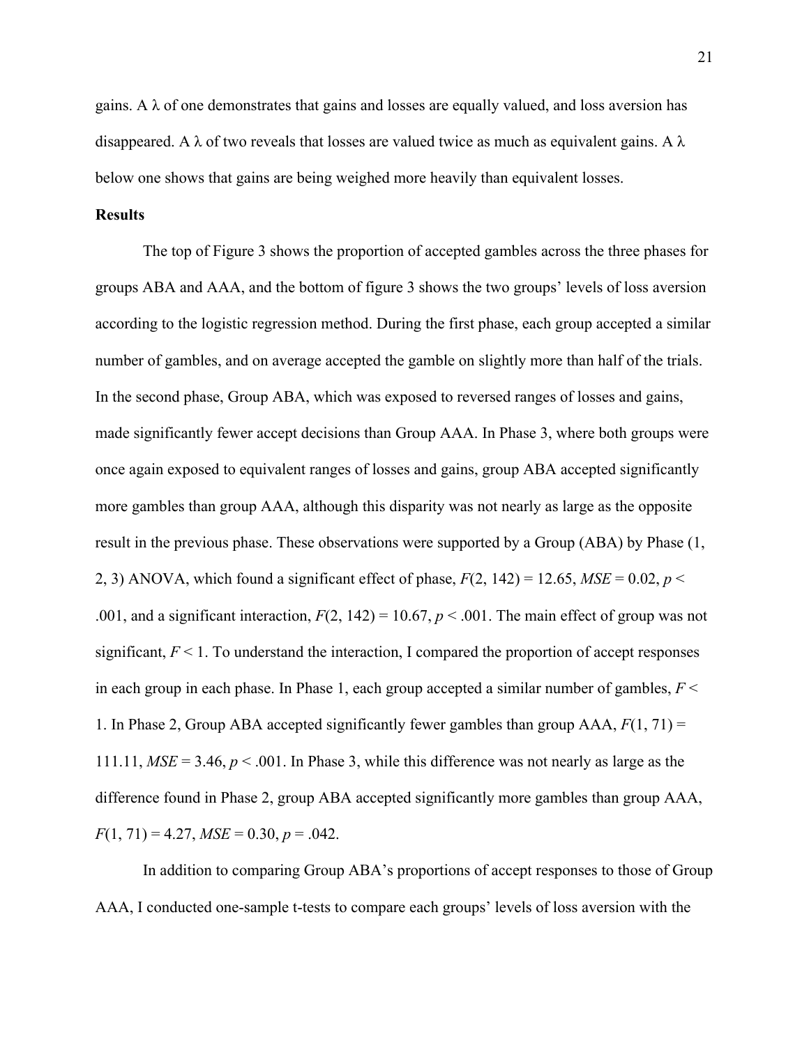gains. A λ of one demonstrates that gains and losses are equally valued, and loss aversion has disappeared. A λ of two reveals that losses are valued twice as much as equivalent gains. A λ below one shows that gains are being weighed more heavily than equivalent losses.

**Results**

The top of Figure 3 shows the proportion of accepted gambles across the three phases for groups ABA and AAA, and the bottom of figure 3 shows the two groups' levels of loss aversion according to the logistic regression method. During the first phase, each group accepted a similar number of gambles, and on average accepted the gamble on slightly more than half of the trials. In the second phase, Group ABA, which was exposed to reversed ranges of losses and gains, made significantly fewer accept decisions than Group AAA. In Phase 3, where both groups were once again exposed to equivalent ranges of losses and gains, group ABA accepted significantly more gambles than group AAA, although this disparity was not nearly as large as the opposite result in the previous phase. These observations were supported by a Group (ABA) by Phase (1, 2, 3) ANOVA, which found a significant effect of phase, $F(2, 142) = 12.65$, $MSE = 0.02$, $p < .001$, and a significant interaction, $F(2, 142) = 10.67$, $p < .001$. The main effect of group was not significant, $F < 1$. To understand the interaction, I compared the proportion of accept responses in each group in each phase. In Phase 1, each group accepted a similar number of gambles, $F < 1$. In Phase 2, Group ABA accepted significantly fewer gambles than group AAA, $F(1, 71) = 111.11$, $MSE = 3.46$, $p < .001$. In Phase 3, while this difference was not nearly as large as the difference found in Phase 2, group ABA accepted significantly more gambles than group AAA, $F(1, 71) = 4.27$, $MSE = 0.30$, $p = .042$.

In addition to comparing Group ABA's proportions of accept responses to those of Group AAA, I conducted one-sample t-tests to compare each groups' levels of loss aversion with the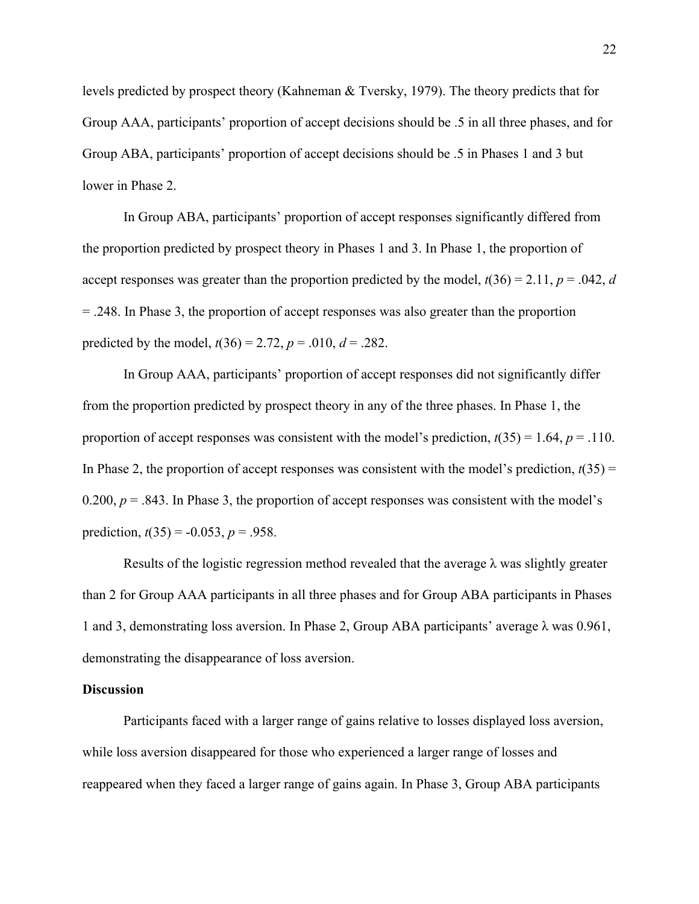levels predicted by prospect theory (Kahneman & Tversky, 1979). The theory predicts that for Group AAA, participants' proportion of accept decisions should be .5 in all three phases, and for Group ABA, participants' proportion of accept decisions should be .5 in Phases 1 and 3 but lower in Phase 2.

In Group ABA, participants' proportion of accept responses significantly differed from the proportion predicted by prospect theory in Phases 1 and 3. In Phase 1, the proportion of accept responses was greater than the proportion predicted by the model, $t(36) = 2.11$, $p = .042$, $d = .248$. In Phase 3, the proportion of accept responses was also greater than the proportion predicted by the model, $t(36) = 2.72$, $p = .010$, $d = .282$.

In Group AAA, participants' proportion of accept responses did not significantly differ from the proportion predicted by prospect theory in any of the three phases. In Phase 1, the proportion of accept responses was consistent with the model's prediction, $t(35) = 1.64$, $p = .110$. In Phase 2, the proportion of accept responses was consistent with the model's prediction, $t(35) = 0.200$, $p = .843$. In Phase 3, the proportion of accept responses was consistent with the model's prediction, $t(35) = -0.053$, $p = .958$.

Results of the logistic regression method revealed that the average $\lambda$ was slightly greater than 2 for Group AAA participants in all three phases and for Group ABA participants in Phases 1 and 3, demonstrating loss aversion. In Phase 2, Group ABA participants' average $\lambda$ was 0.961, demonstrating the disappearance of loss aversion.

**Discussion**

Participants faced with a larger range of gains relative to losses displayed loss aversion, while loss aversion disappeared for those who experienced a larger range of losses and reappeared when they faced a larger range of gains again. In Phase 3, Group ABA participants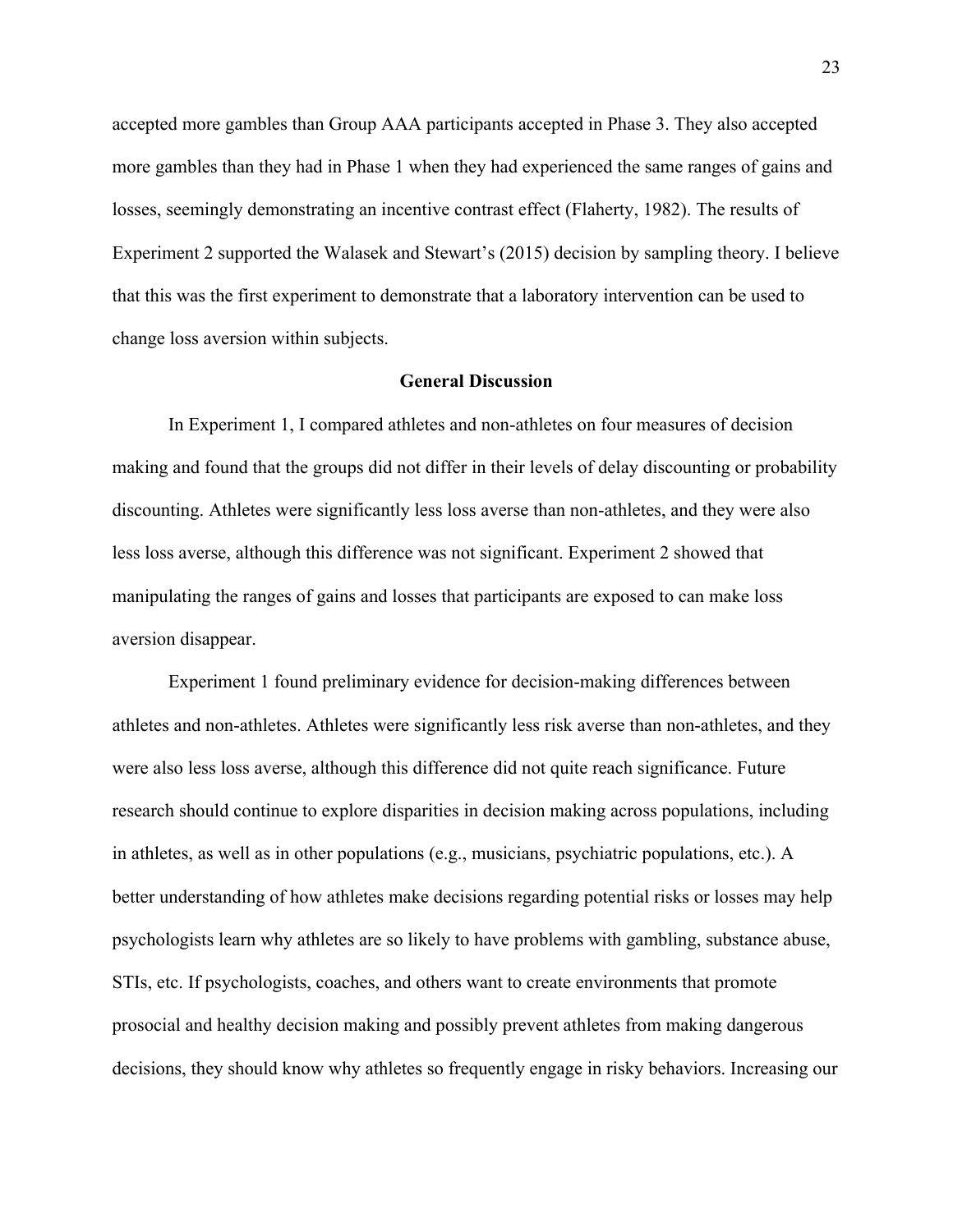accepted more gambles than Group AAA participants accepted in Phase 3. They also accepted more gambles than they had in Phase 1 when they had experienced the same ranges of gains and losses, seemingly demonstrating an incentive contrast effect (Flaherty, 1982). The results of Experiment 2 supported the Walasek and Stewart's (2015) decision by sampling theory. I believe that this was the first experiment to demonstrate that a laboratory intervention can be used to change loss aversion within subjects.

## General Discussion

In Experiment 1, I compared athletes and non-athletes on four measures of decision making and found that the groups did not differ in their levels of delay discounting or probability discounting. Athletes were significantly less loss averse than non-athletes, and they were also less loss averse, although this difference was not significant. Experiment 2 showed that manipulating the ranges of gains and losses that participants are exposed to can make loss aversion disappear.

Experiment 1 found preliminary evidence for decision-making differences between athletes and non-athletes. Athletes were significantly less risk averse than non-athletes, and they were also less loss averse, although this difference did not quite reach significance. Future research should continue to explore disparities in decision making across populations, including in athletes, as well as in other populations (e.g., musicians, psychiatric populations, etc.). A better understanding of how athletes make decisions regarding potential risks or losses may help psychologists learn why athletes are so likely to have problems with gambling, substance abuse, STIs, etc. If psychologists, coaches, and others want to create environments that promote prosocial and healthy decision making and possibly prevent athletes from making dangerous decisions, they should know why athletes so frequently engage in risky behaviors. Increasing our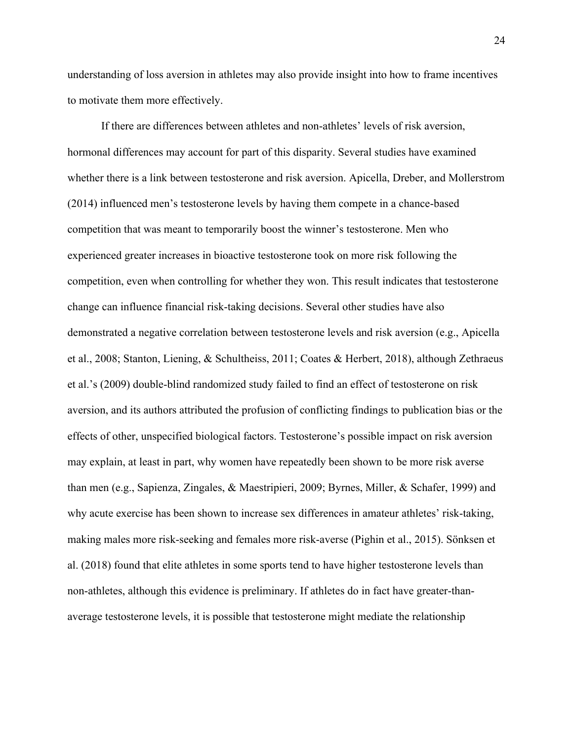understanding of loss aversion in athletes may also provide insight into how to frame incentives to motivate them more effectively.

If there are differences between athletes and non-athletes' levels of risk aversion, hormonal differences may account for part of this disparity. Several studies have examined whether there is a link between testosterone and risk aversion. Apicella, Dreber, and Mollerstrom (2014) influenced men's testosterone levels by having them compete in a chance-based competition that was meant to temporarily boost the winner's testosterone. Men who experienced greater increases in bioactive testosterone took on more risk following the competition, even when controlling for whether they won. This result indicates that testosterone change can influence financial risk-taking decisions. Several other studies have also demonstrated a negative correlation between testosterone levels and risk aversion (e.g., Apicella et al., 2008; Stanton, Liening, & Schultheiss, 2011; Coates & Herbert, 2018), although Zethraeus et al.'s (2009) double-blind randomized study failed to find an effect of testosterone on risk aversion, and its authors attributed the profusion of conflicting findings to publication bias or the effects of other, unspecified biological factors. Testosterone's possible impact on risk aversion may explain, at least in part, why women have repeatedly been shown to be more risk averse than men (e.g., Sapienza, Zingales, & Maestripieri, 2009; Byrnes, Miller, & Schafer, 1999) and why acute exercise has been shown to increase sex differences in amateur athletes' risk-taking, making males more risk-seeking and females more risk-averse (Pighin et al., 2015). Sönksen et al. (2018) found that elite athletes in some sports tend to have higher testosterone levels than non-athletes, although this evidence is preliminary. If athletes do in fact have greater-than-average testosterone levels, it is possible that testosterone might mediate the relationship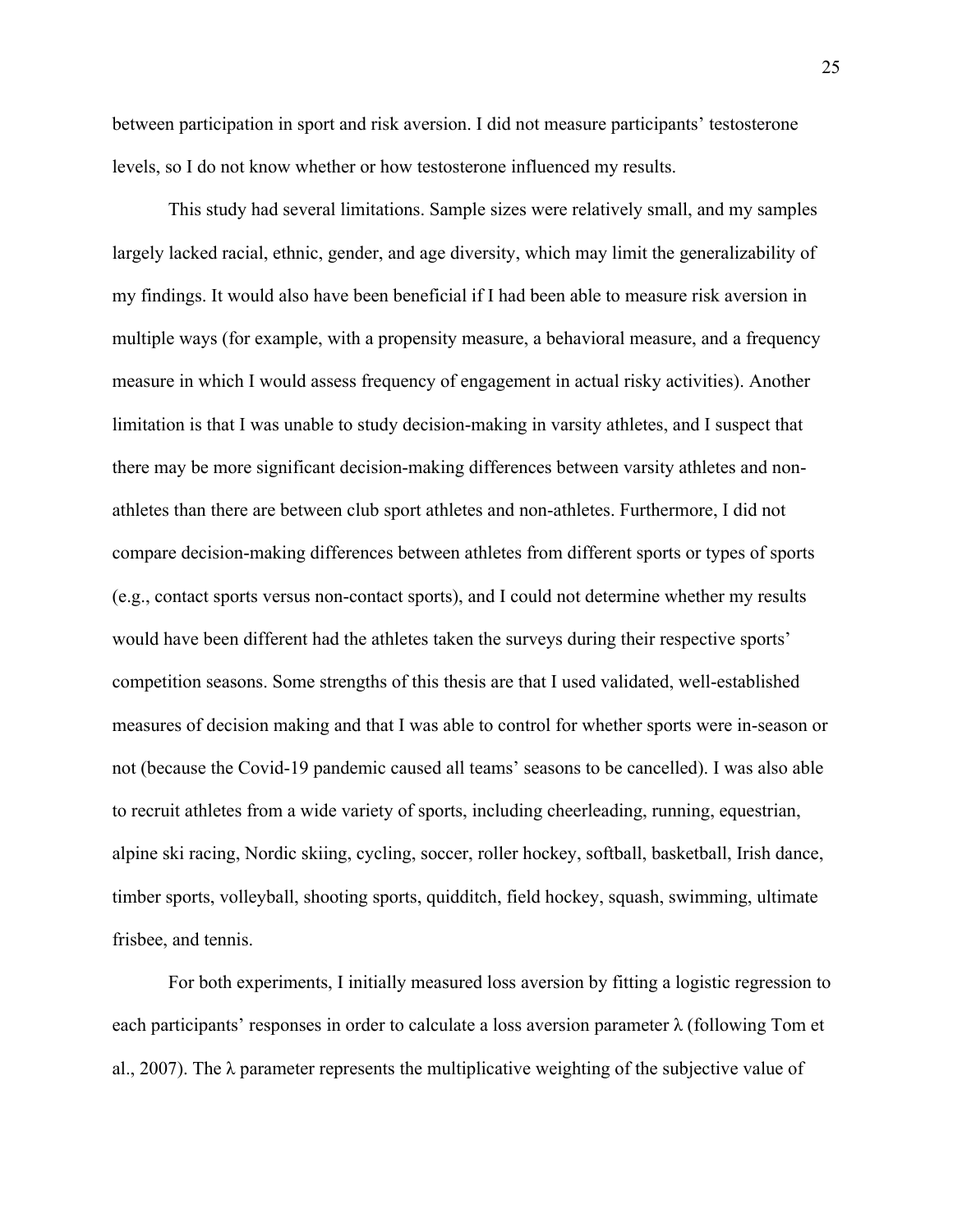between participation in sport and risk aversion. I did not measure participants' testosterone levels, so I do not know whether or how testosterone influenced my results.

This study had several limitations. Sample sizes were relatively small, and my samples largely lacked racial, ethnic, gender, and age diversity, which may limit the generalizability of my findings. It would also have been beneficial if I had been able to measure risk aversion in multiple ways (for example, with a propensity measure, a behavioral measure, and a frequency measure in which I would assess frequency of engagement in actual risky activities). Another limitation is that I was unable to study decision-making in varsity athletes, and I suspect that there may be more significant decision-making differences between varsity athletes and non-athletes than there are between club sport athletes and non-athletes. Furthermore, I did not compare decision-making differences between athletes from different sports or types of sports (e.g., contact sports versus non-contact sports), and I could not determine whether my results would have been different had the athletes taken the surveys during their respective sports' competition seasons. Some strengths of this thesis are that I used validated, well-established measures of decision making and that I was able to control for whether sports were in-season or not (because the Covid-19 pandemic caused all teams' seasons to be cancelled). I was also able to recruit athletes from a wide variety of sports, including cheerleading, running, equestrian, alpine ski racing, Nordic skiing, cycling, soccer, roller hockey, softball, basketball, Irish dance, timber sports, volleyball, shooting sports, quidditch, field hockey, squash, swimming, ultimate frisbee, and tennis.

For both experiments, I initially measured loss aversion by fitting a logistic regression to each participants' responses in order to calculate a loss aversion parameter $\lambda$ (following Tom et al., 2007). The $\lambda$ parameter represents the multiplicative weighting of the subjective value of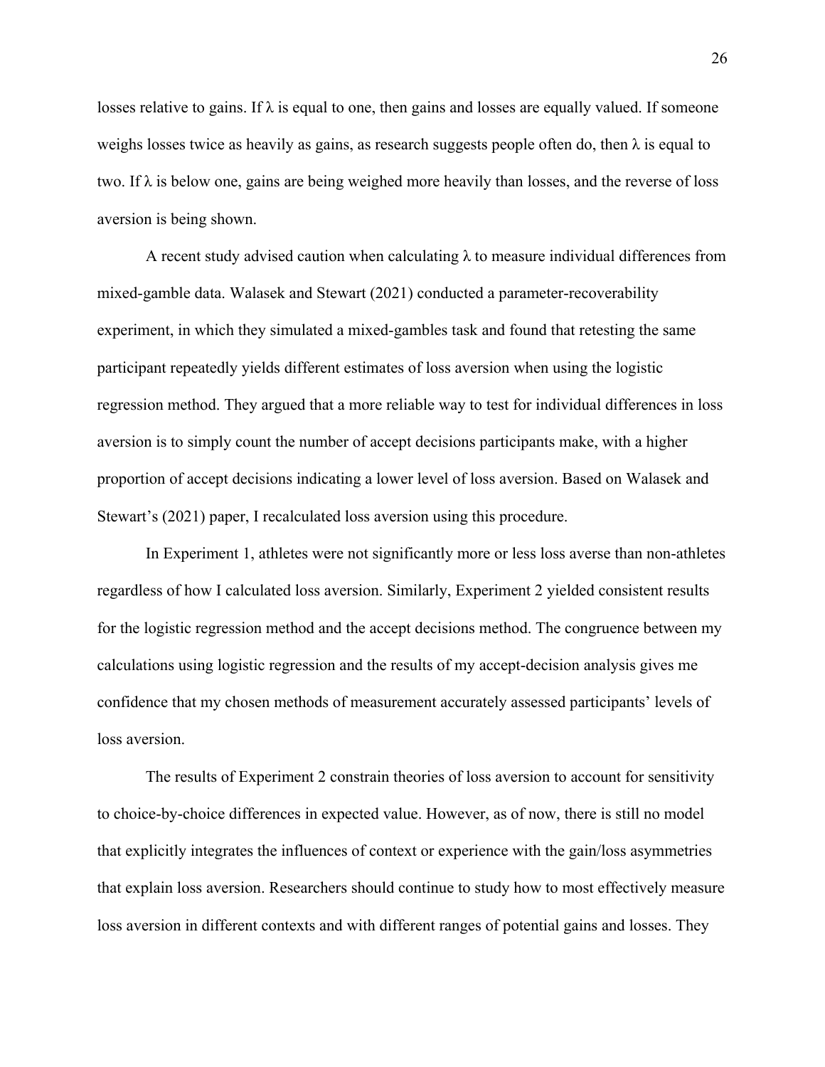losses relative to gains. If $\lambda$ is equal to one, then gains and losses are equally valued. If someone weighs losses twice as heavily as gains, as research suggests people often do, then $\lambda$ is equal to two. If $\lambda$ is below one, gains are being weighed more heavily than losses, and the reverse of loss aversion is being shown.

A recent study advised caution when calculating $\lambda$ to measure individual differences from mixed-gamble data. Walasek and Stewart (2021) conducted a parameter-recoverability experiment, in which they simulated a mixed-gambles task and found that retesting the same participant repeatedly yields different estimates of loss aversion when using the logistic regression method. They argued that a more reliable way to test for individual differences in loss aversion is to simply count the number of accept decisions participants make, with a higher proportion of accept decisions indicating a lower level of loss aversion. Based on Walasek and Stewart's (2021) paper, I recalculated loss aversion using this procedure.

In Experiment 1, athletes were not significantly more or less loss averse than non-athletes regardless of how I calculated loss aversion. Similarly, Experiment 2 yielded consistent results for the logistic regression method and the accept decisions method. The congruence between my calculations using logistic regression and the results of my accept-decision analysis gives me confidence that my chosen methods of measurement accurately assessed participants' levels of loss aversion.

The results of Experiment 2 constrain theories of loss aversion to account for sensitivity to choice-by-choice differences in expected value. However, as of now, there is still no model that explicitly integrates the influences of context or experience with the gain/loss asymmetries that explain loss aversion. Researchers should continue to study how to most effectively measure loss aversion in different contexts and with different ranges of potential gains and losses. They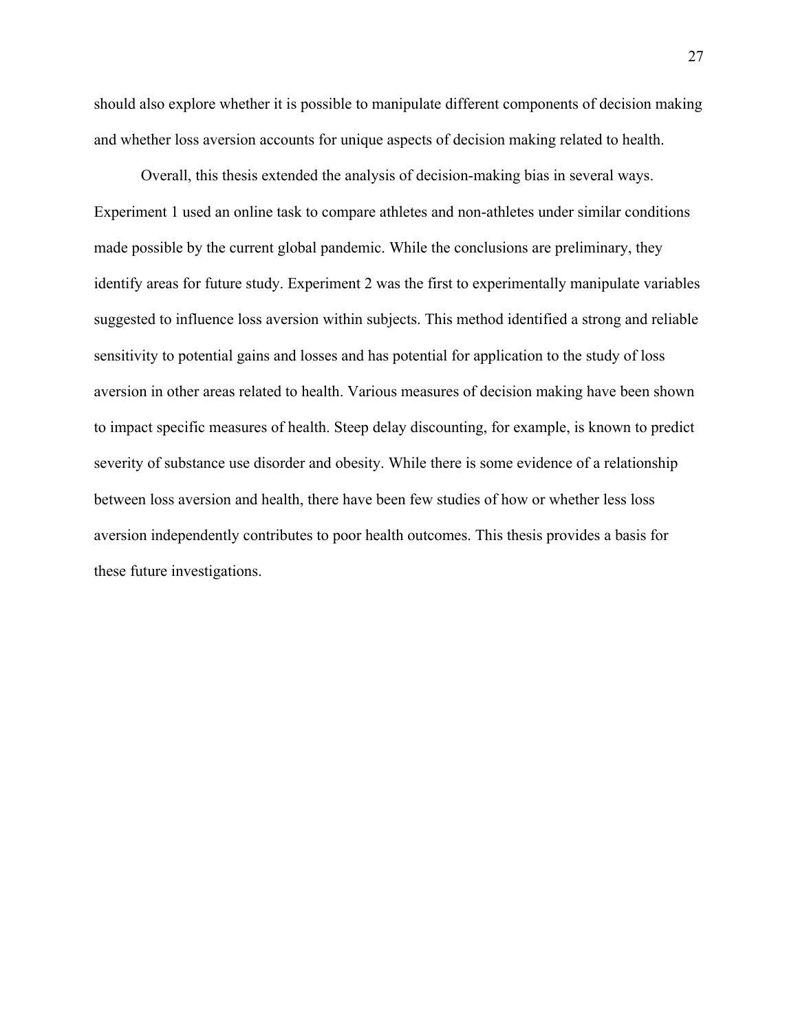should also explore whether it is possible to manipulate different components of decision making and whether loss aversion accounts for unique aspects of decision making related to health.

Overall, this thesis extended the analysis of decision-making bias in several ways. Experiment 1 used an online task to compare athletes and non-athletes under similar conditions made possible by the current global pandemic. While the conclusions are preliminary, they identify areas for future study. Experiment 2 was the first to experimentally manipulate variables suggested to influence loss aversion within subjects. This method identified a strong and reliable sensitivity to potential gains and losses and has potential for application to the study of loss aversion in other areas related to health. Various measures of decision making have been shown to impact specific measures of health. Steep delay discounting, for example, is known to predict severity of substance use disorder and obesity. While there is some evidence of a relationship between loss aversion and health, there have been few studies of how or whether less loss aversion independently contributes to poor health outcomes. This thesis provides a basis for these future investigations.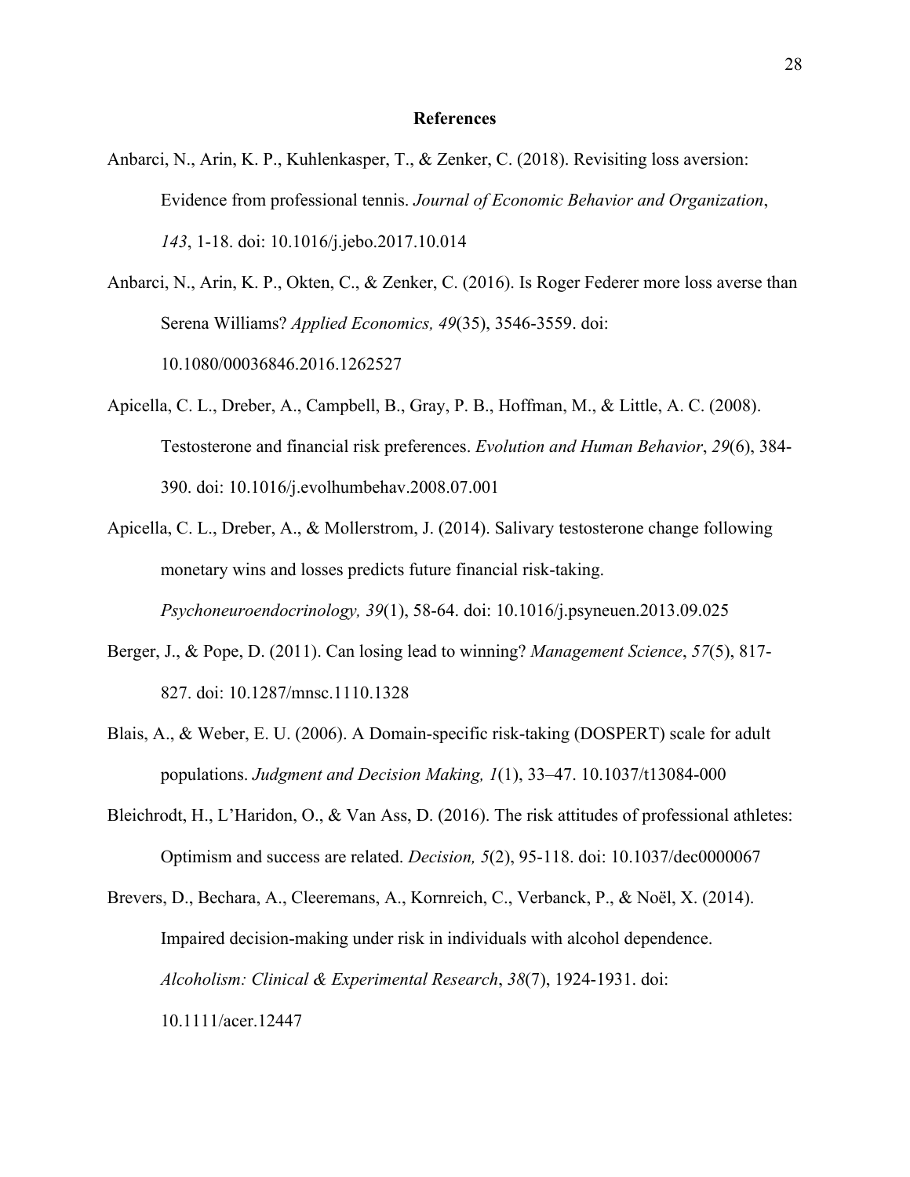# References

Anbarci, N., Arin, K. P., Kuhlenkasper, T., & Zenker, C. (2018). Revisiting loss aversion: Evidence from professional tennis. *Journal of Economic Behavior and Organization*, *143*, 1-18. doi: 10.1016/j.jebo.2017.10.014

Anbarci, N., Arin, K. P., Okten, C., & Zenker, C. (2016). Is Roger Federer more loss averse than Serena Williams? *Applied Economics, 49*(35), 3546-3559. doi: 10.1080/00036846.2016.1262527

Apicella, C. L., Dreber, A., Campbell, B., Gray, P. B., Hoffman, M., & Little, A. C. (2008). Testosterone and financial risk preferences. *Evolution and Human Behavior*, *29*(6), 384-390. doi: 10.1016/j.evolhumbehav.2008.07.001

Apicella, C. L., Dreber, A., & Mollerstrom, J. (2014). Salivary testosterone change following monetary wins and losses predicts future financial risk-taking. *Psychoneuroendocrinology, 39*(1), 58-64. doi: 10.1016/j.psyneuen.2013.09.025

Berger, J., & Pope, D. (2011). Can losing lead to winning? *Management Science*, *57*(5), 817-827. doi: 10.1287/mnsc.1110.1328

Blais, A., & Weber, E. U. (2006). A Domain-specific risk-taking (DOSPERT) scale for adult populations. *Judgment and Decision Making, 1*(1), 33–47. 10.1037/t13084-000

Bleichrodt, H., L'Haridon, O., & Van Ass, D. (2016). The risk attitudes of professional athletes: Optimism and success are related. *Decision, 5*(2), 95-118. doi: 10.1037/dec0000067

Brevers, D., Bechara, A., Cleeremans, A., Kornreich, C., Verbanck, P., & Noël, X. (2014). Impaired decision-making under risk in individuals with alcohol dependence. *Alcoholism: Clinical & Experimental Research*, *38*(7), 1924-1931. doi: 10.1111/acer.12447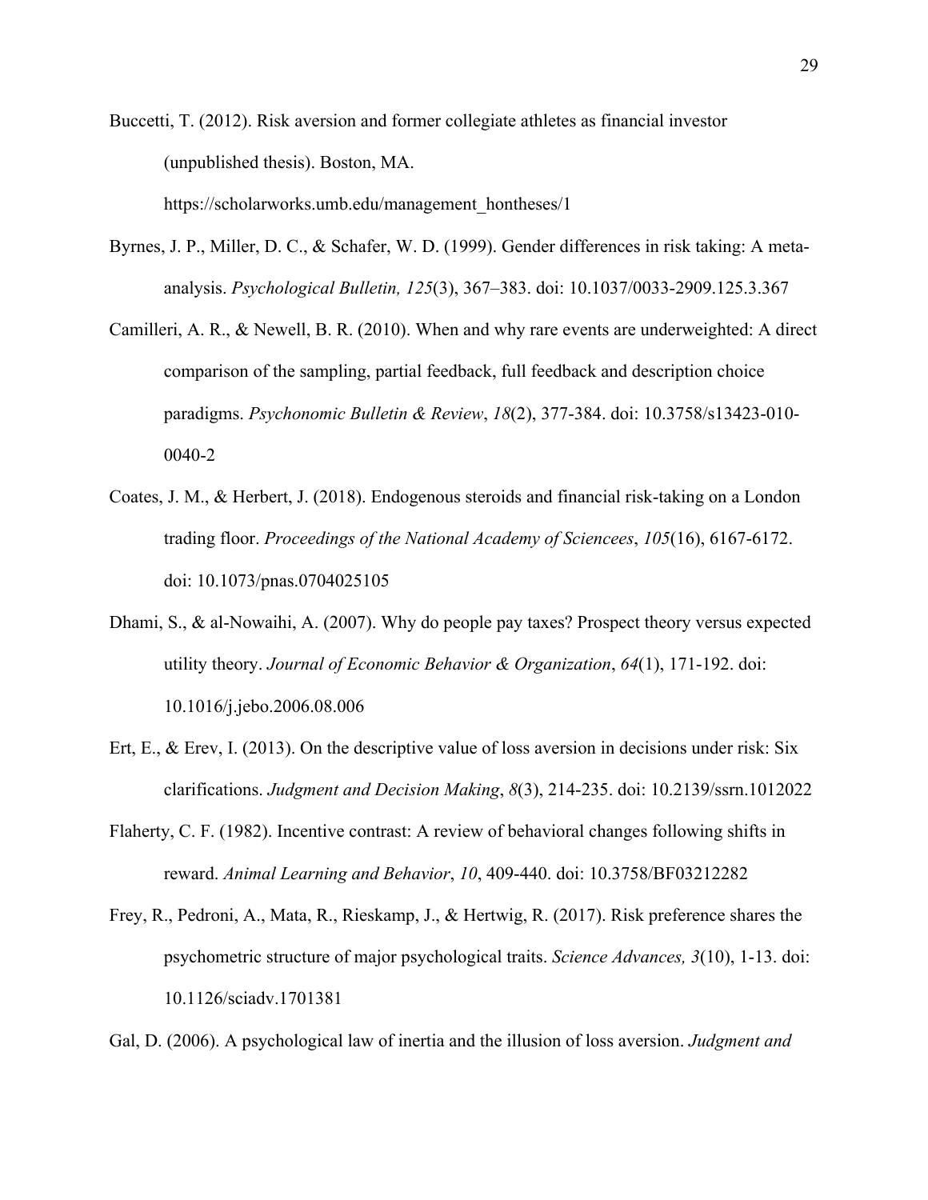Buccetti, T. (2012). Risk aversion and former collegiate athletes as financial investor (unpublished thesis). Boston, MA. https://scholarworks.umb.edu/management_hontheses/1

Byrnes, J. P., Miller, D. C., & Schafer, W. D. (1999). Gender differences in risk taking: A meta-analysis. *Psychological Bulletin, 125*(3), 367–383. doi: 10.1037/0033-2909.125.3.367

Camilleri, A. R., & Newell, B. R. (2010). When and why rare events are underweighted: A direct comparison of the sampling, partial feedback, full feedback and description choice paradigms. *Psychonomic Bulletin & Review*, *18*(2), 377-384. doi: 10.3758/s13423-010-0040-2

Coates, J. M., & Herbert, J. (2018). Endogenous steroids and financial risk-taking on a London trading floor. *Proceedings of the National Academy of Sciencees*, *105*(16), 6167-6172. doi: 10.1073/pnas.0704025105

Dhami, S., & al-Nowaihi, A. (2007). Why do people pay taxes? Prospect theory versus expected utility theory. *Journal of Economic Behavior & Organization*, *64*(1), 171-192. doi: 10.1016/j.jebo.2006.08.006

Ert, E., & Erev, I. (2013). On the descriptive value of loss aversion in decisions under risk: Six clarifications. *Judgment and Decision Making*, *8*(3), 214-235. doi: 10.2139/ssrn.1012022

Flaherty, C. F. (1982). Incentive contrast: A review of behavioral changes following shifts in reward. *Animal Learning and Behavior*, *10*, 409-440. doi: 10.3758/BF03212282

Frey, R., Pedroni, A., Mata, R., Rieskamp, J., & Hertwig, R. (2017). Risk preference shares the psychometric structure of major psychological traits. *Science Advances, 3*(10), 1-13. doi: 10.1126/sciadv.1701381

Gal, D. (2006). A psychological law of inertia and the illusion of loss aversion. *Judgment and*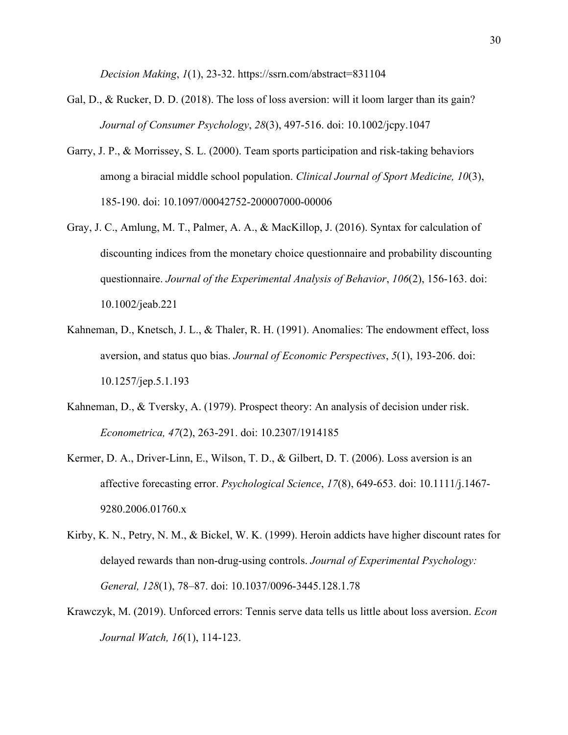*Decision Making*, *1*(1), 23-32. https://ssrn.com/abstract=831104

Gal, D., & Rucker, D. D. (2018). The loss of loss aversion: will it loom larger than its gain? *Journal of Consumer Psychology*, *28*(3), 497-516. doi: 10.1002/jcpy.1047

Garry, J. P., & Morrissey, S. L. (2000). Team sports participation and risk-taking behaviors among a biracial middle school population. *Clinical Journal of Sport Medicine, 10*(3), 185-190. doi: 10.1097/00042752-200007000-00006

Gray, J. C., Amlung, M. T., Palmer, A. A., & MacKillop, J. (2016). Syntax for calculation of discounting indices from the monetary choice questionnaire and probability discounting questionnaire. *Journal of the Experimental Analysis of Behavior*, *106*(2), 156-163. doi: 10.1002/jeab.221

Kahneman, D., Knetsch, J. L., & Thaler, R. H. (1991). Anomalies: The endowment effect, loss aversion, and status quo bias. *Journal of Economic Perspectives*, *5*(1), 193-206. doi: 10.1257/jep.5.1.193

Kahneman, D., & Tversky, A. (1979). Prospect theory: An analysis of decision under risk. *Econometrica, 47*(2), 263-291. doi: 10.2307/1914185

Kermer, D. A., Driver-Linn, E., Wilson, T. D., & Gilbert, D. T. (2006). Loss aversion is an affective forecasting error. *Psychological Science*, *17*(8), 649-653. doi: 10.1111/j.1467-9280.2006.01760.x

Kirby, K. N., Petry, N. M., & Bickel, W. K. (1999). Heroin addicts have higher discount rates for delayed rewards than non-drug-using controls. *Journal of Experimental Psychology: General, 128*(1), 78–87. doi: 10.1037/0096-3445.128.1.78

Krawczyk, M. (2019). Unforced errors: Tennis serve data tells us little about loss aversion. *Econ Journal Watch, 16*(1), 114-123.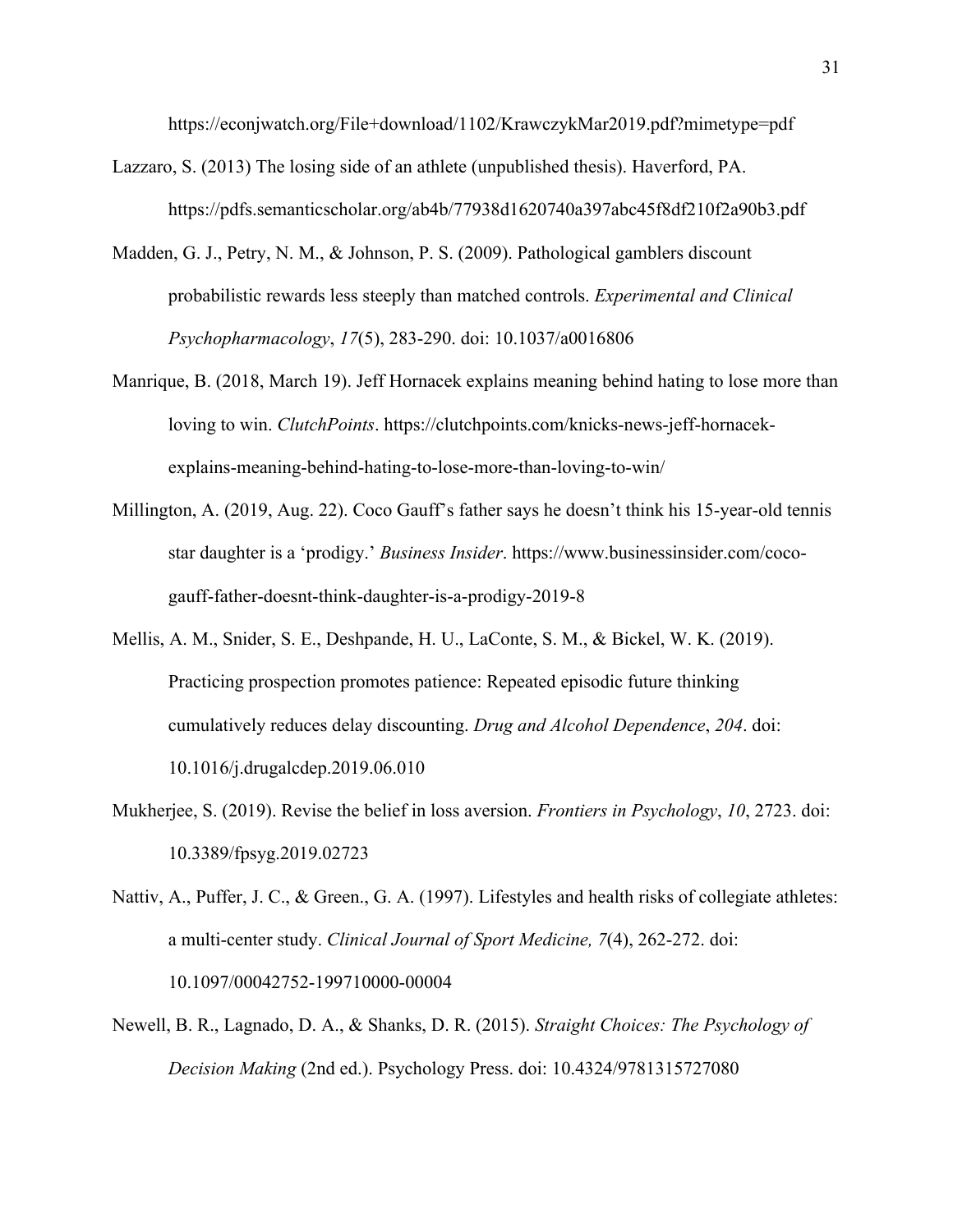https://econjwatch.org/File+download/1102/KrawczykMar2019.pdf?mimetype=pdf

Lazzaro, S. (2013) The losing side of an athlete (unpublished thesis). Haverford, PA. https://pdfs.semanticscholar.org/ab4b/77938d1620740a397abc45f8df210f2a90b3.pdf

Madden, G. J., Petry, N. M., & Johnson, P. S. (2009). Pathological gamblers discount probabilistic rewards less steeply than matched controls. *Experimental and Clinical Psychopharmacology*, *17*(5), 283-290. doi: 10.1037/a0016806

Manrique, B. (2018, March 19). Jeff Hornacek explains meaning behind hating to lose more than loving to win. *ClutchPoints*. https://clutchpoints.com/knicks-news-jeff-hornacek-explains-meaning-behind-hating-to-lose-more-than-loving-to-win/

Millington, A. (2019, Aug. 22). Coco Gauff's father says he doesn't think his 15-year-old tennis star daughter is a 'prodigy.' *Business Insider*. https://www.businessinsider.com/coco-gauff-father-doesnt-think-daughter-is-a-prodigy-2019-8

Mellis, A. M., Snider, S. E., Deshpande, H. U., LaConte, S. M., & Bickel, W. K. (2019). Practicing prospection promotes patience: Repeated episodic future thinking cumulatively reduces delay discounting. *Drug and Alcohol Dependence*, *204*. doi: 10.1016/j.drugalcdep.2019.06.010

Mukherjee, S. (2019). Revise the belief in loss aversion. *Frontiers in Psychology*, *10*, 2723. doi: 10.3389/fpsyg.2019.02723

Nattiv, A., Puffer, J. C., & Green., G. A. (1997). Lifestyles and health risks of collegiate athletes: a multi-center study. *Clinical Journal of Sport Medicine, 7*(4), 262-272. doi: 10.1097/00042752-199710000-00004

Newell, B. R., Lagnado, D. A., & Shanks, D. R. (2015). *Straight Choices: The Psychology of Decision Making* (2nd ed.). Psychology Press. doi: 10.4324/9781315727080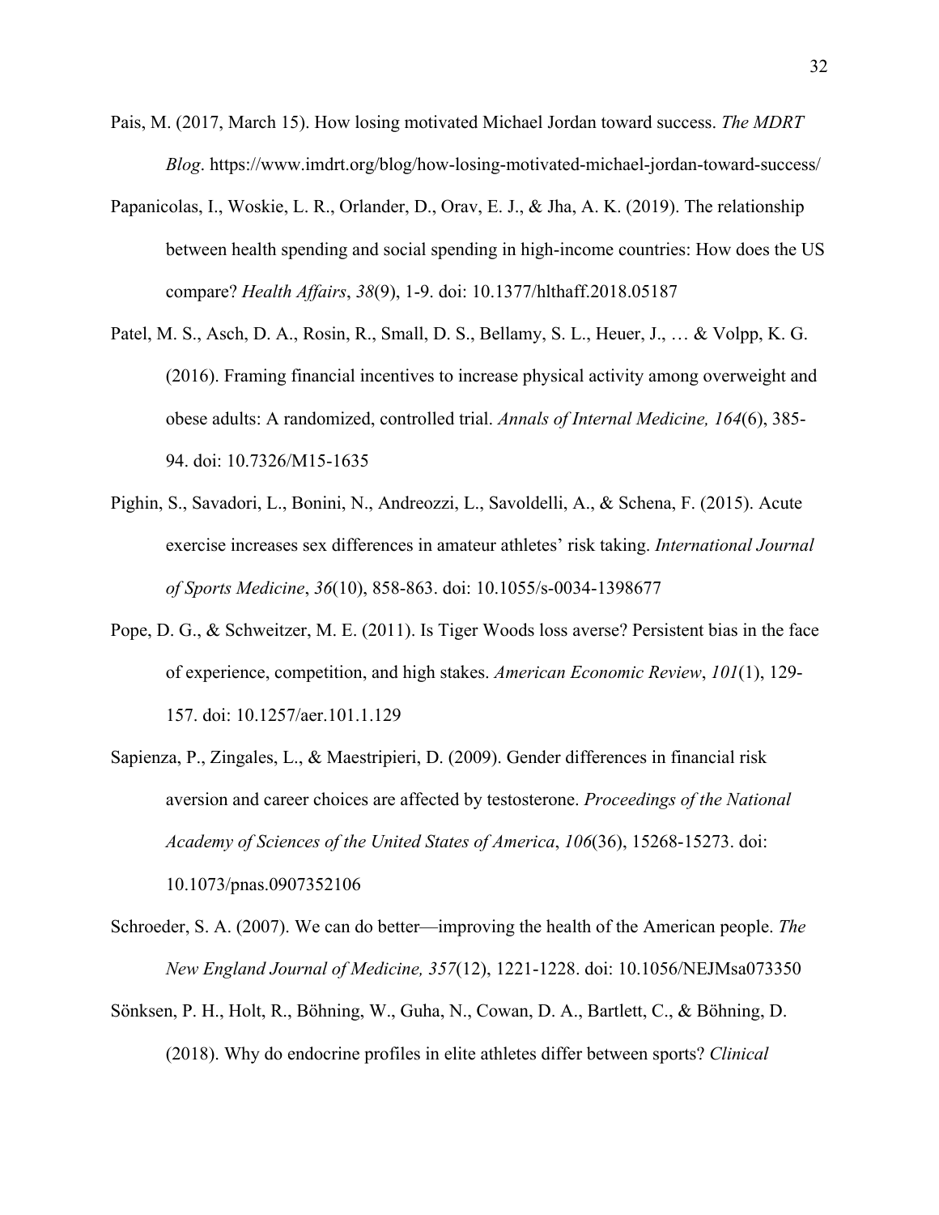Pais, M. (2017, March 15). How losing motivated Michael Jordan toward success. *The MDRT Blog*. https://www.imdrt.org/blog/how-losing-motivated-michael-jordan-toward-success/

Papanicolas, I., Woskie, L. R., Orlander, D., Orav, E. J., & Jha, A. K. (2019). The relationship between health spending and social spending in high-income countries: How does the US compare? *Health Affairs*, *38*(9), 1-9. doi: 10.1377/hlthaff.2018.05187

Patel, M. S., Asch, D. A., Rosin, R., Small, D. S., Bellamy, S. L., Heuer, J., … & Volpp, K. G. (2016). Framing financial incentives to increase physical activity among overweight and obese adults: A randomized, controlled trial. *Annals of Internal Medicine, 164*(6), 385-94. doi: 10.7326/M15-1635

Pighin, S., Savadori, L., Bonini, N., Andreozzi, L., Savoldelli, A., & Schena, F. (2015). Acute exercise increases sex differences in amateur athletes' risk taking. *International Journal of Sports Medicine*, *36*(10), 858-863. doi: 10.1055/s-0034-1398677

Pope, D. G., & Schweitzer, M. E. (2011). Is Tiger Woods loss averse? Persistent bias in the face of experience, competition, and high stakes. *American Economic Review*, *101*(1), 129-157. doi: 10.1257/aer.101.1.129

Sapienza, P., Zingales, L., & Maestripieri, D. (2009). Gender differences in financial risk aversion and career choices are affected by testosterone. *Proceedings of the National Academy of Sciences of the United States of America*, *106*(36), 15268-15273. doi: 10.1073/pnas.0907352106

Schroeder, S. A. (2007). We can do better—improving the health of the American people. *The New England Journal of Medicine, 357*(12), 1221-1228. doi: 10.1056/NEJMsa073350

Sönksen, P. H., Holt, R., Böhning, W., Guha, N., Cowan, D. A., Bartlett, C., & Böhning, D. (2018). Why do endocrine profiles in elite athletes differ between sports? *Clinical*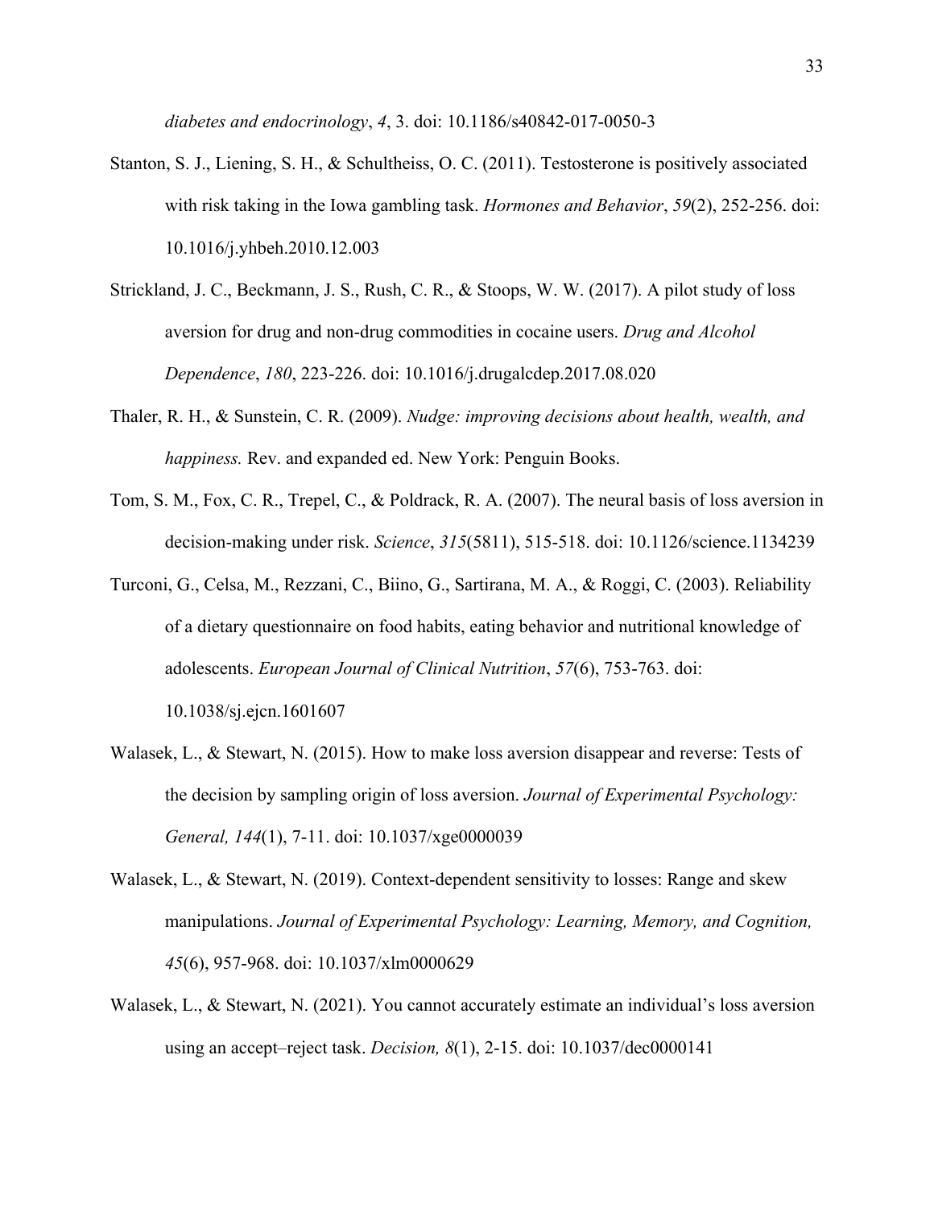*diabetes and endocrinology*, *4*, 3. doi: 10.1186/s40842-017-0050-3

Stanton, S. J., Liening, S. H., & Schultheiss, O. C. (2011). Testosterone is positively associated with risk taking in the Iowa gambling task. *Hormones and Behavior*, *59*(2), 252-256. doi: 10.1016/j.yhbeh.2010.12.003

Strickland, J. C., Beckmann, J. S., Rush, C. R., & Stoops, W. W. (2017). A pilot study of loss aversion for drug and non-drug commodities in cocaine users. *Drug and Alcohol Dependence*, *180*, 223-226. doi: 10.1016/j.drugalcdep.2017.08.020

Thaler, R. H., & Sunstein, C. R. (2009). *Nudge: improving decisions about health, wealth, and happiness.* Rev. and expanded ed. New York: Penguin Books.

Tom, S. M., Fox, C. R., Trepel, C., & Poldrack, R. A. (2007). The neural basis of loss aversion in decision-making under risk. *Science*, *315*(5811), 515-518. doi: 10.1126/science.1134239

Turconi, G., Celsa, M., Rezzani, C., Biino, G., Sartirana, M. A., & Roggi, C. (2003). Reliability of a dietary questionnaire on food habits, eating behavior and nutritional knowledge of adolescents. *European Journal of Clinical Nutrition*, *57*(6), 753-763. doi: 10.1038/sj.ejcn.1601607

Walasek, L., & Stewart, N. (2015). How to make loss aversion disappear and reverse: Tests of the decision by sampling origin of loss aversion. *Journal of Experimental Psychology: General, 144*(1), 7-11. doi: 10.1037/xge0000039

Walasek, L., & Stewart, N. (2019). Context-dependent sensitivity to losses: Range and skew manipulations. *Journal of Experimental Psychology: Learning, Memory, and Cognition, 45*(6), 957-968. doi: 10.1037/xlm0000629

Walasek, L., & Stewart, N. (2021). You cannot accurately estimate an individual's loss aversion using an accept–reject task. *Decision, 8*(1), 2-15. doi: 10.1037/dec0000141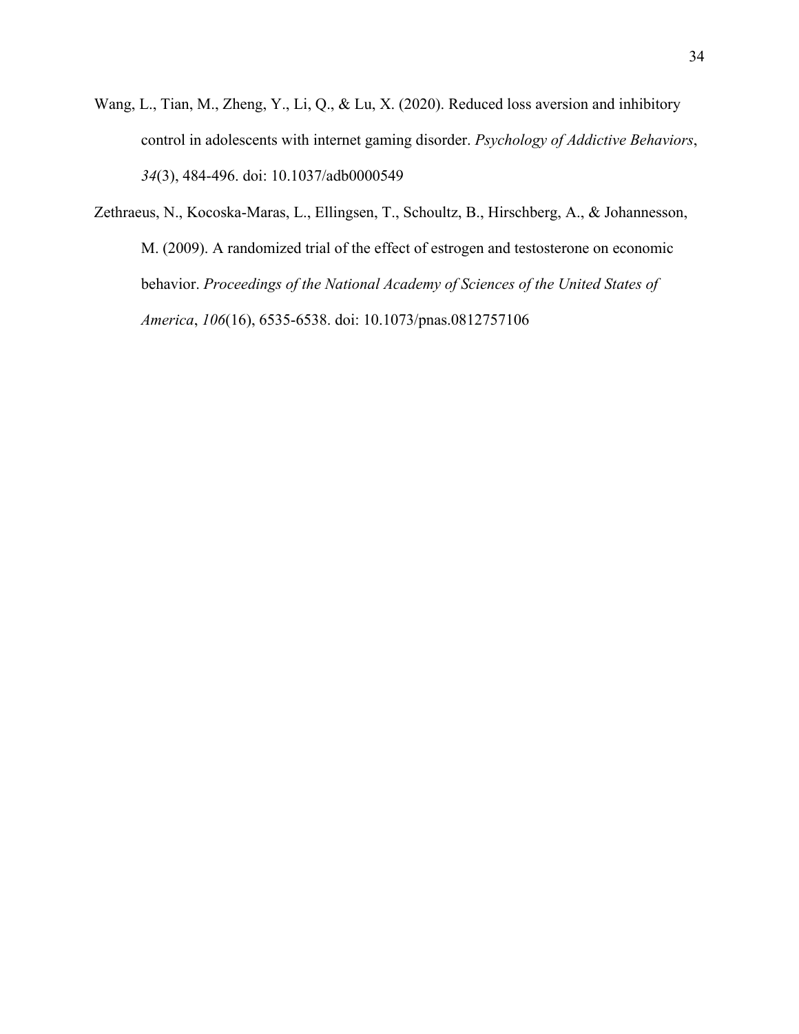Wang, L., Tian, M., Zheng, Y., Li, Q., & Lu, X. (2020). Reduced loss aversion and inhibitory control in adolescents with internet gaming disorder. *Psychology of Addictive Behaviors*, *34*(3), 484-496. doi: 10.1037/adb0000549

Zethraeus, N., Kocoska-Maras, L., Ellingsen, T., Schoultz, B., Hirschberg, A., & Johannesson, M. (2009). A randomized trial of the effect of estrogen and testosterone on economic behavior. *Proceedings of the National Academy of Sciences of the United States of America*, *106*(16), 6535-6538. doi: 10.1073/pnas.0812757106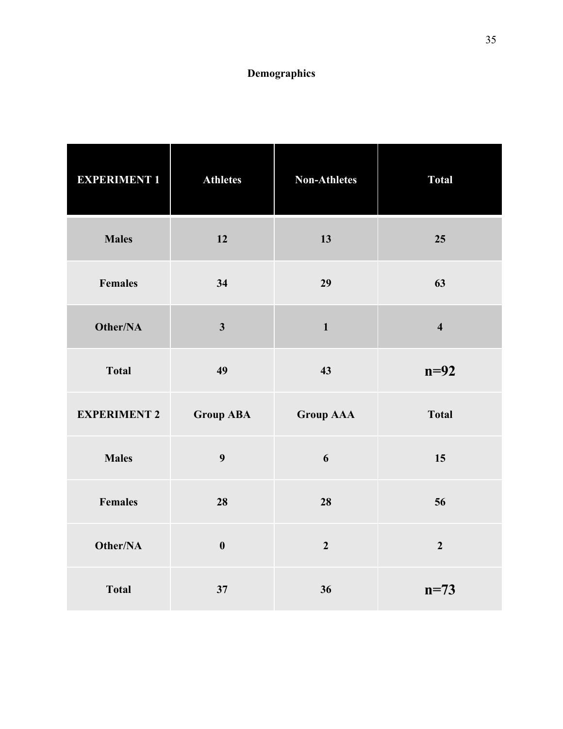## Demographics

| **EXPERIMENT 1** | **Athletes** | **Non-Athletes** | **Total** |
|---|---|---|---|
| **Males** | **12** | **13** | **25** |
| **Females** | **34** | **29** | **63** |
| **Other/NA** | **3** | **1** | **4** |
| **Total** | **49** | **43** | **n=92** |
| **EXPERIMENT 2** | **Group ABA** | **Group AAA** | **Total** |
| **Males** | **9** | **6** | **15** |
| **Females** | **28** | **28** | **56** |
| **Other/NA** | **0** | **2** | **2** |
| **Total** | **37** | **36** | **n=73** |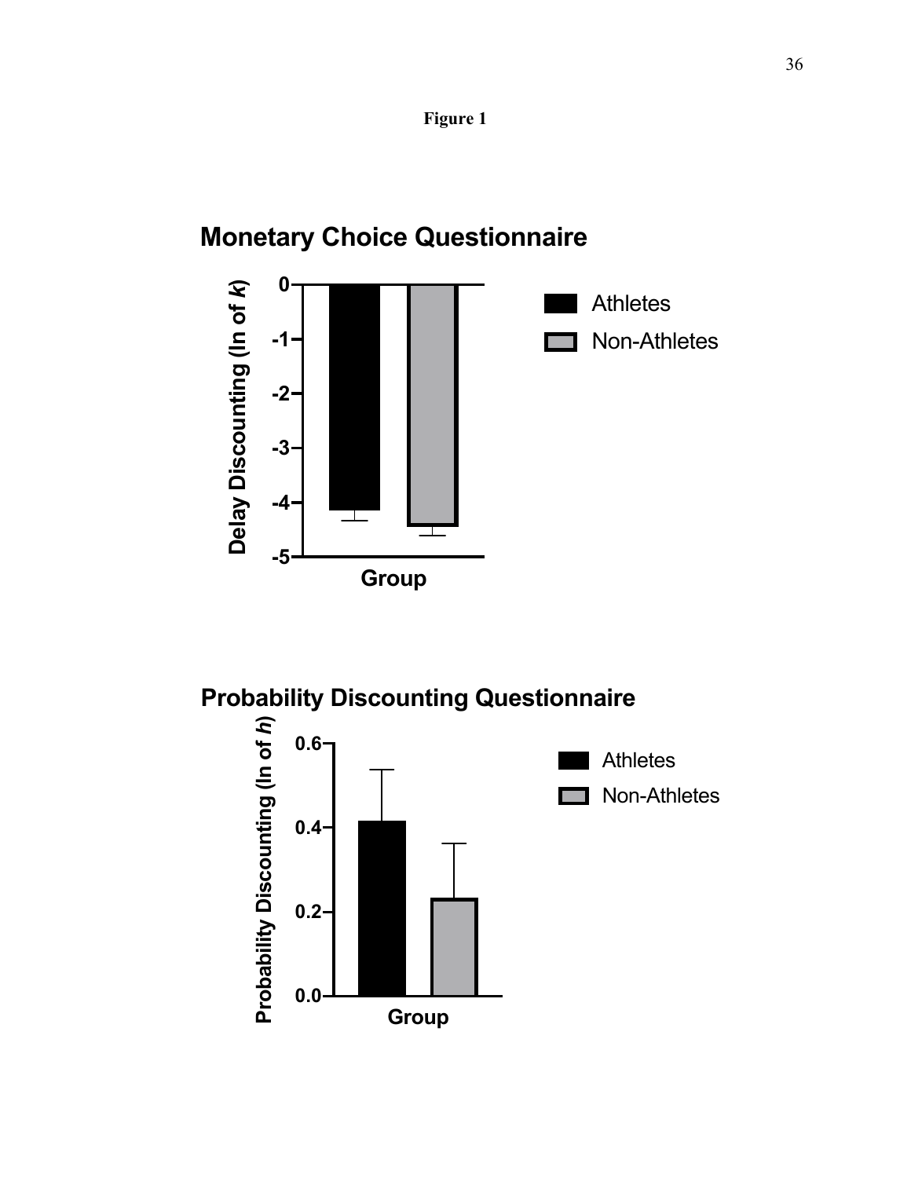**Figure 1**

## Monetary Choice Questionnaire

## Probability Discounting Questionnaire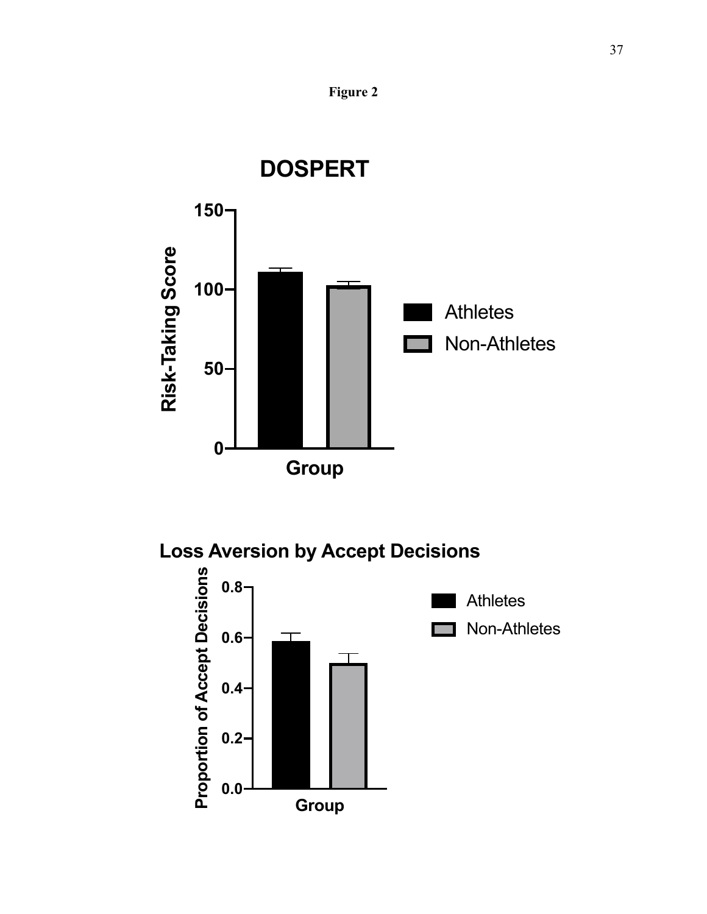**Figure 2**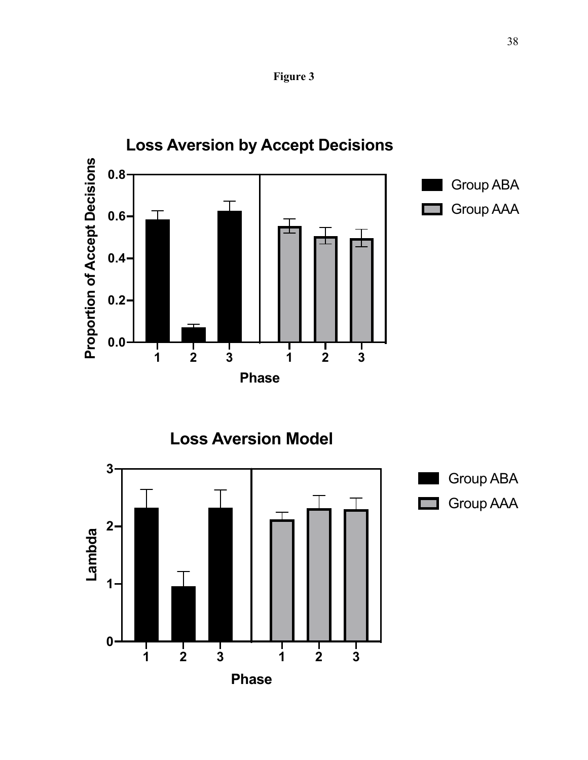**Figure 3**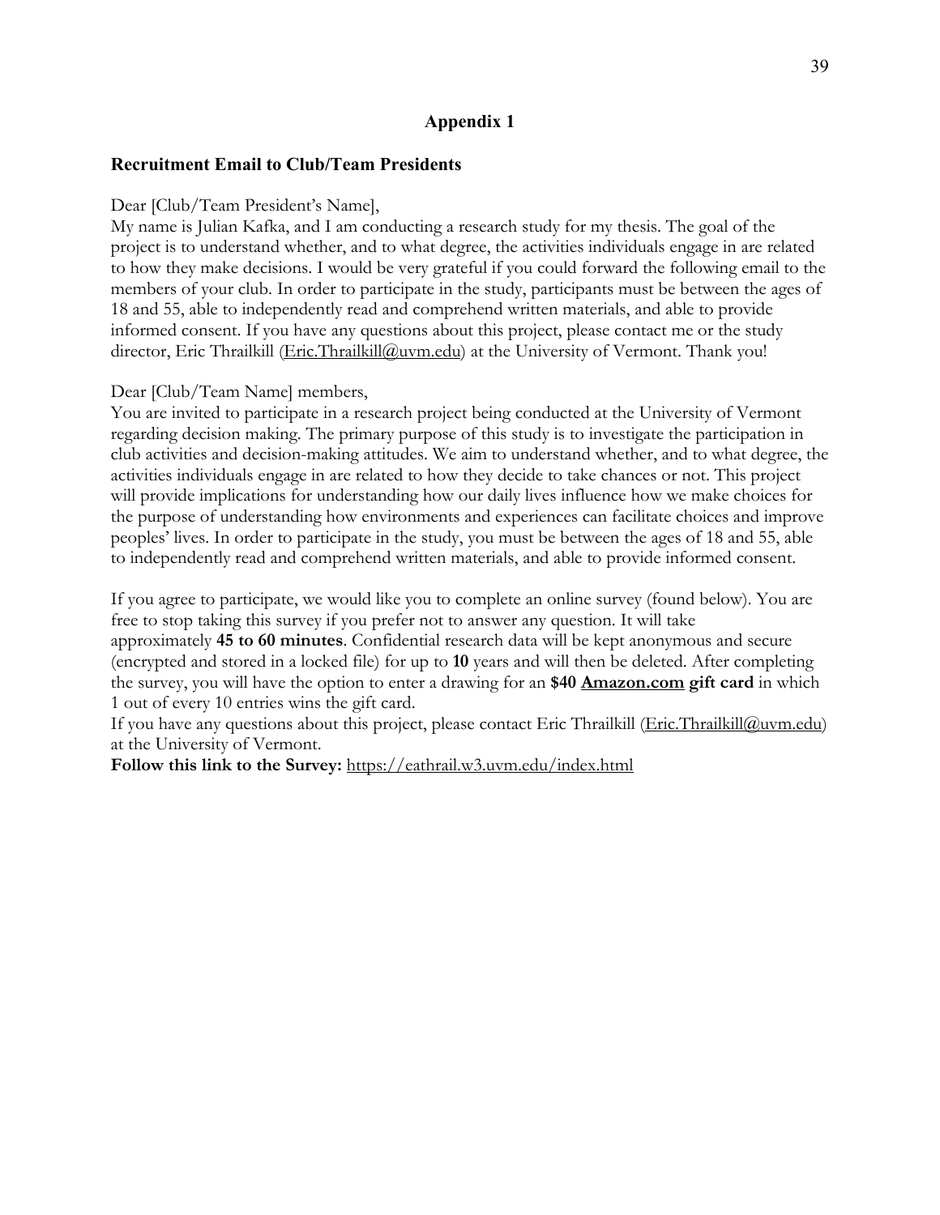## Appendix 1

### Recruitment Email to Club/Team Presidents

Dear [Club/Team President's Name],
My name is Julian Kafka, and I am conducting a research study for my thesis. The goal of the project is to understand whether, and to what degree, the activities individuals engage in are related to how they make decisions. I would be very grateful if you could forward the following email to the members of your club. In order to participate in the study, participants must be between the ages of 18 and 55, able to independently read and comprehend written materials, and able to provide informed consent. If you have any questions about this project, please contact me or the study director, Eric Thrailkill (Eric.Thrailkill@uvm.edu) at the University of Vermont. Thank you!

Dear [Club/Team Name] members,
You are invited to participate in a research project being conducted at the University of Vermont regarding decision making. The primary purpose of this study is to investigate the participation in club activities and decision-making attitudes. We aim to understand whether, and to what degree, the activities individuals engage in are related to how they decide to take chances or not. This project will provide implications for understanding how our daily lives influence how we make choices for the purpose of understanding how environments and experiences can facilitate choices and improve peoples' lives. In order to participate in the study, you must be between the ages of 18 and 55, able to independently read and comprehend written materials, and able to provide informed consent.

If you agree to participate, we would like you to complete an online survey (found below). You are free to stop taking this survey if you prefer not to answer any question. It will take approximately **45 to 60 minutes**. Confidential research data will be kept anonymous and secure (encrypted and stored in a locked file) for up to **10** years and will then be deleted. After completing the survey, you will have the option to enter a drawing for an **$40 Amazon.com gift card** in which 1 out of every 10 entries wins the gift card.
If you have any questions about this project, please contact Eric Thrailkill (Eric.Thrailkill@uvm.edu) at the University of Vermont.
**Follow this link to the Survey:** https://eathrail.w3.uvm.edu/index.html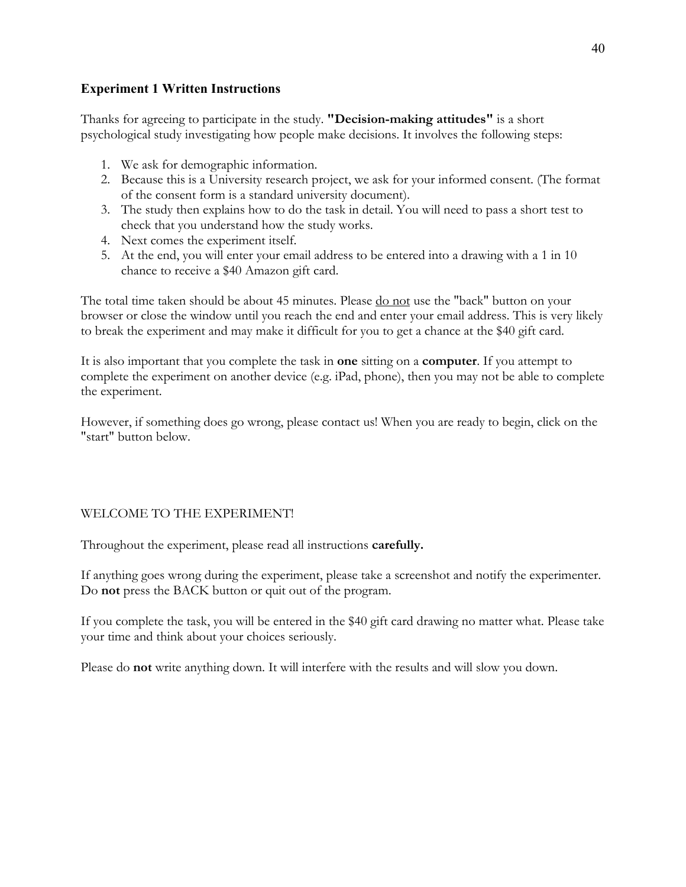### Experiment 1 Written Instructions

Thanks for agreeing to participate in the study. **"Decision-making attitudes"** is a short psychological study investigating how people make decisions. It involves the following steps:

1. We ask for demographic information.
2. Because this is a University research project, we ask for your informed consent. (The format of the consent form is a standard university document).
3. The study then explains how to do the task in detail. You will need to pass a short test to check that you understand how the study works.
4. Next comes the experiment itself.
5. At the end, you will enter your email address to be entered into a drawing with a 1 in 10 chance to receive a $40 Amazon gift card.

The total time taken should be about 45 minutes. Please <u>do not</u> use the "back" button on your browser or close the window until you reach the end and enter your email address. This is very likely to break the experiment and may make it difficult for you to get a chance at the $40 gift card.

It is also important that you complete the task in **one** sitting on a **computer**. If you attempt to complete the experiment on another device (e.g. iPad, phone), then you may not be able to complete the experiment.

However, if something does go wrong, please contact us! When you are ready to begin, click on the "start" button below.

WELCOME TO THE EXPERIMENT!

Throughout the experiment, please read all instructions **carefully.**

If anything goes wrong during the experiment, please take a screenshot and notify the experimenter. Do **not** press the BACK button or quit out of the program.

If you complete the task, you will be entered in the $40 gift card drawing no matter what. Please take your time and think about your choices seriously.

Please do **not** write anything down. It will interfere with the results and will slow you down.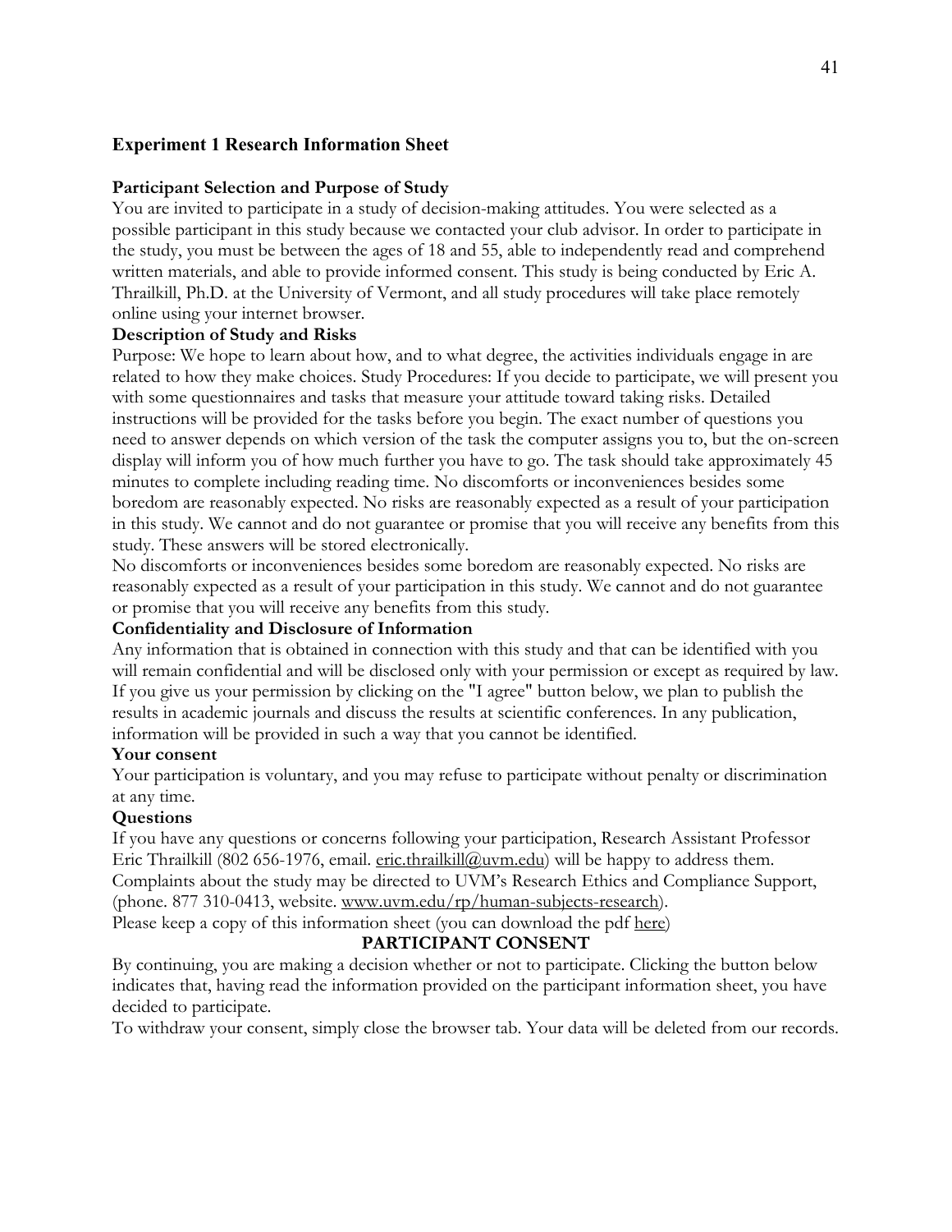**Experiment 1 Research Information Sheet**

**Participant Selection and Purpose of Study**

You are invited to participate in a study of decision-making attitudes. You were selected as a possible participant in this study because we contacted your club advisor. In order to participate in the study, you must be between the ages of 18 and 55, able to independently read and comprehend written materials, and able to provide informed consent. This study is being conducted by Eric A. Thrailkill, Ph.D. at the University of Vermont, and all study procedures will take place remotely online using your internet browser.

**Description of Study and Risks**

Purpose: We hope to learn about how, and to what degree, the activities individuals engage in are related to how they make choices. Study Procedures: If you decide to participate, we will present you with some questionnaires and tasks that measure your attitude toward taking risks. Detailed instructions will be provided for the tasks before you begin. The exact number of questions you need to answer depends on which version of the task the computer assigns you to, but the on-screen display will inform you of how much further you have to go. The task should take approximately 45 minutes to complete including reading time. No discomforts or inconveniences besides some boredom are reasonably expected. No risks are reasonably expected as a result of your participation in this study. We cannot and do not guarantee or promise that you will receive any benefits from this study. These answers will be stored electronically.

No discomforts or inconveniences besides some boredom are reasonably expected. No risks are reasonably expected as a result of your participation in this study. We cannot and do not guarantee or promise that you will receive any benefits from this study.

**Confidentiality and Disclosure of Information**

Any information that is obtained in connection with this study and that can be identified with you will remain confidential and will be disclosed only with your permission or except as required by law. If you give us your permission by clicking on the "I agree" button below, we plan to publish the results in academic journals and discuss the results at scientific conferences. In any publication, information will be provided in such a way that you cannot be identified.

**Your consent**

Your participation is voluntary, and you may refuse to participate without penalty or discrimination at any time.

**Questions**

If you have any questions or concerns following your participation, Research Assistant Professor Eric Thrailkill (802 656-1976, email. eric.thrailkill@uvm.edu) will be happy to address them. Complaints about the study may be directed to UVM's Research Ethics and Compliance Support, (phone. 877 310-0413, website. www.uvm.edu/rp/human-subjects-research).

Please keep a copy of this information sheet (you can download the pdf here)

**PARTICIPANT CONSENT**

By continuing, you are making a decision whether or not to participate. Clicking the button below indicates that, having read the information provided on the participant information sheet, you have decided to participate.

To withdraw your consent, simply close the browser tab. Your data will be deleted from our records.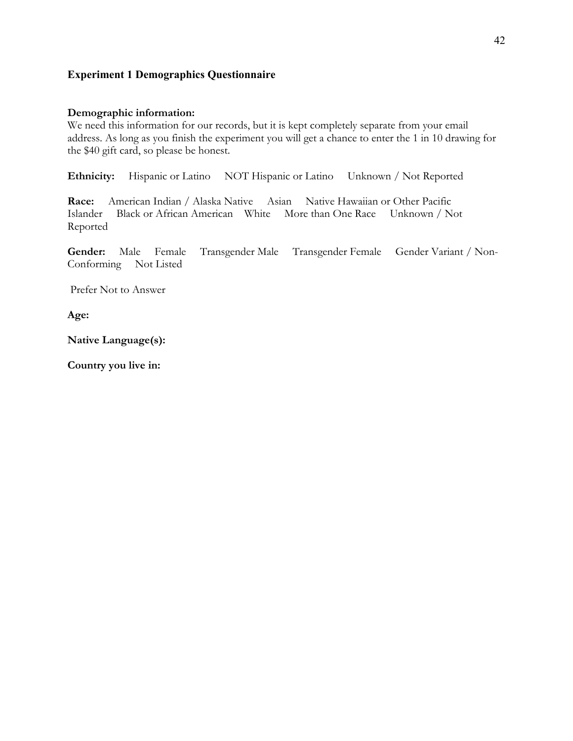## Experiment 1 Demographics Questionnaire

**Demographic information:**
We need this information for our records, but it is kept completely separate from your email address. As long as you finish the experiment you will get a chance to enter the 1 in 10 drawing for the $40 gift card, so please be honest.

**Ethnicity:** Hispanic or Latino NOT Hispanic or Latino Unknown / Not Reported

**Race:** American Indian / Alaska Native Asian Native Hawaiian or Other Pacific Islander Black or African American White More than One Race Unknown / Not Reported

**Gender:** Male Female Transgender Male Transgender Female Gender Variant / Non-Conforming Not Listed

Prefer Not to Answer

**Age:**

**Native Language(s):**

**Country you live in:**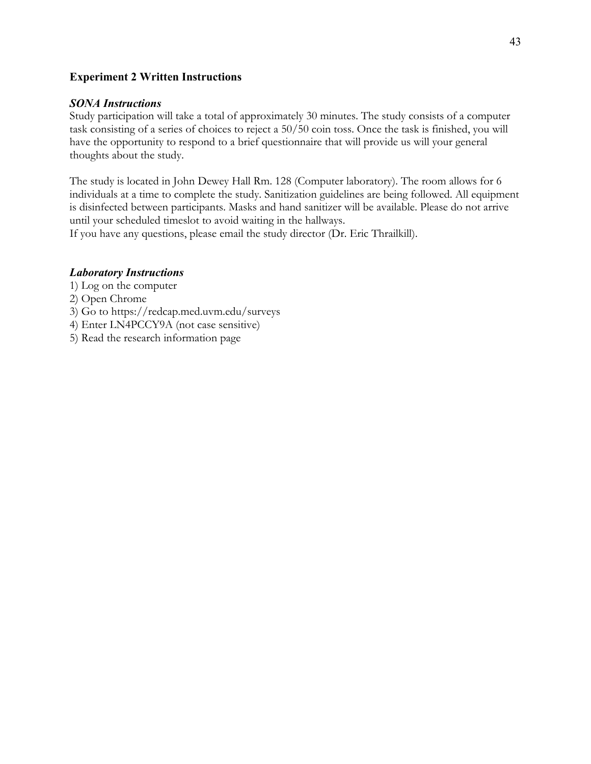## Experiment 2 Written Instructions

### *SONA Instructions*

Study participation will take a total of approximately 30 minutes. The study consists of a computer task consisting of a series of choices to reject a 50/50 coin toss. Once the task is finished, you will have the opportunity to respond to a brief questionnaire that will provide us will your general thoughts about the study.

The study is located in John Dewey Hall Rm. 128 (Computer laboratory). The room allows for 6 individuals at a time to complete the study. Sanitization guidelines are being followed. All equipment is disinfected between participants. Masks and hand sanitizer will be available. Please do not arrive until your scheduled timeslot to avoid waiting in the hallways.
If you have any questions, please email the study director (Dr. Eric Thrailkill).

### *Laboratory Instructions*

1) Log on the computer
2) Open Chrome
3) Go to https://redcap.med.uvm.edu/surveys
4) Enter LN4PCCY9A (not case sensitive)
5) Read the research information page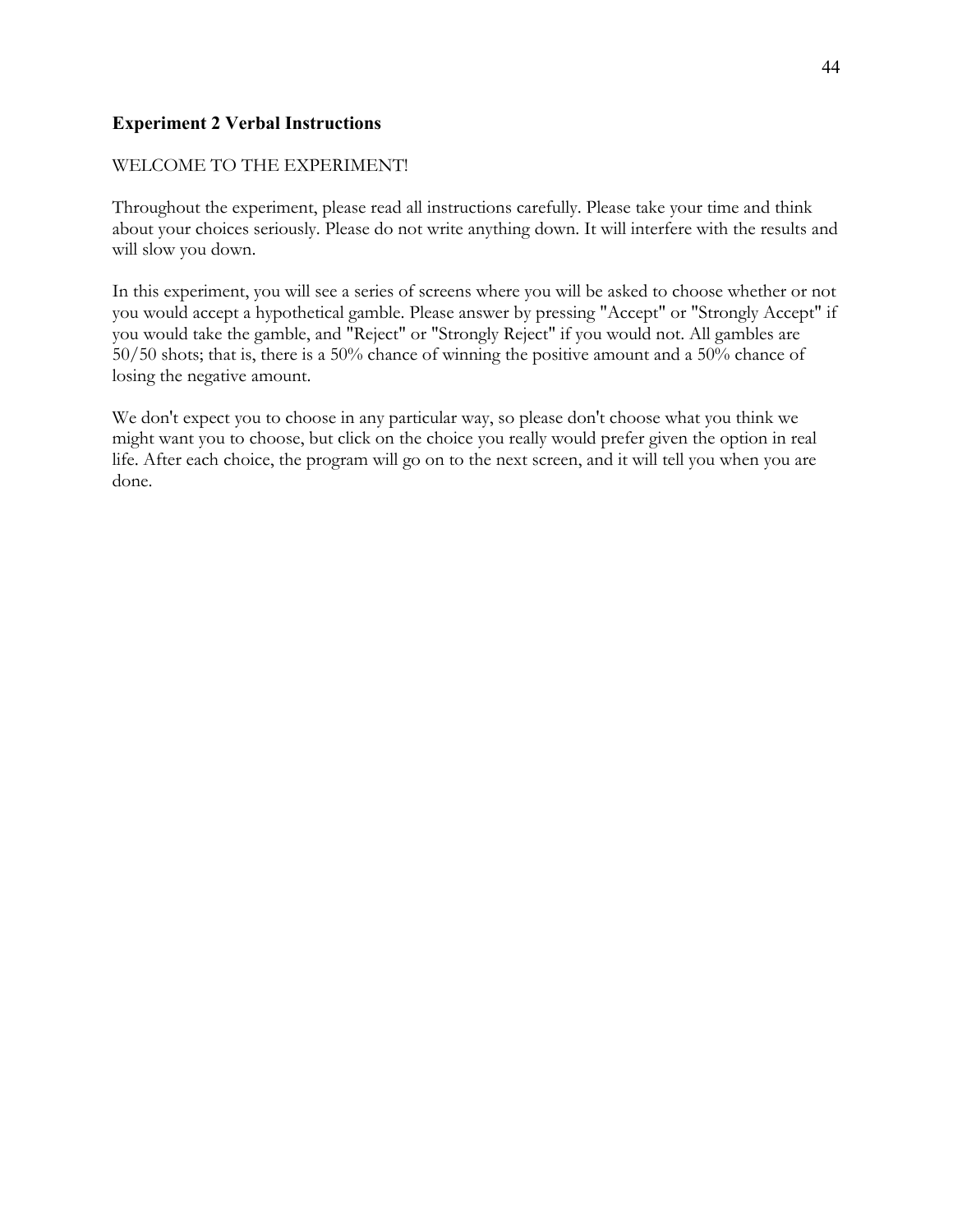### Experiment 2 Verbal Instructions

WELCOME TO THE EXPERIMENT!

Throughout the experiment, please read all instructions carefully. Please take your time and think about your choices seriously. Please do not write anything down. It will interfere with the results and will slow you down.

In this experiment, you will see a series of screens where you will be asked to choose whether or not you would accept a hypothetical gamble. Please answer by pressing "Accept" or "Strongly Accept" if you would take the gamble, and "Reject" or "Strongly Reject" if you would not. All gambles are 50/50 shots; that is, there is a 50% chance of winning the positive amount and a 50% chance of losing the negative amount.

We don't expect you to choose in any particular way, so please don't choose what you think we might want you to choose, but click on the choice you really would prefer given the option in real life. After each choice, the program will go on to the next screen, and it will tell you when you are done.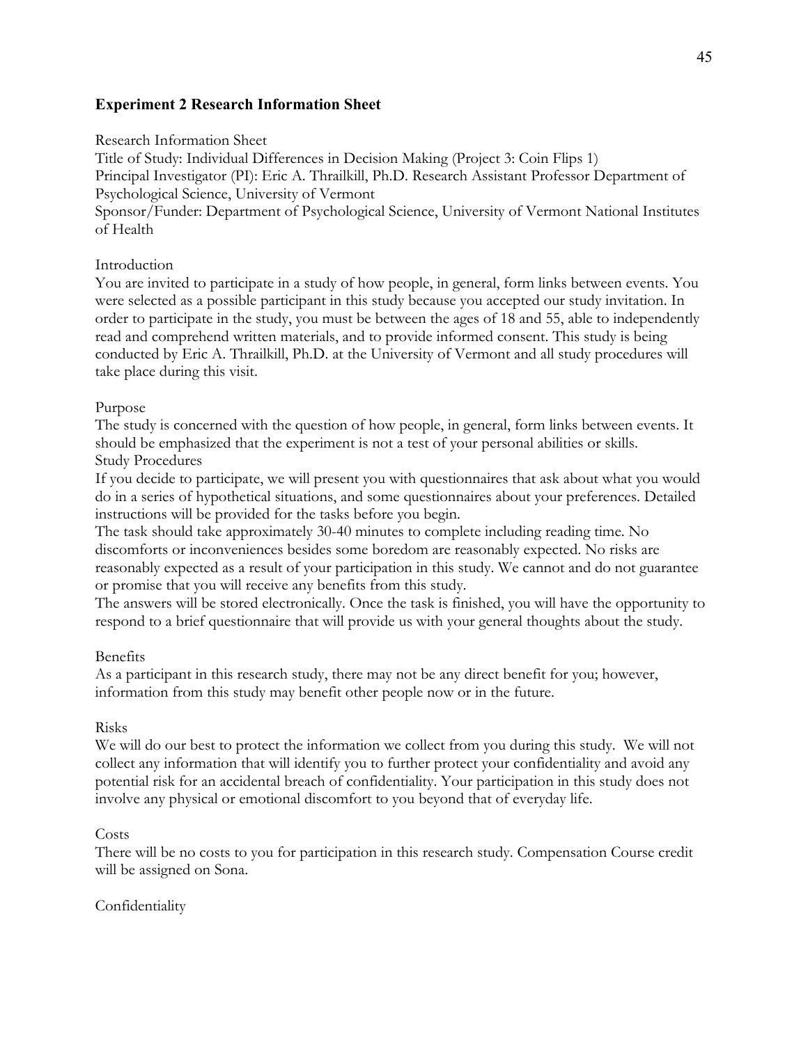## Experiment 2 Research Information Sheet

Research Information Sheet
Title of Study: Individual Differences in Decision Making (Project 3: Coin Flips 1)
Principal Investigator (PI): Eric A. Thrailkill, Ph.D. Research Assistant Professor Department of Psychological Science, University of Vermont
Sponsor/Funder: Department of Psychological Science, University of Vermont National Institutes of Health

Introduction
You are invited to participate in a study of how people, in general, form links between events. You were selected as a possible participant in this study because you accepted our study invitation. In order to participate in the study, you must be between the ages of 18 and 55, able to independently read and comprehend written materials, and to provide informed consent. This study is being conducted by Eric A. Thrailkill, Ph.D. at the University of Vermont and all study procedures will take place during this visit.

Purpose
The study is concerned with the question of how people, in general, form links between events. It should be emphasized that the experiment is not a test of your personal abilities or skills.
Study Procedures
If you decide to participate, we will present you with questionnaires that ask about what you would do in a series of hypothetical situations, and some questionnaires about your preferences. Detailed instructions will be provided for the tasks before you begin.
The task should take approximately 30-40 minutes to complete including reading time. No discomforts or inconveniences besides some boredom are reasonably expected. No risks are reasonably expected as a result of your participation in this study. We cannot and do not guarantee or promise that you will receive any benefits from this study.
The answers will be stored electronically. Once the task is finished, you will have the opportunity to respond to a brief questionnaire that will provide us with your general thoughts about the study.

Benefits
As a participant in this research study, there may not be any direct benefit for you; however, information from this study may benefit other people now or in the future.

Risks
We will do our best to protect the information we collect from you during this study. We will not collect any information that will identify you to further protect your confidentiality and avoid any potential risk for an accidental breach of confidentiality. Your participation in this study does not involve any physical or emotional discomfort to you beyond that of everyday life.

Costs
There will be no costs to you for participation in this research study. Compensation Course credit will be assigned on Sona.

Confidentiality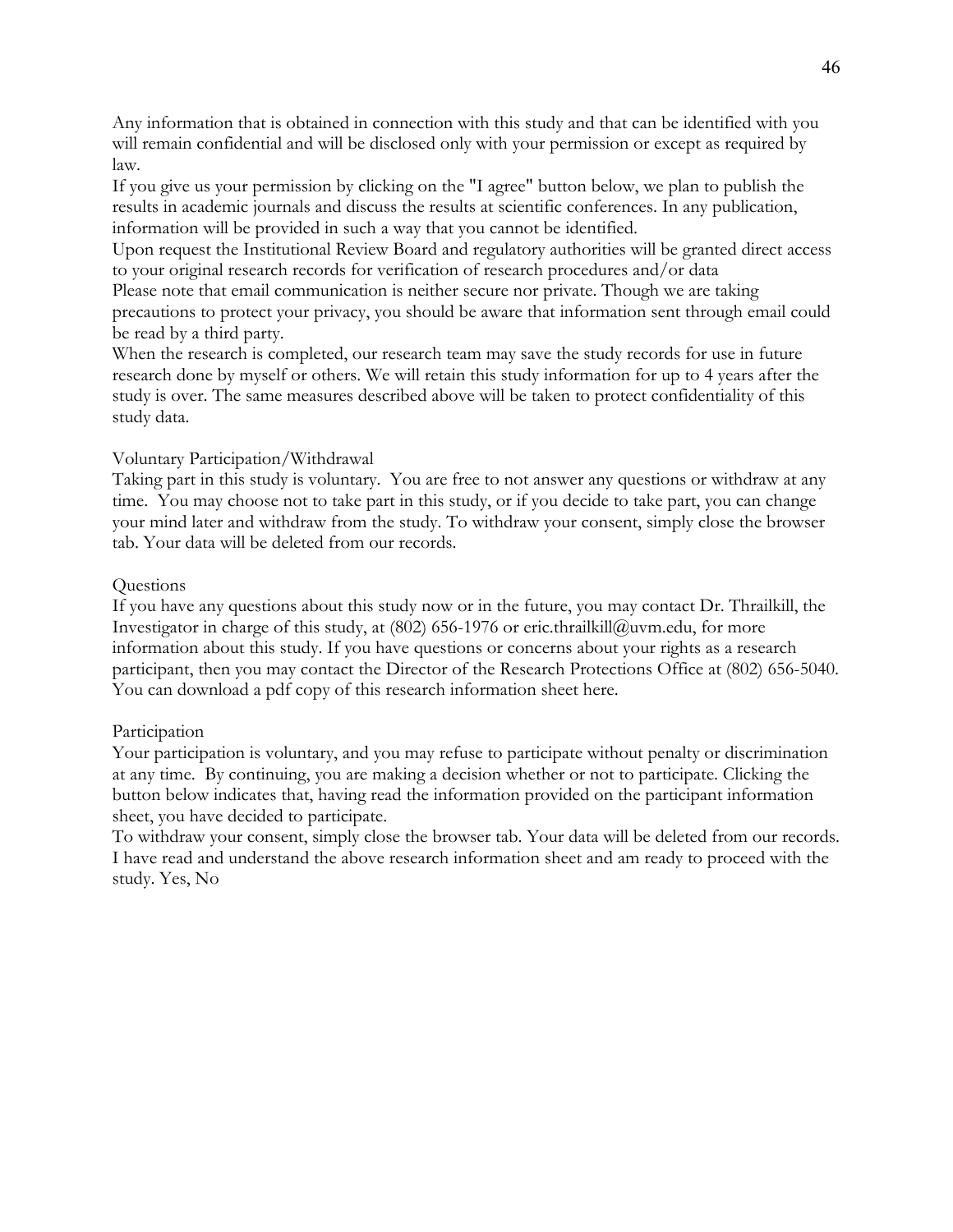Any information that is obtained in connection with this study and that can be identified with you will remain confidential and will be disclosed only with your permission or except as required by law.

If you give us your permission by clicking on the "I agree" button below, we plan to publish the results in academic journals and discuss the results at scientific conferences. In any publication, information will be provided in such a way that you cannot be identified.

Upon request the Institutional Review Board and regulatory authorities will be granted direct access to your original research records for verification of research procedures and/or data

Please note that email communication is neither secure nor private. Though we are taking precautions to protect your privacy, you should be aware that information sent through email could be read by a third party.

When the research is completed, our research team may save the study records for use in future research done by myself or others. We will retain this study information for up to 4 years after the study is over. The same measures described above will be taken to protect confidentiality of this study data.

Voluntary Participation/Withdrawal

Taking part in this study is voluntary. You are free to not answer any questions or withdraw at any time. You may choose not to take part in this study, or if you decide to take part, you can change your mind later and withdraw from the study. To withdraw your consent, simply close the browser tab. Your data will be deleted from our records.

Questions

If you have any questions about this study now or in the future, you may contact Dr. Thrailkill, the Investigator in charge of this study, at (802) 656-1976 or eric.thrailkill@uvm.edu, for more information about this study. If you have questions or concerns about your rights as a research participant, then you may contact the Director of the Research Protections Office at (802) 656-5040. You can download a pdf copy of this research information sheet here.

Participation

Your participation is voluntary, and you may refuse to participate without penalty or discrimination at any time. By continuing, you are making a decision whether or not to participate. Clicking the button below indicates that, having read the information provided on the participant information sheet, you have decided to participate.

To withdraw your consent, simply close the browser tab. Your data will be deleted from our records.

I have read and understand the above research information sheet and am ready to proceed with the study. Yes, No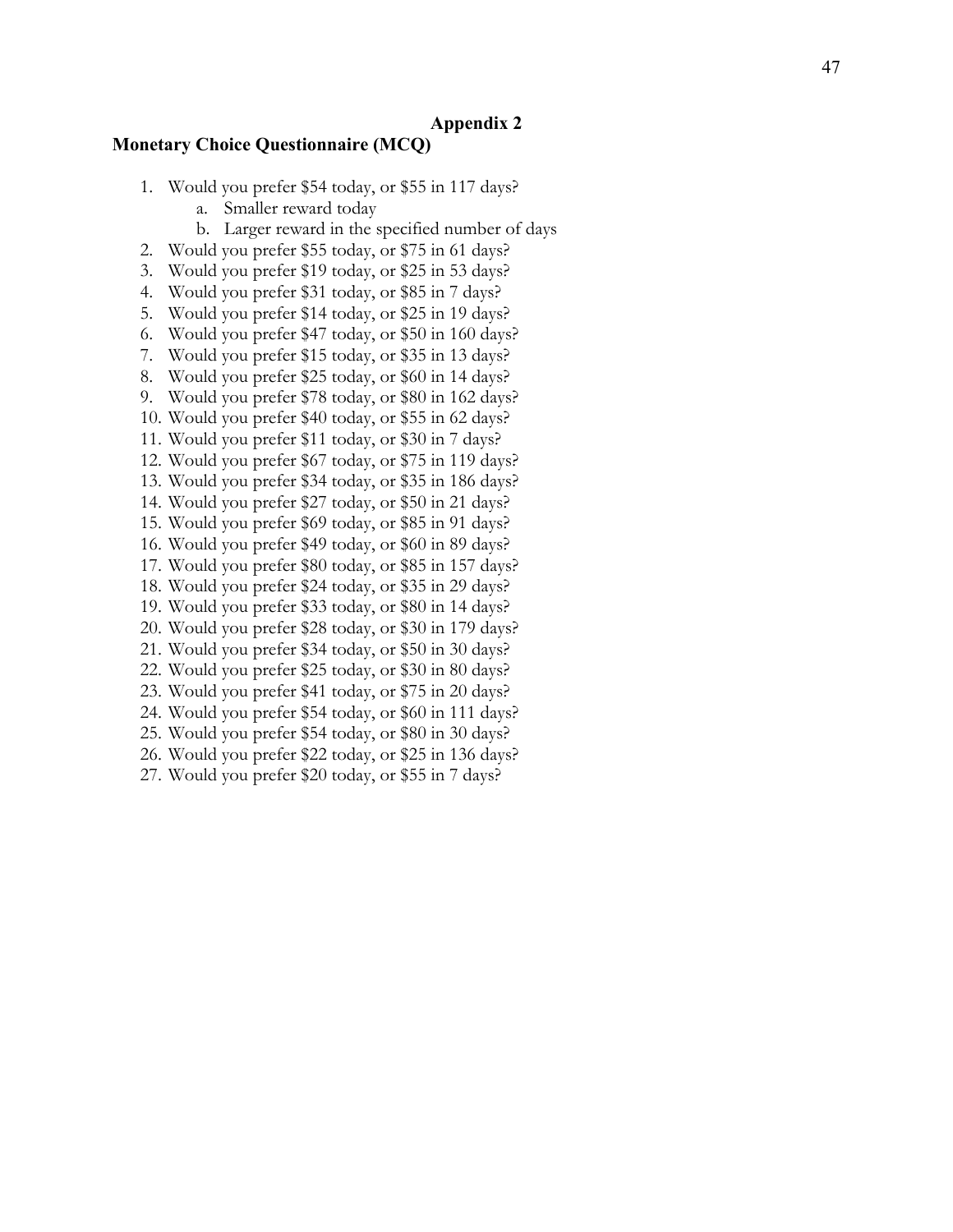## Appendix 2

### Monetary Choice Questionnaire (MCQ)

1. Would you prefer $54 today, or $55 in 117 days?
   a. Smaller reward today
   b. Larger reward in the specified number of days
2. Would you prefer $55 today, or $75 in 61 days?
3. Would you prefer $19 today, or $25 in 53 days?
4. Would you prefer $31 today, or $85 in 7 days?
5. Would you prefer $14 today, or $25 in 19 days?
6. Would you prefer $47 today, or $50 in 160 days?
7. Would you prefer $15 today, or $35 in 13 days?
8. Would you prefer $25 today, or $60 in 14 days?
9. Would you prefer $78 today, or $80 in 162 days?
10. Would you prefer $40 today, or $55 in 62 days?
11. Would you prefer $11 today, or $30 in 7 days?
12. Would you prefer $67 today, or $75 in 119 days?
13. Would you prefer $34 today, or $35 in 186 days?
14. Would you prefer $27 today, or $50 in 21 days?
15. Would you prefer $69 today, or $85 in 91 days?
16. Would you prefer $49 today, or $60 in 89 days?
17. Would you prefer $80 today, or $85 in 157 days?
18. Would you prefer $24 today, or $35 in 29 days?
19. Would you prefer $33 today, or $80 in 14 days?
20. Would you prefer $28 today, or $30 in 179 days?
21. Would you prefer $34 today, or $50 in 30 days?
22. Would you prefer $25 today, or $30 in 80 days?
23. Would you prefer $41 today, or $75 in 20 days?
24. Would you prefer $54 today, or $60 in 111 days?
25. Would you prefer $54 today, or $80 in 30 days?
26. Would you prefer $22 today, or $25 in 136 days?
27. Would you prefer $20 today, or $55 in 7 days?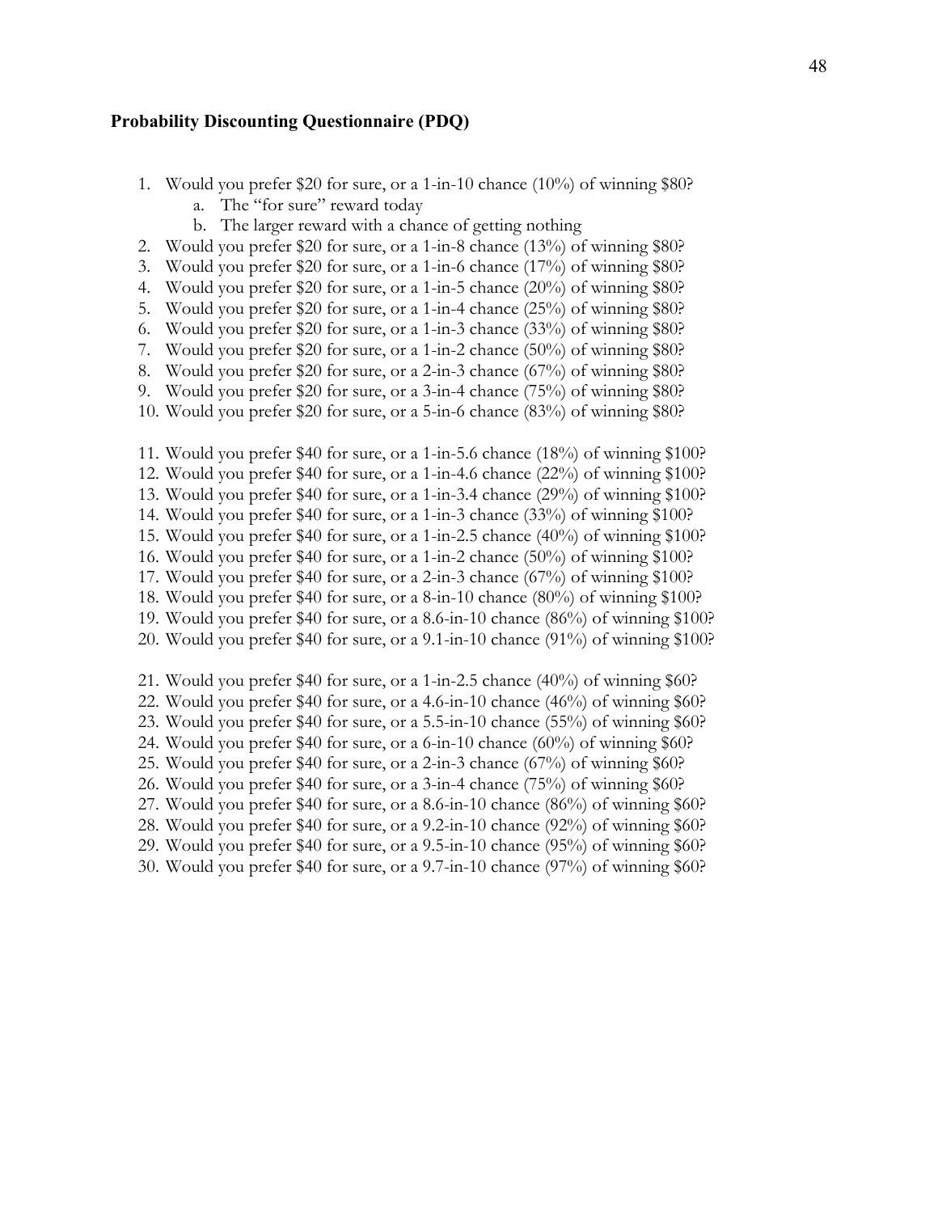**Probability Discounting Questionnaire (PDQ)**

1. Would you prefer $20 for sure, or a 1-in-10 chance (10%) of winning $80?
   a. The "for sure" reward today
   b. The larger reward with a chance of getting nothing
2. Would you prefer $20 for sure, or a 1-in-8 chance (13%) of winning $80?
3. Would you prefer $20 for sure, or a 1-in-6 chance (17%) of winning $80?
4. Would you prefer $20 for sure, or a 1-in-5 chance (20%) of winning $80?
5. Would you prefer $20 for sure, or a 1-in-4 chance (25%) of winning $80?
6. Would you prefer $20 for sure, or a 1-in-3 chance (33%) of winning $80?
7. Would you prefer $20 for sure, or a 1-in-2 chance (50%) of winning $80?
8. Would you prefer $20 for sure, or a 2-in-3 chance (67%) of winning $80?
9. Would you prefer $20 for sure, or a 3-in-4 chance (75%) of winning $80?
10. Would you prefer $20 for sure, or a 5-in-6 chance (83%) of winning $80?

11. Would you prefer $40 for sure, or a 1-in-5.6 chance (18%) of winning $100?
12. Would you prefer $40 for sure, or a 1-in-4.6 chance (22%) of winning $100?
13. Would you prefer $40 for sure, or a 1-in-3.4 chance (29%) of winning $100?
14. Would you prefer $40 for sure, or a 1-in-3 chance (33%) of winning $100?
15. Would you prefer $40 for sure, or a 1-in-2.5 chance (40%) of winning $100?
16. Would you prefer $40 for sure, or a 1-in-2 chance (50%) of winning $100?
17. Would you prefer $40 for sure, or a 2-in-3 chance (67%) of winning $100?
18. Would you prefer $40 for sure, or a 8-in-10 chance (80%) of winning $100?
19. Would you prefer $40 for sure, or a 8.6-in-10 chance (86%) of winning $100?
20. Would you prefer $40 for sure, or a 9.1-in-10 chance (91%) of winning $100?

21. Would you prefer $40 for sure, or a 1-in-2.5 chance (40%) of winning $60?
22. Would you prefer $40 for sure, or a 4.6-in-10 chance (46%) of winning $60?
23. Would you prefer $40 for sure, or a 5.5-in-10 chance (55%) of winning $60?
24. Would you prefer $40 for sure, or a 6-in-10 chance (60%) of winning $60?
25. Would you prefer $40 for sure, or a 2-in-3 chance (67%) of winning $60?
26. Would you prefer $40 for sure, or a 3-in-4 chance (75%) of winning $60?
27. Would you prefer $40 for sure, or a 8.6-in-10 chance (86%) of winning $60?
28. Would you prefer $40 for sure, or a 9.2-in-10 chance (92%) of winning $60?
29. Would you prefer $40 for sure, or a 9.5-in-10 chance (95%) of winning $60?
30. Would you prefer $40 for sure, or a 9.7-in-10 chance (97%) of winning $60?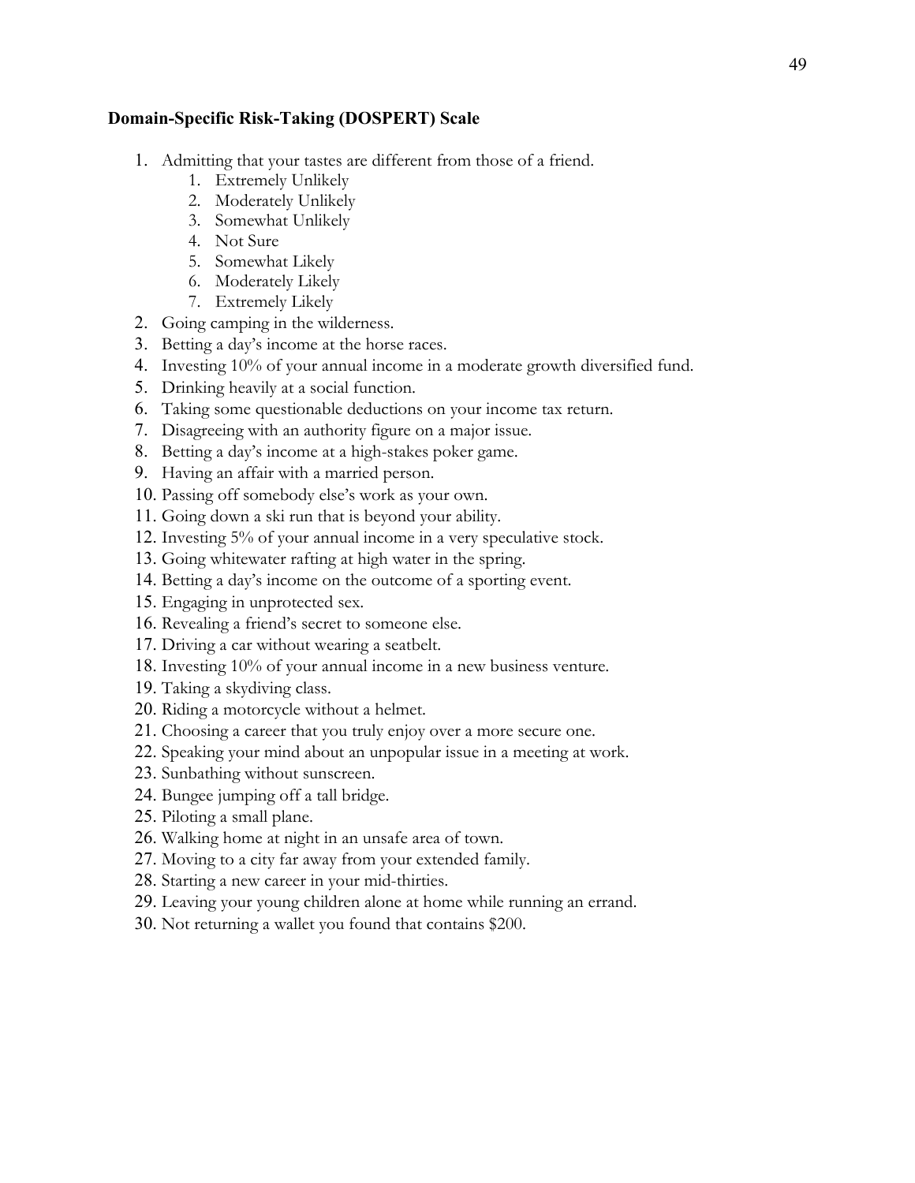### Domain-Specific Risk-Taking (DOSPERT) Scale

1. Admitting that your tastes are different from those of a friend.
    1. Extremely Unlikely
    2. Moderately Unlikely
    3. Somewhat Unlikely
    4. Not Sure
    5. Somewhat Likely
    6. Moderately Likely
    7. Extremely Likely
2. Going camping in the wilderness.
3. Betting a day's income at the horse races.
4. Investing 10% of your annual income in a moderate growth diversified fund.
5. Drinking heavily at a social function.
6. Taking some questionable deductions on your income tax return.
7. Disagreeing with an authority figure on a major issue.
8. Betting a day's income at a high-stakes poker game.
9. Having an affair with a married person.
10. Passing off somebody else's work as your own.
11. Going down a ski run that is beyond your ability.
12. Investing 5% of your annual income in a very speculative stock.
13. Going whitewater rafting at high water in the spring.
14. Betting a day's income on the outcome of a sporting event.
15. Engaging in unprotected sex.
16. Revealing a friend's secret to someone else.
17. Driving a car without wearing a seatbelt.
18. Investing 10% of your annual income in a new business venture.
19. Taking a skydiving class.
20. Riding a motorcycle without a helmet.
21. Choosing a career that you truly enjoy over a more secure one.
22. Speaking your mind about an unpopular issue in a meeting at work.
23. Sunbathing without sunscreen.
24. Bungee jumping off a tall bridge.
25. Piloting a small plane.
26. Walking home at night in an unsafe area of town.
27. Moving to a city far away from your extended family.
28. Starting a new career in your mid-thirties.
29. Leaving your young children alone at home while running an errand.
30. Not returning a wallet you found that contains $200.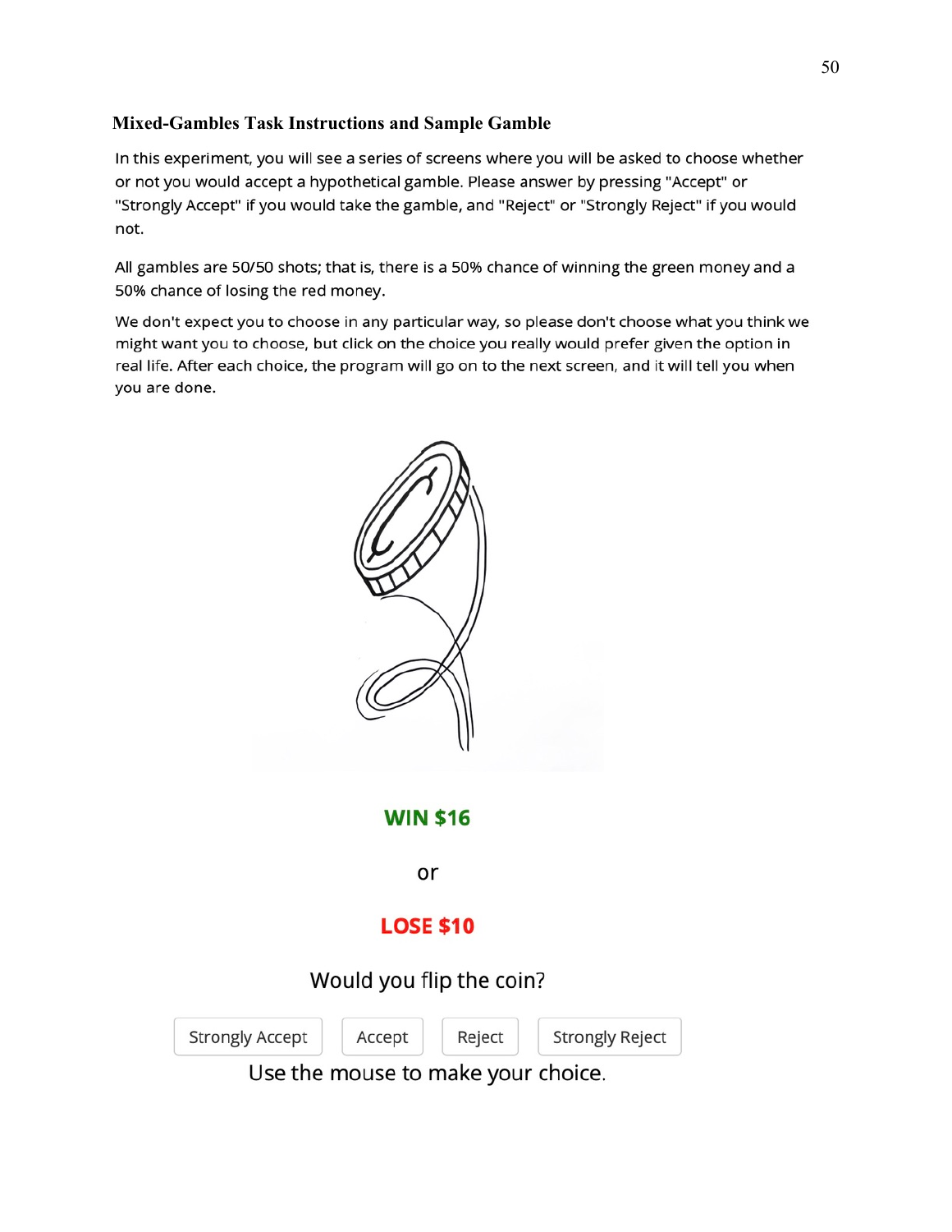### Mixed-Gambles Task Instructions and Sample Gamble

In this experiment, you will see a series of screens where you will be asked to choose whether or not you would accept a hypothetical gamble. Please answer by pressing "Accept" or "Strongly Accept" if you would take the gamble, and "Reject" or "Strongly Reject" if you would not.

All gambles are 50/50 shots; that is, there is a 50% chance of winning the green money and a 50% chance of losing the red money.

We don't expect you to choose in any particular way, so please don't choose what you think we might want you to choose, but click on the choice you really would prefer given the option in real life. After each choice, the program will go on to the next screen, and it will tell you when you are done.

**WIN $16**

or

**LOSE $10**

Would you flip the coin?

Strongly Accept | Accept | Reject | Strongly Reject

Use the mouse to make your choice.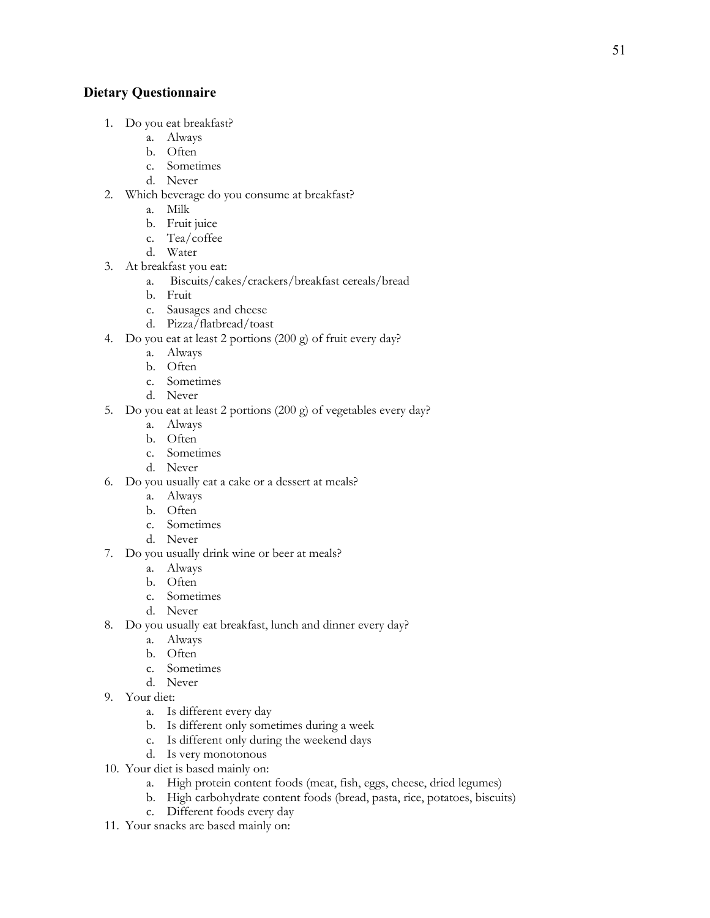## Dietary Questionnaire

1. Do you eat breakfast?
    a. Always
    b. Often
    c. Sometimes
    d. Never
2. Which beverage do you consume at breakfast?
    a. Milk
    b. Fruit juice
    c. Tea/coffee
    d. Water
3. At breakfast you eat:
    a. Biscuits/cakes/crackers/breakfast cereals/bread
    b. Fruit
    c. Sausages and cheese
    d. Pizza/flatbread/toast
4. Do you eat at least 2 portions (200 g) of fruit every day?
    a. Always
    b. Often
    c. Sometimes
    d. Never
5. Do you eat at least 2 portions (200 g) of vegetables every day?
    a. Always
    b. Often
    c. Sometimes
    d. Never
6. Do you usually eat a cake or a dessert at meals?
    a. Always
    b. Often
    c. Sometimes
    d. Never
7. Do you usually drink wine or beer at meals?
    a. Always
    b. Often
    c. Sometimes
    d. Never
8. Do you usually eat breakfast, lunch and dinner every day?
    a. Always
    b. Often
    c. Sometimes
    d. Never
9. Your diet:
    a. Is different every day
    b. Is different only sometimes during a week
    c. Is different only during the weekend days
    d. Is very monotonous
10. Your diet is based mainly on:
    a. High protein content foods (meat, fish, eggs, cheese, dried legumes)
    b. High carbohydrate content foods (bread, pasta, rice, potatoes, biscuits)
    c. Different foods every day
11. Your snacks are based mainly on: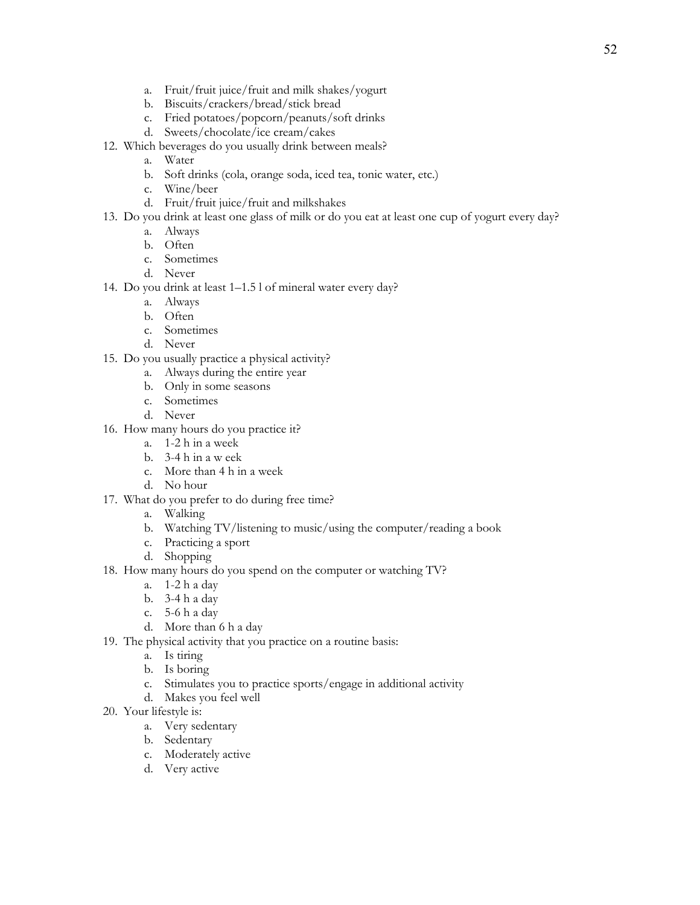a. Fruit/fruit juice/fruit and milk shakes/yogurt
   b. Biscuits/crackers/bread/stick bread
   c. Fried potatoes/popcorn/peanuts/soft drinks
   d. Sweets/chocolate/ice cream/cakes

12. Which beverages do you usually drink between meals?
    a. Water
    b. Soft drinks (cola, orange soda, iced tea, tonic water, etc.)
    c. Wine/beer
    d. Fruit/fruit juice/fruit and milkshakes
13. Do you drink at least one glass of milk or do you eat at least one cup of yogurt every day?
    a. Always
    b. Often
    c. Sometimes
    d. Never
14. Do you drink at least 1–1.5 l of mineral water every day?
    a. Always
    b. Often
    c. Sometimes
    d. Never
15. Do you usually practice a physical activity?
    a. Always during the entire year
    b. Only in some seasons
    c. Sometimes
    d. Never
16. How many hours do you practice it?
    a. 1-2 h in a week
    b. 3-4 h in a w eek
    c. More than 4 h in a week
    d. No hour
17. What do you prefer to do during free time?
    a. Walking
    b. Watching TV/listening to music/using the computer/reading a book
    c. Practicing a sport
    d. Shopping
18. How many hours do you spend on the computer or watching TV?
    a. 1-2 h a day
    b. 3-4 h a day
    c. 5-6 h a day
    d. More than 6 h a day
19. The physical activity that you practice on a routine basis:
    a. Is tiring
    b. Is boring
    c. Stimulates you to practice sports/engage in additional activity
    d. Makes you feel well
20. Your lifestyle is:
    a. Very sedentary
    b. Sedentary
    c. Moderately active
    d. Very active